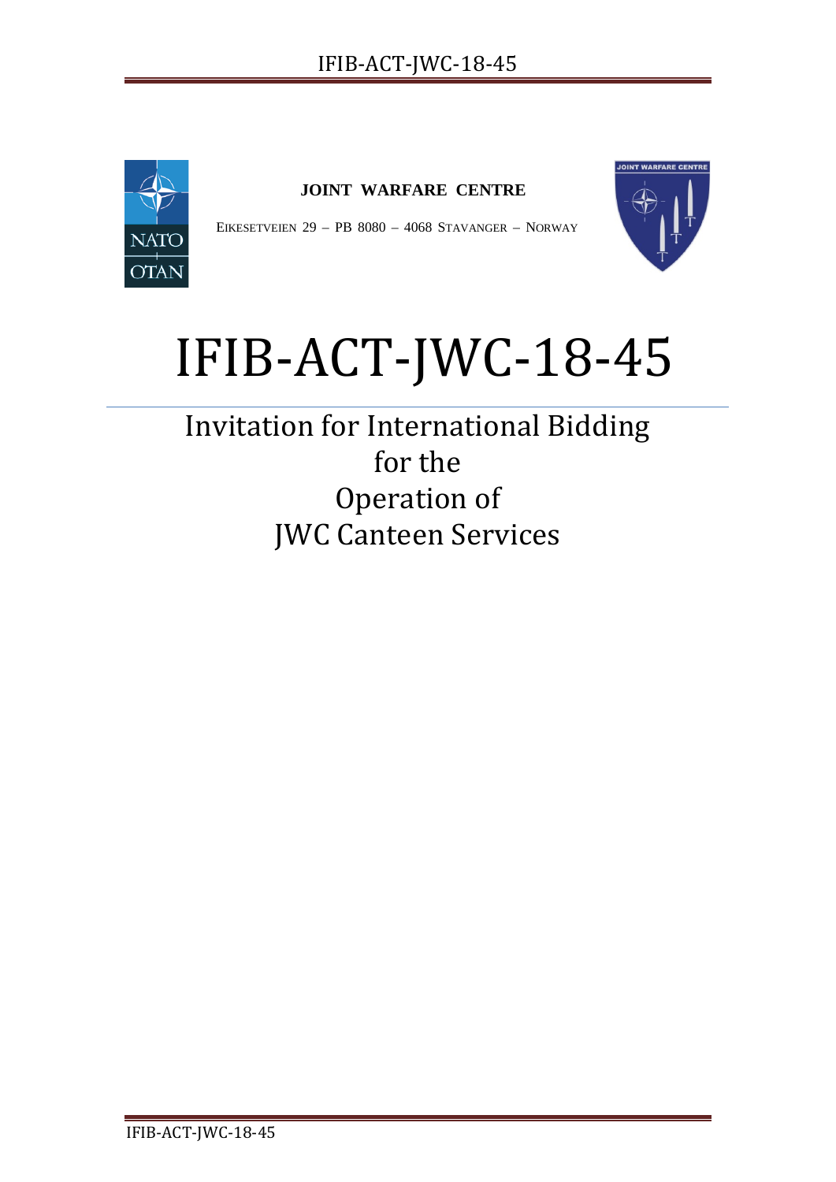**JOINT WARFARE CENTRE**

EIKESETVEIEN 29 – PB 8080 – 4068 STAVANGER – NORWAY

# IFIB-ACT-JWC-18-45

## Invitation for International Bidding for the Operation of JWC Canteen Services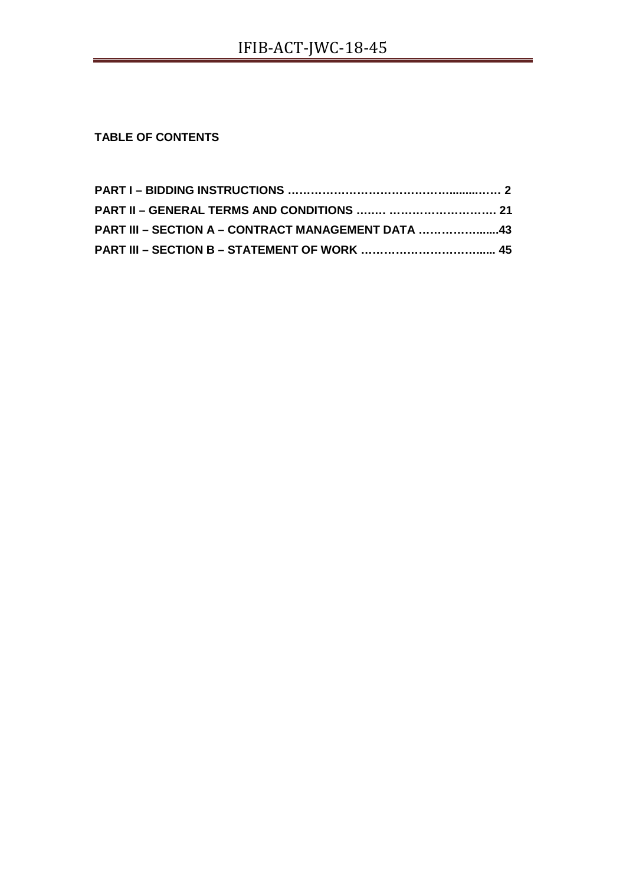**TABLE OF CONTENTS**

**PART I – BIDDING INSTRUCTIONS …………………………………………........……. 2**

**PART II – GENERAL TERMS AND CONDITIONS ….…. ………………………. 21**

**PART III – SECTION A – CONTRACT MANAGEMENT DATA …………….......43**

**PART III – SECTION B – STATEMENT OF WORK ……………………………..... 45**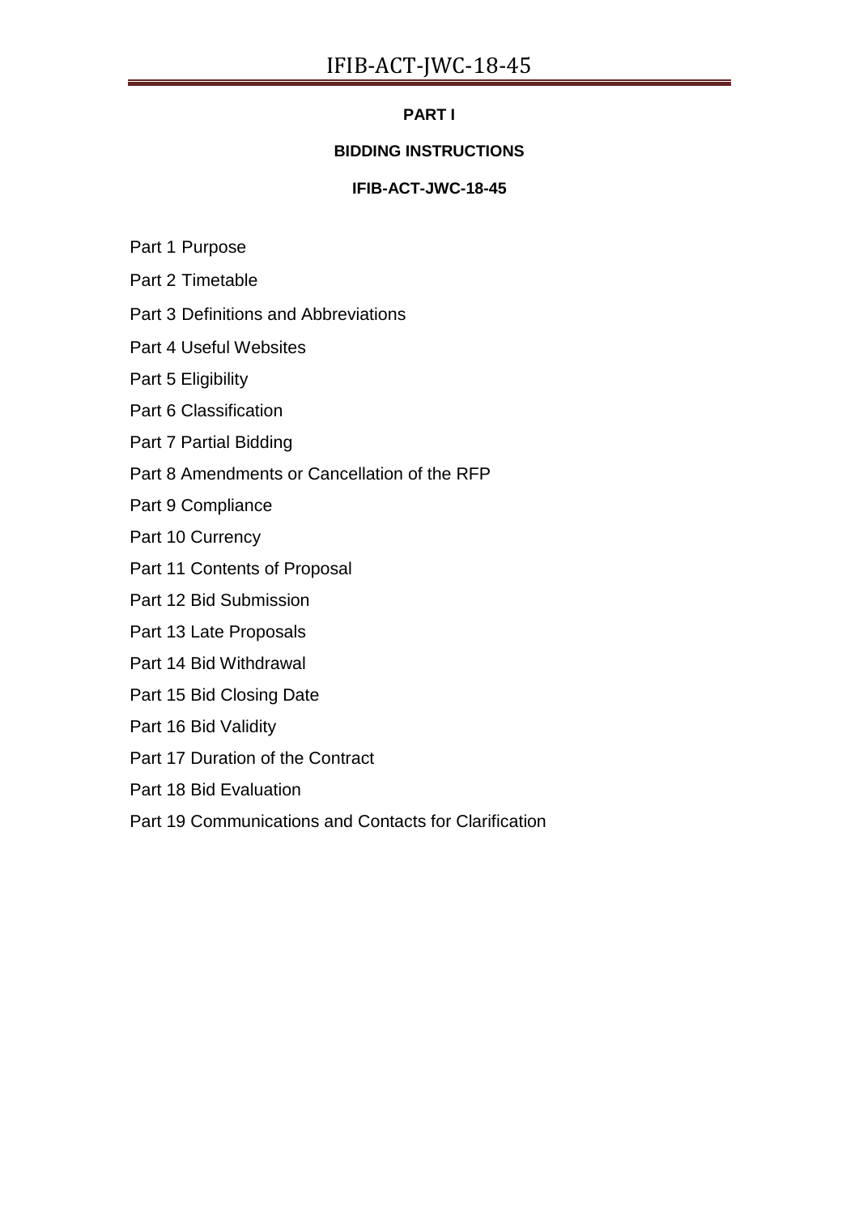**PART I**

**BIDDING INSTRUCTIONS**

**IFIB-ACT-JWC-18-45**

Part 1 Purpose

Part 2 Timetable

Part 3 Definitions and Abbreviations

Part 4 Useful Websites

Part 5 Eligibility

Part 6 Classification

Part 7 Partial Bidding

Part 8 Amendments or Cancellation of the RFP

Part 9 Compliance

Part 10 Currency

Part 11 Contents of Proposal

Part 12 Bid Submission

Part 13 Late Proposals

Part 14 Bid Withdrawal

Part 15 Bid Closing Date

Part 16 Bid Validity

Part 17 Duration of the Contract

Part 18 Bid Evaluation

Part 19 Communications and Contacts for Clarification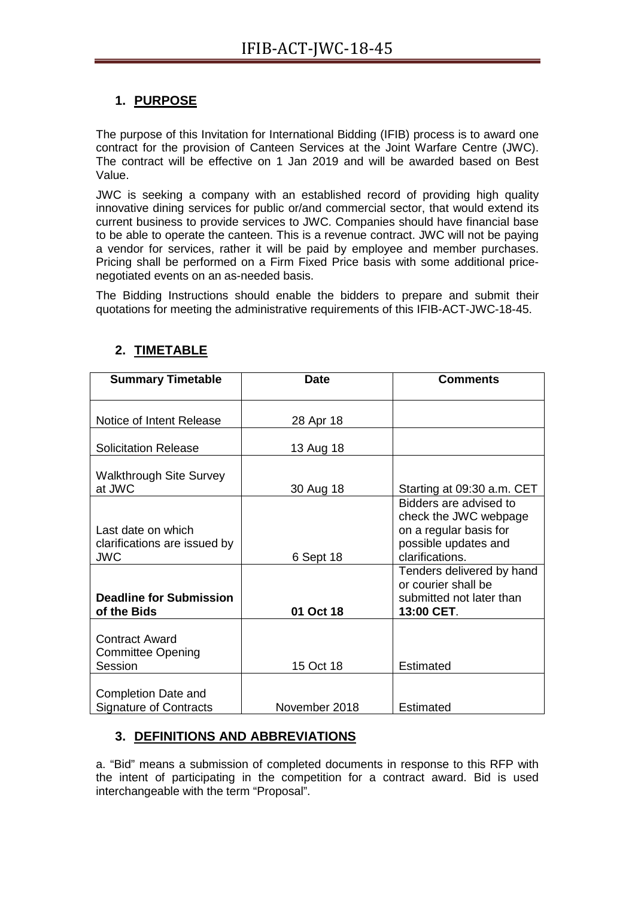## 1. PURPOSE

The purpose of this Invitation for International Bidding (IFIB) process is to award one contract for the provision of Canteen Services at the Joint Warfare Centre (JWC). The contract will be effective on 1 Jan 2019 and will be awarded based on Best Value.

JWC is seeking a company with an established record of providing high quality innovative dining services for public or/and commercial sector, that would extend its current business to provide services to JWC. Companies should have financial base to be able to operate the canteen. This is a revenue contract. JWC will not be paying a vendor for services, rather it will be paid by employee and member purchases. Pricing shall be performed on a Firm Fixed Price basis with some additional price-negotiated events on an as-needed basis.

The Bidding Instructions should enable the bidders to prepare and submit their quotations for meeting the administrative requirements of this IFIB-ACT-JWC-18-45.

## 2. TIMETABLE

| Summary Timetable | Date | Comments |
|---|---|---|
| Notice of Intent Release | 28 Apr 18 | |
| Solicitation Release | 13 Aug 18 | |
| Walkthrough Site Survey at JWC | 30 Aug 18 | Starting at 09:30 a.m. CET |
| Last date on which clarifications are issued by JWC | 6 Sept 18 | Bidders are advised to check the JWC webpage on a regular basis for possible updates and clarifications. |
| **Deadline for Submission of the Bids** | **01 Oct 18** | Tenders delivered by hand or courier shall be submitted not later than **13:00 CET**. |
| Contract Award Committee Opening Session | 15 Oct 18 | Estimated |
| Completion Date and Signature of Contracts | November 2018 | Estimated |

## 3. DEFINITIONS AND ABBREVIATIONS

a. "Bid" means a submission of completed documents in response to this RFP with the intent of participating in the competition for a contract award. Bid is used interchangeable with the term "Proposal".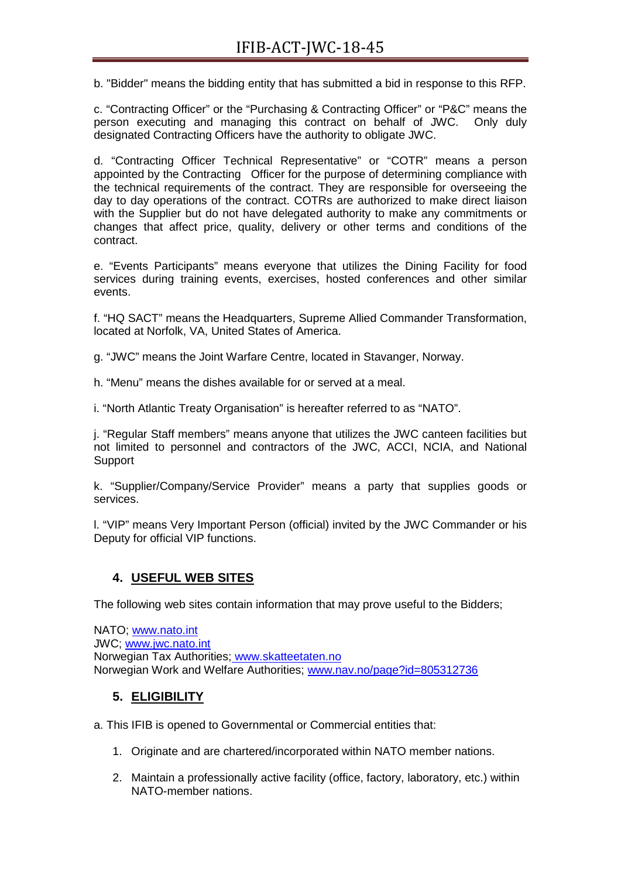b. "Bidder" means the bidding entity that has submitted a bid in response to this RFP.

c. “Contracting Officer” or the “Purchasing & Contracting Officer” or “P&C” means the person executing and managing this contract on behalf of JWC. Only duly designated Contracting Officers have the authority to obligate JWC.

d. “Contracting Officer Technical Representative” or “COTR” means a person appointed by the Contracting Officer for the purpose of determining compliance with the technical requirements of the contract. They are responsible for overseeing the day to day operations of the contract. COTRs are authorized to make direct liaison with the Supplier but do not have delegated authority to make any commitments or changes that affect price, quality, delivery or other terms and conditions of the contract.

e. “Events Participants” means everyone that utilizes the Dining Facility for food services during training events, exercises, hosted conferences and other similar events.

f. “HQ SACT” means the Headquarters, Supreme Allied Commander Transformation, located at Norfolk, VA, United States of America.

g. “JWC” means the Joint Warfare Centre, located in Stavanger, Norway.

h. “Menu” means the dishes available for or served at a meal.

i. “North Atlantic Treaty Organisation” is hereafter referred to as “NATO”.

j. “Regular Staff members” means anyone that utilizes the JWC canteen facilities but not limited to personnel and contractors of the JWC, ACCI, NCIA, and National Support

k. “Supplier/Company/Service Provider” means a party that supplies goods or services.

l. “VIP” means Very Important Person (official) invited by the JWC Commander or his Deputy for official VIP functions.

## 4. USEFUL WEB SITES

The following web sites contain information that may prove useful to the Bidders;

NATO; www.nato.int
JWC; www.jwc.nato.int
Norwegian Tax Authorities; www.skatteetaten.no
Norwegian Work and Welfare Authorities; www.nav.no/page?id=805312736

## 5. ELIGIBILITY

a. This IFIB is opened to Governmental or Commercial entities that:

1. Originate and are chartered/incorporated within NATO member nations.
2. Maintain a professionally active facility (office, factory, laboratory, etc.) within NATO-member nations.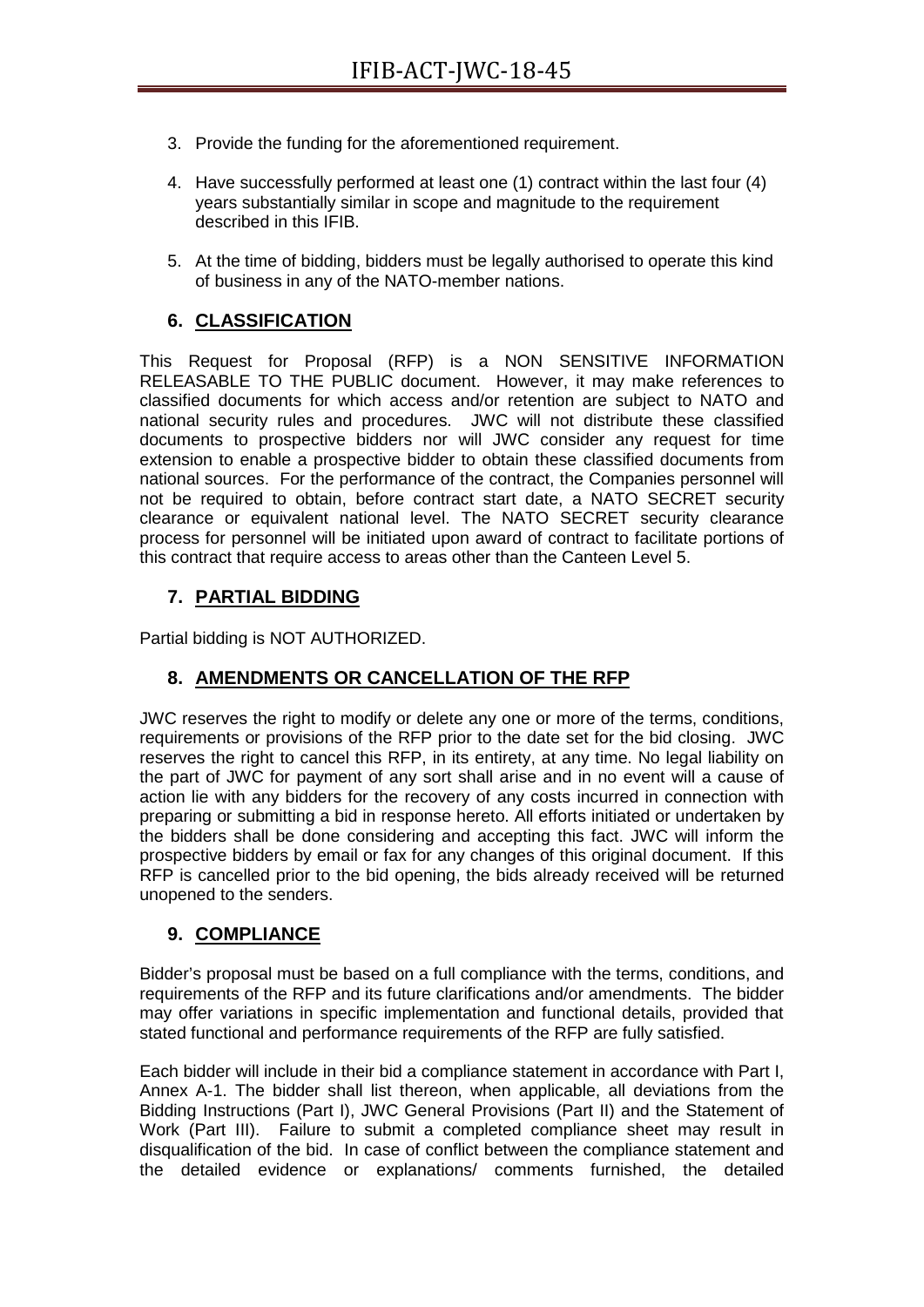3. Provide the funding for the aforementioned requirement.

4. Have successfully performed at least one (1) contract within the last four (4) years substantially similar in scope and magnitude to the requirement described in this IFIB.

5. At the time of bidding, bidders must be legally authorised to operate this kind of business in any of the NATO-member nations.

## 6. CLASSIFICATION

This Request for Proposal (RFP) is a NON SENSITIVE INFORMATION RELEASABLE TO THE PUBLIC document. However, it may make references to classified documents for which access and/or retention are subject to NATO and national security rules and procedures. JWC will not distribute these classified documents to prospective bidders nor will JWC consider any request for time extension to enable a prospective bidder to obtain these classified documents from national sources. For the performance of the contract, the Companies personnel will not be required to obtain, before contract start date, a NATO SECRET security clearance or equivalent national level. The NATO SECRET security clearance process for personnel will be initiated upon award of contract to facilitate portions of this contract that require access to areas other than the Canteen Level 5.

## 7. PARTIAL BIDDING

Partial bidding is NOT AUTHORIZED.

## 8. AMENDMENTS OR CANCELLATION OF THE RFP

JWC reserves the right to modify or delete any one or more of the terms, conditions, requirements or provisions of the RFP prior to the date set for the bid closing. JWC reserves the right to cancel this RFP, in its entirety, at any time. No legal liability on the part of JWC for payment of any sort shall arise and in no event will a cause of action lie with any bidders for the recovery of any costs incurred in connection with preparing or submitting a bid in response hereto. All efforts initiated or undertaken by the bidders shall be done considering and accepting this fact. JWC will inform the prospective bidders by email or fax for any changes of this original document. If this RFP is cancelled prior to the bid opening, the bids already received will be returned unopened to the senders.

## 9. COMPLIANCE

Bidder's proposal must be based on a full compliance with the terms, conditions, and requirements of the RFP and its future clarifications and/or amendments. The bidder may offer variations in specific implementation and functional details, provided that stated functional and performance requirements of the RFP are fully satisfied.

Each bidder will include in their bid a compliance statement in accordance with Part I, Annex A-1. The bidder shall list thereon, when applicable, all deviations from the Bidding Instructions (Part I), JWC General Provisions (Part II) and the Statement of Work (Part III). Failure to submit a completed compliance sheet may result in disqualification of the bid. In case of conflict between the compliance statement and the detailed evidence or explanations/ comments furnished, the detailed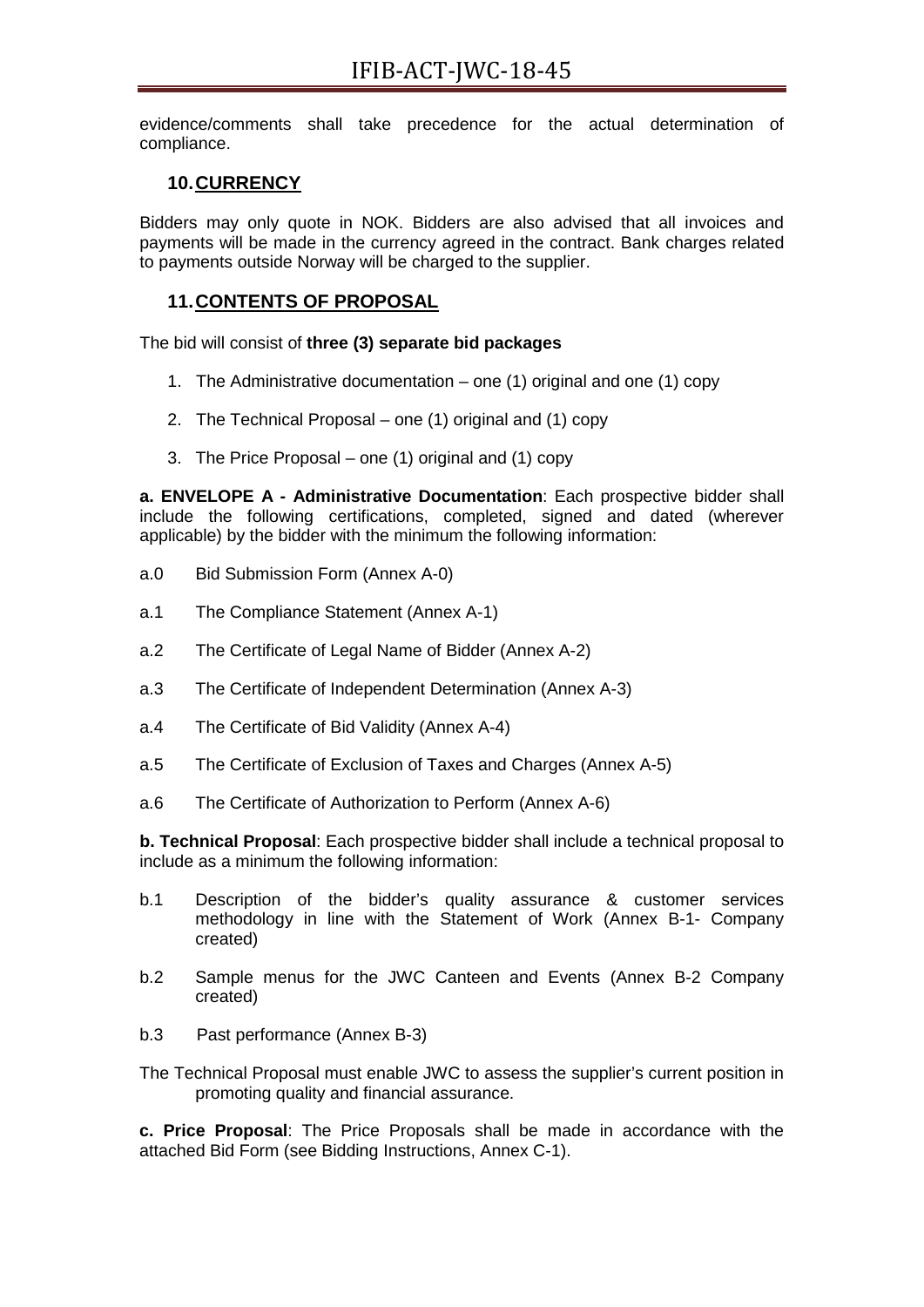evidence/comments shall take precedence for the actual determination of compliance.

## 10. CURRENCY

Bidders may only quote in NOK. Bidders are also advised that all invoices and payments will be made in the currency agreed in the contract. Bank charges related to payments outside Norway will be charged to the supplier.

## 11. CONTENTS OF PROPOSAL

The bid will consist of **three (3) separate bid packages**

1. The Administrative documentation – one (1) original and one (1) copy
2. The Technical Proposal – one (1) original and (1) copy
3. The Price Proposal – one (1) original and (1) copy

**a. ENVELOPE A - Administrative Documentation**: Each prospective bidder shall include the following certifications, completed, signed and dated (wherever applicable) by the bidder with the minimum the following information:

a.0 Bid Submission Form (Annex A-0)

a.1 The Compliance Statement (Annex A-1)

a.2 The Certificate of Legal Name of Bidder (Annex A-2)

a.3 The Certificate of Independent Determination (Annex A-3)

a.4 The Certificate of Bid Validity (Annex A-4)

a.5 The Certificate of Exclusion of Taxes and Charges (Annex A-5)

a.6 The Certificate of Authorization to Perform (Annex A-6)

**b. Technical Proposal**: Each prospective bidder shall include a technical proposal to include as a minimum the following information:

b.1 Description of the bidder's quality assurance & customer services methodology in line with the Statement of Work (Annex B-1- Company created)

b.2 Sample menus for the JWC Canteen and Events (Annex B-2 Company created)

b.3 Past performance (Annex B-3)

The Technical Proposal must enable JWC to assess the supplier's current position in promoting quality and financial assurance.

**c. Price Proposal**: The Price Proposals shall be made in accordance with the attached Bid Form (see Bidding Instructions, Annex C-1).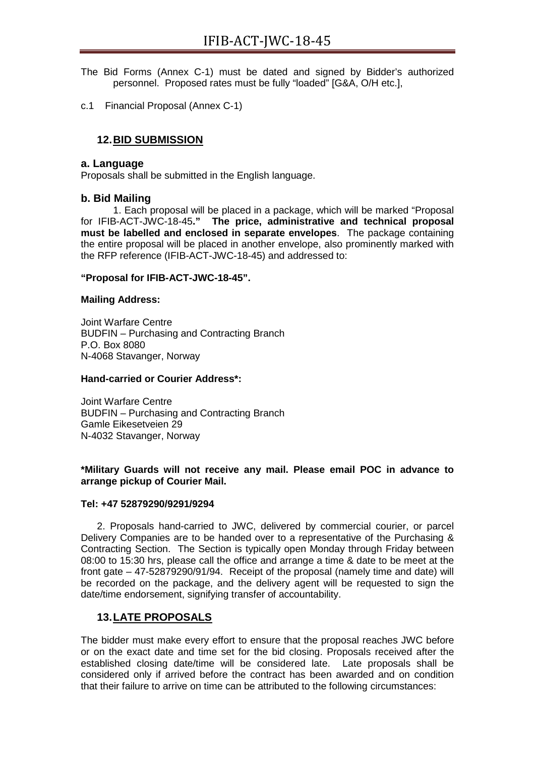The Bid Forms (Annex C-1) must be dated and signed by Bidder's authorized personnel. Proposed rates must be fully "loaded" [G&A, O/H etc.],

c.1 Financial Proposal (Annex C-1)

## 12. BID SUBMISSION

### a. Language

Proposals shall be submitted in the English language.

### b. Bid Mailing

1. Each proposal will be placed in a package, which will be marked "Proposal for IFIB-ACT-JWC-18-45**." The price, administrative and technical proposal must be labelled and enclosed in separate envelopes**. The package containing the entire proposal will be placed in another envelope, also prominently marked with the RFP reference (IFIB-ACT-JWC-18-45) and addressed to:

**"Proposal for IFIB-ACT-JWC-18-45".**

**Mailing Address:**

Joint Warfare Centre
BUDFIN – Purchasing and Contracting Branch
P.O. Box 8080
N-4068 Stavanger, Norway

**Hand-carried or Courier Address*:**

Joint Warfare Centre
BUDFIN – Purchasing and Contracting Branch
Gamle Eikesetveien 29
N-4032 Stavanger, Norway

***Military Guards will not receive any mail. Please email POC in advance to arrange pickup of Courier Mail.**

**Tel: +47 52879290/9291/9294**

2. Proposals hand-carried to JWC, delivered by commercial courier, or parcel Delivery Companies are to be handed over to a representative of the Purchasing & Contracting Section. The Section is typically open Monday through Friday between 08:00 to 15:30 hrs, please call the office and arrange a time & date to be meet at the front gate – 47-52879290/91/94. Receipt of the proposal (namely time and date) will be recorded on the package, and the delivery agent will be requested to sign the date/time endorsement, signifying transfer of accountability.

## 13. LATE PROPOSALS

The bidder must make every effort to ensure that the proposal reaches JWC before or on the exact date and time set for the bid closing. Proposals received after the established closing date/time will be considered late. Late proposals shall be considered only if arrived before the contract has been awarded and on condition that their failure to arrive on time can be attributed to the following circumstances: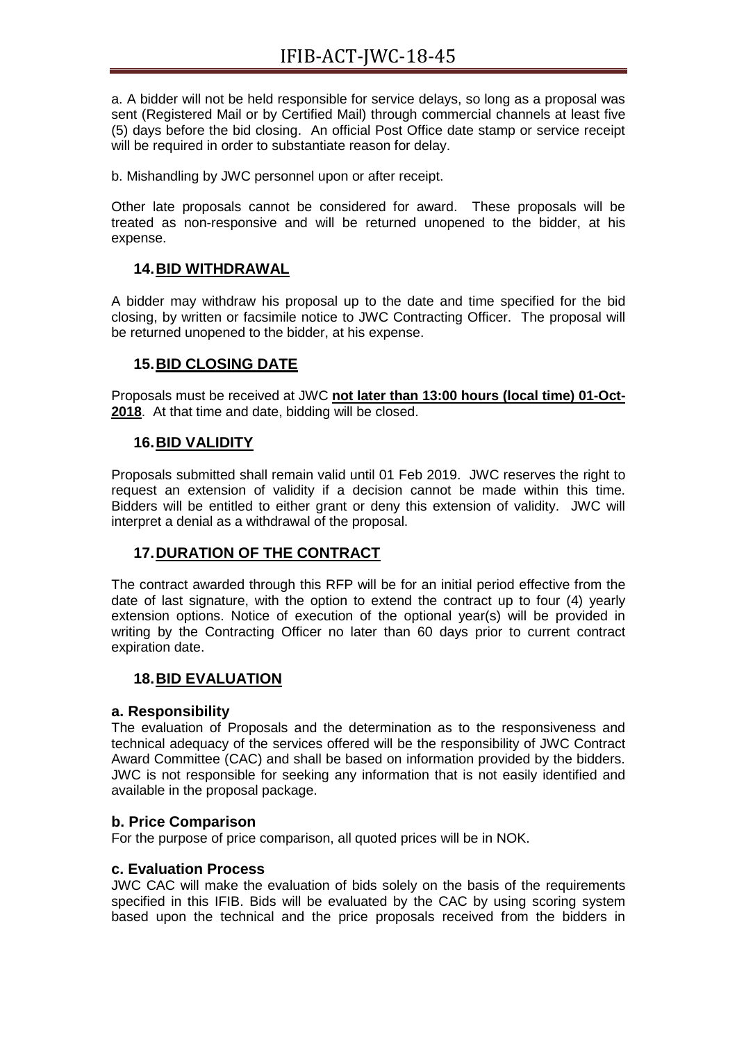a. A bidder will not be held responsible for service delays, so long as a proposal was sent (Registered Mail or by Certified Mail) through commercial channels at least five (5) days before the bid closing. An official Post Office date stamp or service receipt will be required in order to substantiate reason for delay.

b. Mishandling by JWC personnel upon or after receipt.

Other late proposals cannot be considered for award. These proposals will be treated as non-responsive and will be returned unopened to the bidder, at his expense.

## 14. BID WITHDRAWAL

A bidder may withdraw his proposal up to the date and time specified for the bid closing, by written or facsimile notice to JWC Contracting Officer. The proposal will be returned unopened to the bidder, at his expense.

## 15. BID CLOSING DATE

Proposals must be received at JWC **not later than 13:00 hours (local time) 01-Oct-2018**. At that time and date, bidding will be closed.

## 16. BID VALIDITY

Proposals submitted shall remain valid until 01 Feb 2019. JWC reserves the right to request an extension of validity if a decision cannot be made within this time. Bidders will be entitled to either grant or deny this extension of validity. JWC will interpret a denial as a withdrawal of the proposal.

## 17. DURATION OF THE CONTRACT

The contract awarded through this RFP will be for an initial period effective from the date of last signature, with the option to extend the contract up to four (4) yearly extension options. Notice of execution of the optional year(s) will be provided in writing by the Contracting Officer no later than 60 days prior to current contract expiration date.

## 18. BID EVALUATION

### a. Responsibility

The evaluation of Proposals and the determination as to the responsiveness and technical adequacy of the services offered will be the responsibility of JWC Contract Award Committee (CAC) and shall be based on information provided by the bidders. JWC is not responsible for seeking any information that is not easily identified and available in the proposal package.

### b. Price Comparison

For the purpose of price comparison, all quoted prices will be in NOK.

### c. Evaluation Process

JWC CAC will make the evaluation of bids solely on the basis of the requirements specified in this IFIB. Bids will be evaluated by the CAC by using scoring system based upon the technical and the price proposals received from the bidders in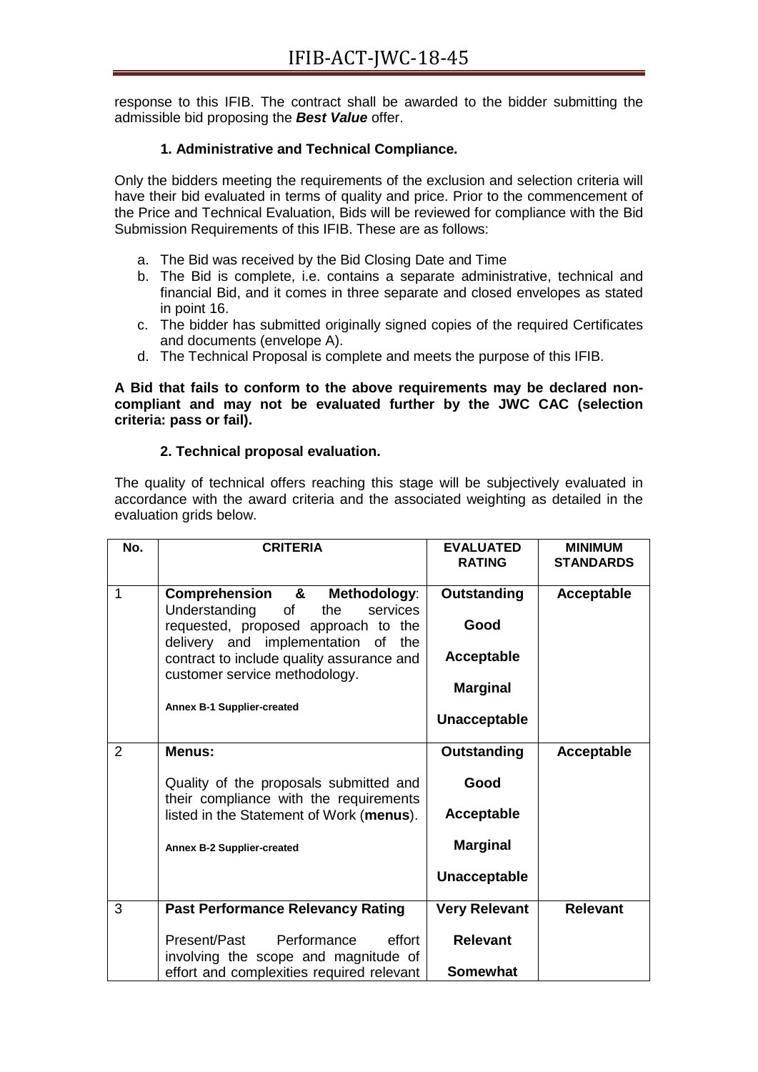response to this IFIB. The contract shall be awarded to the bidder submitting the admissible bid proposing the ***Best Value*** offer.

**1. Administrative and Technical Compliance.**

Only the bidders meeting the requirements of the exclusion and selection criteria will have their bid evaluated in terms of quality and price. Prior to the commencement of the Price and Technical Evaluation, Bids will be reviewed for compliance with the Bid Submission Requirements of this IFIB. These are as follows:

a. The Bid was received by the Bid Closing Date and Time
b. The Bid is complete, i.e. contains a separate administrative, technical and financial Bid, and it comes in three separate and closed envelopes as stated in point 16.
c. The bidder has submitted originally signed copies of the required Certificates and documents (envelope A).
d. The Technical Proposal is complete and meets the purpose of this IFIB.

**A Bid that fails to conform to the above requirements may be declared non-compliant and may not be evaluated further by the JWC CAC (selection criteria: pass or fail).**

**2. Technical proposal evaluation.**

The quality of technical offers reaching this stage will be subjectively evaluated in accordance with the award criteria and the associated weighting as detailed in the evaluation grids below.

| No. | CRITERIA | EVALUATED RATING | MINIMUM STANDARDS |
|---|---|---|---|
| 1 | **Comprehension & Methodology**: Understanding of the services requested, proposed approach to the delivery and implementation of the contract to include quality assurance and customer service methodology.<br><br>**Annex B-1 Supplier-created** | **Outstanding**<br>**Good**<br>**Acceptable**<br>**Marginal**<br>**Unacceptable** | **Acceptable** |
| 2 | **Menus:**<br><br>Quality of the proposals submitted and their compliance with the requirements listed in the Statement of Work (**menus**).<br><br>**Annex B-2 Supplier-created** | **Outstanding**<br>**Good**<br>**Acceptable**<br>**Marginal**<br>**Unacceptable** | **Acceptable** |
| 3 | **Past Performance Relevancy Rating**<br><br>Present/Past Performance effort involving the scope and magnitude of effort and complexities required relevant | **Very Relevant**<br>**Relevant**<br>**Somewhat** | **Relevant** |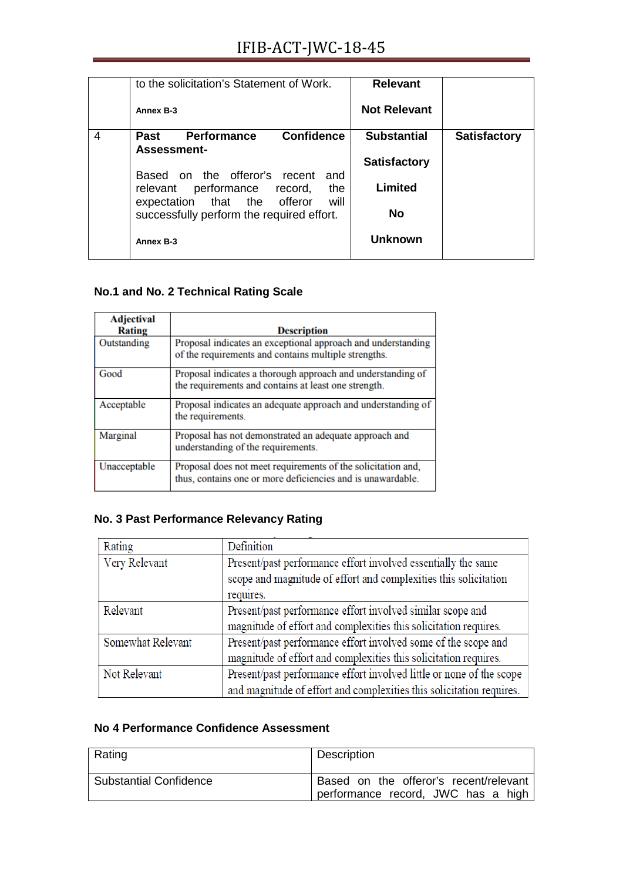| | | | |
|---|---|---|---|
| | to the solicitation's Statement of Work.<br><br>**Annex B-3** | **Relevant**<br><br>**Not Relevant** | |
| 4 | **Past Performance Confidence Assessment-**<br><br>Based on the offeror's recent and relevant performance record, the expectation that the offeror will successfully perform the required effort.<br><br>**Annex B-3** | **Substantial**<br><br>**Satisfactory**<br><br>**Limited**<br><br>**No**<br><br>**Unknown** | **Satisfactory** |

### No.1 and No. 2 Technical Rating Scale

| Adjectival Rating | Description |
|---|---|
| Outstanding | Proposal indicates an exceptional approach and understanding of the requirements and contains multiple strengths. |
| Good | Proposal indicates a thorough approach and understanding of the requirements and contains at least one strength. |
| Acceptable | Proposal indicates an adequate approach and understanding of the requirements. |
| Marginal | Proposal has not demonstrated an adequate approach and understanding of the requirements. |
| Unacceptable | Proposal does not meet requirements of the solicitation and, thus, contains one or more deficiencies and is unawardable. |

### No. 3 Past Performance Relevancy Rating

| Rating | Definition |
|---|---|
| Very Relevant | Present/past performance effort involved essentially the same scope and magnitude of effort and complexities this solicitation requires. |
| Relevant | Present/past performance effort involved similar scope and magnitude of effort and complexities this solicitation requires. |
| Somewhat Relevant | Present/past performance effort involved some of the scope and magnitude of effort and complexities this solicitation requires. |
| Not Relevant | Present/past performance effort involved little or none of the scope and magnitude of effort and complexities this solicitation requires. |

### No 4 Performance Confidence Assessment

| Rating | Description |
|---|---|
| Substantial Confidence | Based on the offeror's recent/relevant performance record, JWC has a high |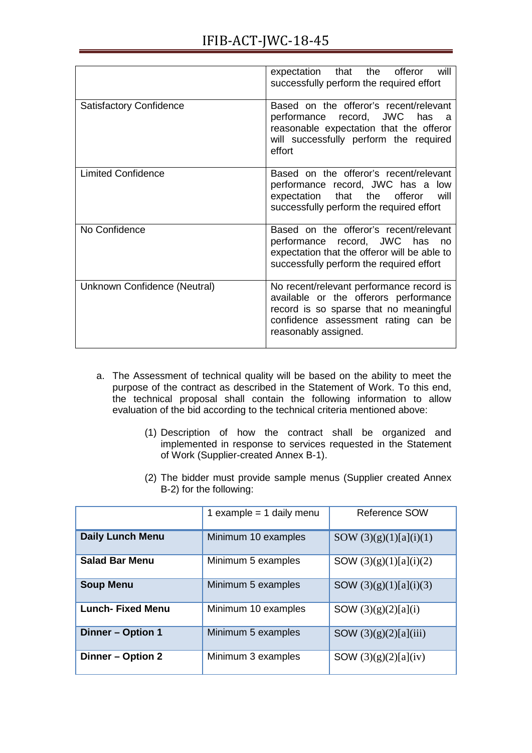|  |  |
|---|---|
|  | expectation that the offeror will successfully perform the required effort |
| Satisfactory Confidence | Based on the offeror's recent/relevant performance record, JWC has a reasonable expectation that the offeror will successfully perform the required effort |
| Limited Confidence | Based on the offeror's recent/relevant performance record, JWC has a low expectation that the offeror will successfully perform the required effort |
| No Confidence | Based on the offeror's recent/relevant performance record, JWC has no expectation that the offeror will be able to successfully perform the required effort |
| Unknown Confidence (Neutral) | No recent/relevant performance record is available or the offerors performance record is so sparse that no meaningful confidence assessment rating can be reasonably assigned. |

a. The Assessment of technical quality will be based on the ability to meet the purpose of the contract as described in the Statement of Work. To this end, the technical proposal shall contain the following information to allow evaluation of the bid according to the technical criteria mentioned above:

   (1) Description of how the contract shall be organized and implemented in response to services requested in the Statement of Work (Supplier-created Annex B-1).

   (2) The bidder must provide sample menus (Supplier created Annex B-2) for the following:

|  | 1 example = 1 daily menu | Reference SOW |
|---|---|---|
| **Daily Lunch Menu** | Minimum 10 examples | SOW (3)(g)(1)[a](i)(1) |
| **Salad Bar Menu** | Minimum 5 examples | SOW (3)(g)(1)[a](i)(2) |
| **Soup Menu** | Minimum 5 examples | SOW (3)(g)(1)[a](i)(3) |
| **Lunch- Fixed Menu** | Minimum 10 examples | SOW (3)(g)(2)[a](i) |
| **Dinner – Option 1** | Minimum 5 examples | SOW (3)(g)(2)[a](iii) |
| **Dinner – Option 2** | Minimum 3 examples | SOW (3)(g)(2)[a](iv) |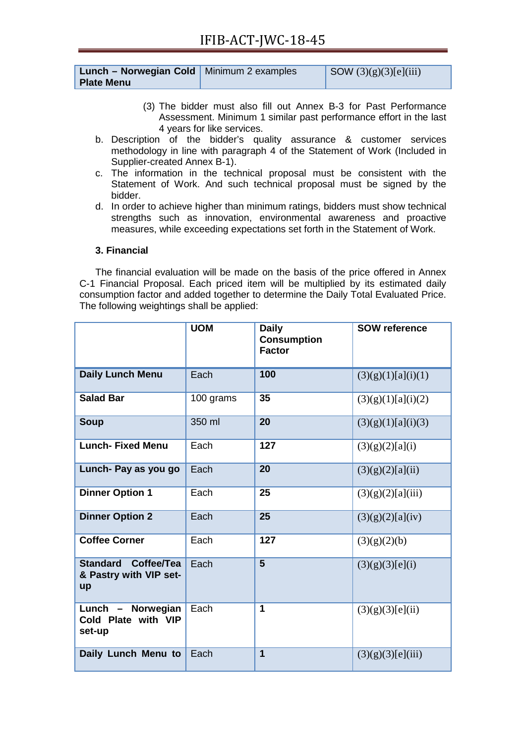| Lunch – Norwegian Cold Plate Menu | Minimum 2 examples | SOW (3)(g)(3)[e](iii) |
|---|---|---|

(3) The bidder must also fill out Annex B-3 for Past Performance Assessment. Minimum 1 similar past performance effort in the last 4 years for like services.

b. Description of the bidder's quality assurance & customer services methodology in line with paragraph 4 of the Statement of Work (Included in Supplier-created Annex B-1).

c. The information in the technical proposal must be consistent with the Statement of Work. And such technical proposal must be signed by the bidder.

d. In order to achieve higher than minimum ratings, bidders must show technical strengths such as innovation, environmental awareness and proactive measures, while exceeding expectations set forth in the Statement of Work.

**3. Financial**

The financial evaluation will be made on the basis of the price offered in Annex C-1 Financial Proposal. Each priced item will be multiplied by its estimated daily consumption factor and added together to determine the Daily Total Evaluated Price. The following weightings shall be applied:

| | UOM | Daily Consumption Factor | SOW reference |
|---|---|---|---|
| **Daily Lunch Menu** | Each | **100** | (3)(g)(1)[a](i)(1) |
| **Salad Bar** | 100 grams | **35** | (3)(g)(1)[a](i)(2) |
| **Soup** | 350 ml | **20** | (3)(g)(1)[a](i)(3) |
| **Lunch- Fixed Menu** | Each | **127** | (3)(g)(2)[a](i) |
| **Lunch- Pay as you go** | Each | **20** | (3)(g)(2)[a](ii) |
| **Dinner Option 1** | Each | **25** | (3)(g)(2)[a](iii) |
| **Dinner Option 2** | Each | **25** | (3)(g)(2)[a](iv) |
| **Coffee Corner** | Each | **127** | (3)(g)(2)(b) |
| **Standard Coffee/Tea & Pastry with VIP set-up** | Each | **5** | (3)(g)(3)[e](i) |
| **Lunch – Norwegian Cold Plate with VIP set-up** | Each | **1** | (3)(g)(3)[e](ii) |
| **Daily Lunch Menu to** | Each | **1** | (3)(g)(3)[e](iii) |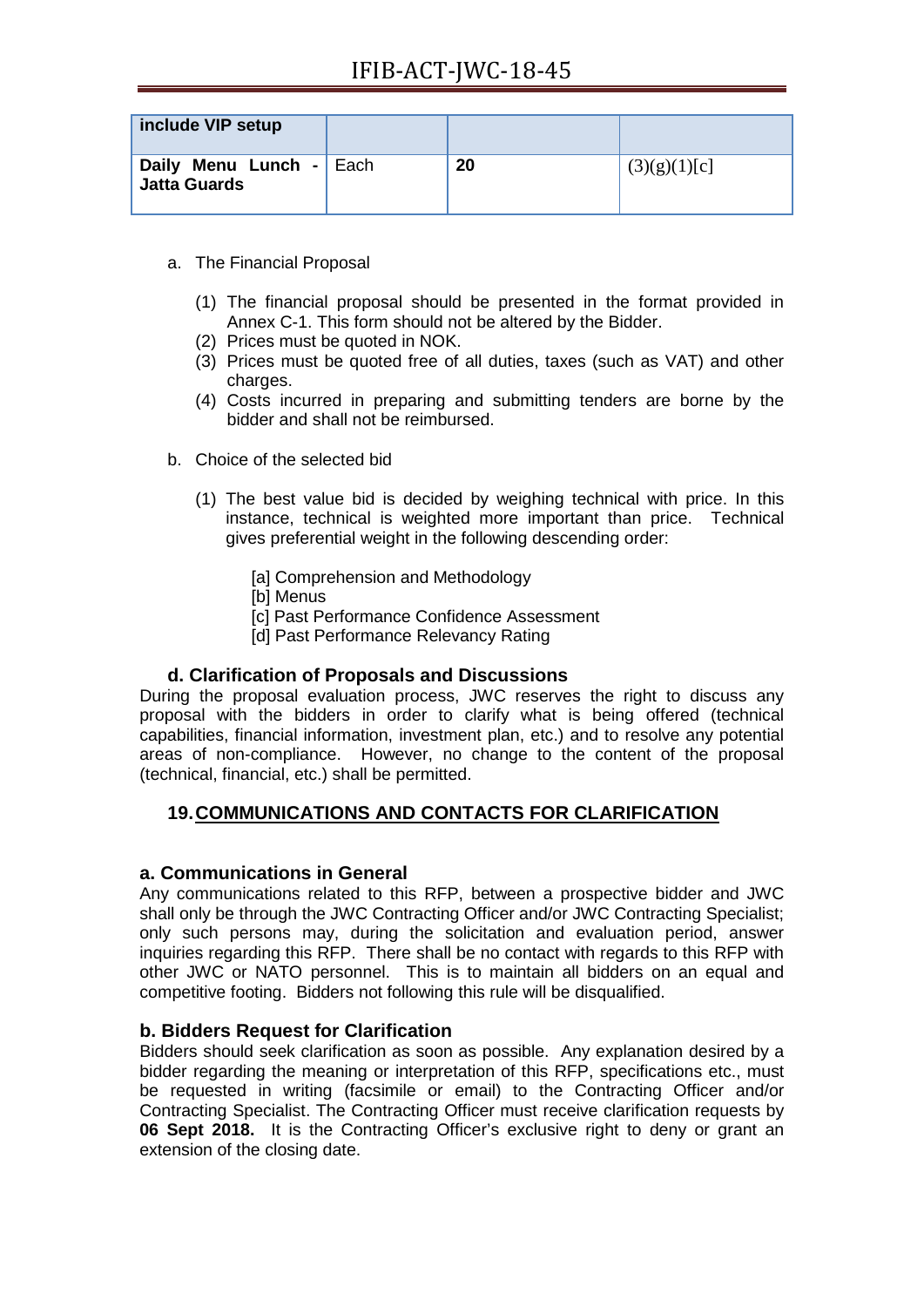| include VIP setup | | | |
|---|---|---|---|
| **Daily Menu Lunch - Jatta Guards** | Each | **20** | (3)(g)(1)[c] |

a. The Financial Proposal

   (1) The financial proposal should be presented in the format provided in Annex C-1. This form should not be altered by the Bidder.
   (2) Prices must be quoted in NOK.
   (3) Prices must be quoted free of all duties, taxes (such as VAT) and other charges.
   (4) Costs incurred in preparing and submitting tenders are borne by the bidder and shall not be reimbursed.

b. Choice of the selected bid

   (1) The best value bid is decided by weighing technical with price. In this instance, technical is weighted more important than price. Technical gives preferential weight in the following descending order:

      [a] Comprehension and Methodology
      [b] Menus
      [c] Past Performance Confidence Assessment
      [d] Past Performance Relevancy Rating

### d. Clarification of Proposals and Discussions

During the proposal evaluation process, JWC reserves the right to discuss any proposal with the bidders in order to clarify what is being offered (technical capabilities, financial information, investment plan, etc.) and to resolve any potential areas of non-compliance. However, no change to the content of the proposal (technical, financial, etc.) shall be permitted.

## 19. COMMUNICATIONS AND CONTACTS FOR CLARIFICATION

### a. Communications in General

Any communications related to this RFP, between a prospective bidder and JWC shall only be through the JWC Contracting Officer and/or JWC Contracting Specialist; only such persons may, during the solicitation and evaluation period, answer inquiries regarding this RFP. There shall be no contact with regards to this RFP with other JWC or NATO personnel. This is to maintain all bidders on an equal and competitive footing. Bidders not following this rule will be disqualified.

### b. Bidders Request for Clarification

Bidders should seek clarification as soon as possible. Any explanation desired by a bidder regarding the meaning or interpretation of this RFP, specifications etc., must be requested in writing (facsimile or email) to the Contracting Officer and/or Contracting Specialist. The Contracting Officer must receive clarification requests by **06 Sept 2018.** It is the Contracting Officer's exclusive right to deny or grant an extension of the closing date.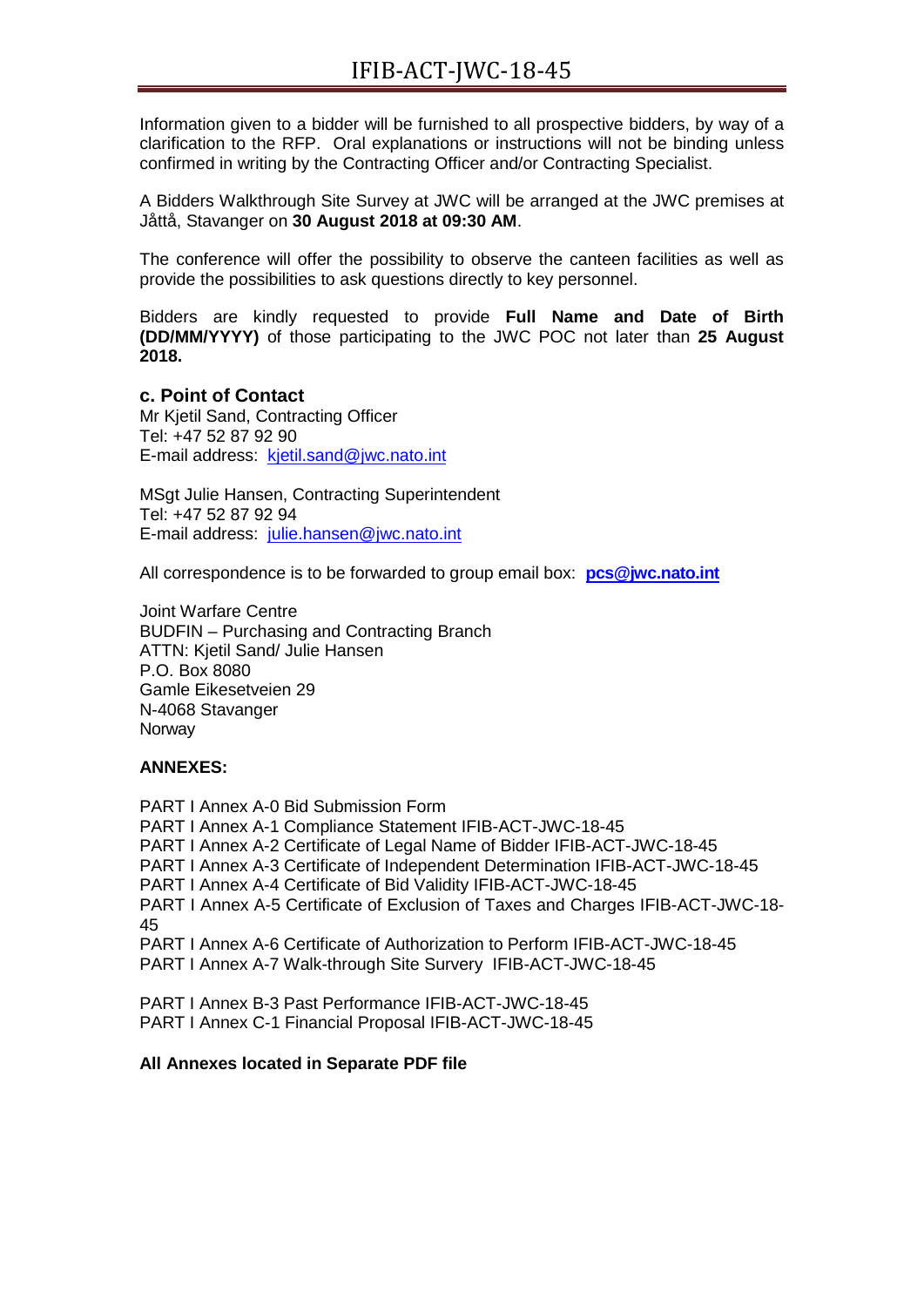Information given to a bidder will be furnished to all prospective bidders, by way of a clarification to the RFP. Oral explanations or instructions will not be binding unless confirmed in writing by the Contracting Officer and/or Contracting Specialist.

A Bidders Walkthrough Site Survey at JWC will be arranged at the JWC premises at Jåttå, Stavanger on **30 August 2018 at 09:30 AM**.

The conference will offer the possibility to observe the canteen facilities as well as provide the possibilities to ask questions directly to key personnel.

Bidders are kindly requested to provide **Full Name and Date of Birth (DD/MM/YYYY)** of those participating to the JWC POC not later than **25 August 2018.**

### c. Point of Contact

Mr Kjetil Sand, Contracting Officer
Tel: +47 52 87 92 90
E-mail address: kjetil.sand@jwc.nato.int

MSgt Julie Hansen, Contracting Superintendent
Tel: +47 52 87 92 94
E-mail address: julie.hansen@jwc.nato.int

All correspondence is to be forwarded to group email box: **pcs@jwc.nato.int**

Joint Warfare Centre
BUDFIN – Purchasing and Contracting Branch
ATTN: Kjetil Sand/ Julie Hansen
P.O. Box 8080
Gamle Eikesetveien 29
N-4068 Stavanger
Norway

**ANNEXES:**

PART I Annex A-0 Bid Submission Form
PART I Annex A-1 Compliance Statement IFIB-ACT-JWC-18-45
PART I Annex A-2 Certificate of Legal Name of Bidder IFIB-ACT-JWC-18-45
PART I Annex A-3 Certificate of Independent Determination IFIB-ACT-JWC-18-45
PART I Annex A-4 Certificate of Bid Validity IFIB-ACT-JWC-18-45
PART I Annex A-5 Certificate of Exclusion of Taxes and Charges IFIB-ACT-JWC-18-45
PART I Annex A-6 Certificate of Authorization to Perform IFIB-ACT-JWC-18-45
PART I Annex A-7 Walk-through Site Survery IFIB-ACT-JWC-18-45

PART I Annex B-3 Past Performance IFIB-ACT-JWC-18-45
PART I Annex C-1 Financial Proposal IFIB-ACT-JWC-18-45

**All Annexes located in Separate PDF file**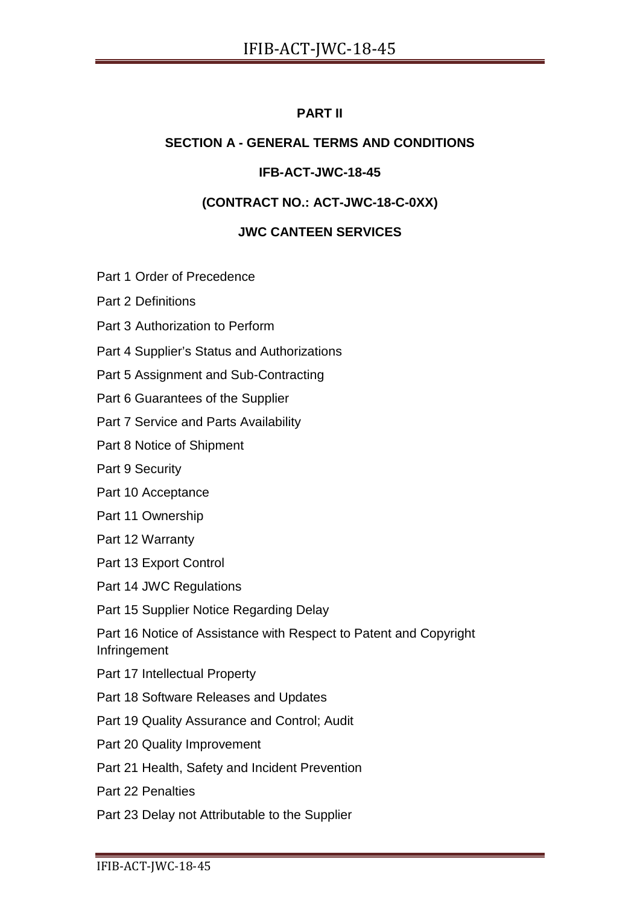**PART II**

**SECTION A - GENERAL TERMS AND CONDITIONS**

**IFB-ACT-JWC-18-45**

**(CONTRACT NO.: ACT-JWC-18-C-0XX)**

**JWC CANTEEN SERVICES**

Part 1 Order of Precedence

Part 2 Definitions

Part 3 Authorization to Perform

Part 4 Supplier's Status and Authorizations

Part 5 Assignment and Sub-Contracting

Part 6 Guarantees of the Supplier

Part 7 Service and Parts Availability

Part 8 Notice of Shipment

Part 9 Security

Part 10 Acceptance

Part 11 Ownership

Part 12 Warranty

Part 13 Export Control

Part 14 JWC Regulations

Part 15 Supplier Notice Regarding Delay

Part 16 Notice of Assistance with Respect to Patent and Copyright Infringement

Part 17 Intellectual Property

Part 18 Software Releases and Updates

Part 19 Quality Assurance and Control; Audit

Part 20 Quality Improvement

Part 21 Health, Safety and Incident Prevention

Part 22 Penalties

Part 23 Delay not Attributable to the Supplier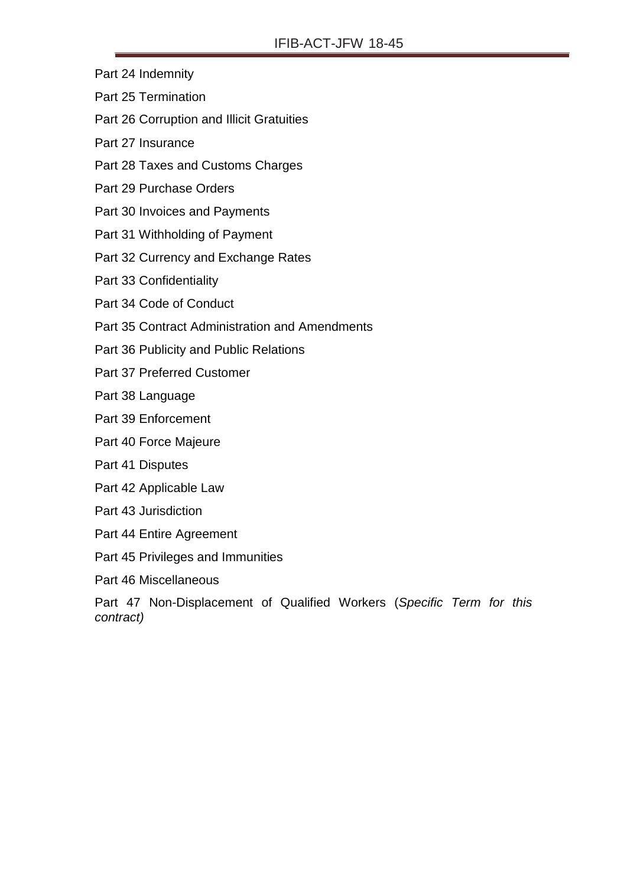Part 24 Indemnity

Part 25 Termination

Part 26 Corruption and Illicit Gratuities

Part 27 Insurance

Part 28 Taxes and Customs Charges

Part 29 Purchase Orders

Part 30 Invoices and Payments

Part 31 Withholding of Payment

Part 32 Currency and Exchange Rates

Part 33 Confidentiality

Part 34 Code of Conduct

Part 35 Contract Administration and Amendments

Part 36 Publicity and Public Relations

Part 37 Preferred Customer

Part 38 Language

Part 39 Enforcement

Part 40 Force Majeure

Part 41 Disputes

Part 42 Applicable Law

Part 43 Jurisdiction

Part 44 Entire Agreement

Part 45 Privileges and Immunities

Part 46 Miscellaneous

Part 47 Non-Displacement of Qualified Workers (*Specific Term for this contract)*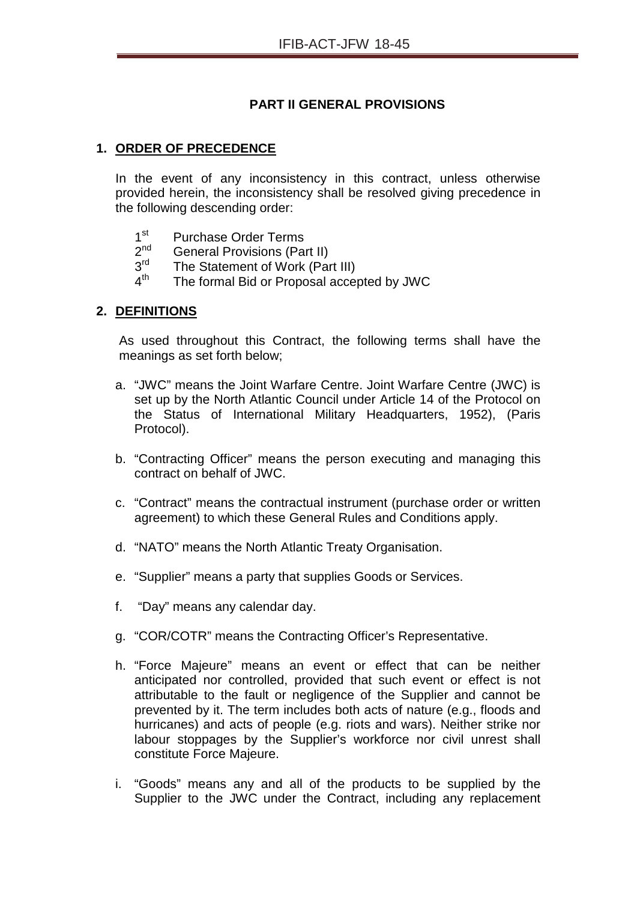## PART II GENERAL PROVISIONS

### 1. ORDER OF PRECEDENCE

In the event of any inconsistency in this contract, unless otherwise provided herein, the inconsistency shall be resolved giving precedence in the following descending order:

1st Purchase Order Terms
2nd General Provisions (Part II)
3rd The Statement of Work (Part III)
4th The formal Bid or Proposal accepted by JWC

### 2. DEFINITIONS

As used throughout this Contract, the following terms shall have the meanings as set forth below;

a. "JWC" means the Joint Warfare Centre. Joint Warfare Centre (JWC) is set up by the North Atlantic Council under Article 14 of the Protocol on the Status of International Military Headquarters, 1952), (Paris Protocol).

b. "Contracting Officer" means the person executing and managing this contract on behalf of JWC.

c. "Contract" means the contractual instrument (purchase order or written agreement) to which these General Rules and Conditions apply.

d. "NATO" means the North Atlantic Treaty Organisation.

e. "Supplier" means a party that supplies Goods or Services.

f. "Day" means any calendar day.

g. "COR/COTR" means the Contracting Officer's Representative.

h. "Force Majeure" means an event or effect that can be neither anticipated nor controlled, provided that such event or effect is not attributable to the fault or negligence of the Supplier and cannot be prevented by it. The term includes both acts of nature (e.g., floods and hurricanes) and acts of people (e.g. riots and wars). Neither strike nor labour stoppages by the Supplier's workforce nor civil unrest shall constitute Force Majeure.

i. "Goods" means any and all of the products to be supplied by the Supplier to the JWC under the Contract, including any replacement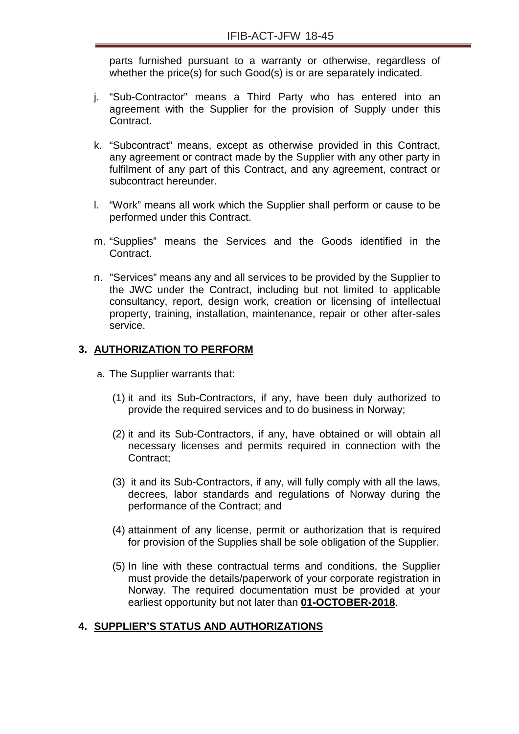parts furnished pursuant to a warranty or otherwise, regardless of whether the price(s) for such Good(s) is or are separately indicated.

j. "Sub-Contractor" means a Third Party who has entered into an agreement with the Supplier for the provision of Supply under this Contract.

k. "Subcontract" means, except as otherwise provided in this Contract, any agreement or contract made by the Supplier with any other party in fulfilment of any part of this Contract, and any agreement, contract or subcontract hereunder.

l. "Work" means all work which the Supplier shall perform or cause to be performed under this Contract.

m. "Supplies" means the Services and the Goods identified in the Contract.

n. "Services" means any and all services to be provided by the Supplier to the JWC under the Contract, including but not limited to applicable consultancy, report, design work, creation or licensing of intellectual property, training, installation, maintenance, repair or other after-sales service.

## 3. AUTHORIZATION TO PERFORM

a. The Supplier warrants that:

(1) it and its Sub-Contractors, if any, have been duly authorized to provide the required services and to do business in Norway;

(2) it and its Sub-Contractors, if any, have obtained or will obtain all necessary licenses and permits required in connection with the Contract;

(3) it and its Sub-Contractors, if any, will fully comply with all the laws, decrees, labor standards and regulations of Norway during the performance of the Contract; and

(4) attainment of any license, permit or authorization that is required for provision of the Supplies shall be sole obligation of the Supplier.

(5) In line with these contractual terms and conditions, the Supplier must provide the details/paperwork of your corporate registration in Norway. The required documentation must be provided at your earliest opportunity but not later than **01-OCTOBER-2018**.

## 4. SUPPLIER'S STATUS AND AUTHORIZATIONS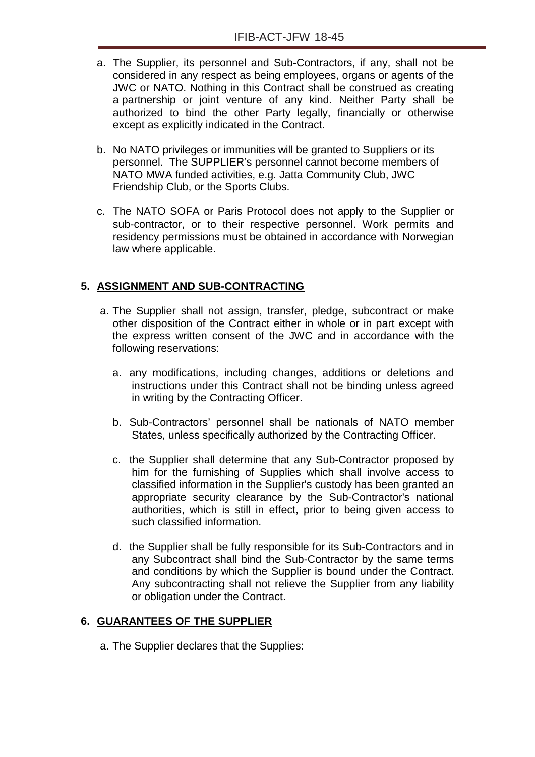a. The Supplier, its personnel and Sub-Contractors, if any, shall not be considered in any respect as being employees, organs or agents of the JWC or NATO. Nothing in this Contract shall be construed as creating a partnership or joint venture of any kind. Neither Party shall be authorized to bind the other Party legally, financially or otherwise except as explicitly indicated in the Contract.

b. No NATO privileges or immunities will be granted to Suppliers or its personnel. The SUPPLIER's personnel cannot become members of NATO MWA funded activities, e.g. Jatta Community Club, JWC Friendship Club, or the Sports Clubs.

c. The NATO SOFA or Paris Protocol does not apply to the Supplier or sub-contractor, or to their respective personnel. Work permits and residency permissions must be obtained in accordance with Norwegian law where applicable.

## 5. ASSIGNMENT AND SUB-CONTRACTING

a. The Supplier shall not assign, transfer, pledge, subcontract or make other disposition of the Contract either in whole or in part except with the express written consent of the JWC and in accordance with the following reservations:

   a. any modifications, including changes, additions or deletions and instructions under this Contract shall not be binding unless agreed in writing by the Contracting Officer.

   b. Sub-Contractors' personnel shall be nationals of NATO member States, unless specifically authorized by the Contracting Officer.

   c. the Supplier shall determine that any Sub-Contractor proposed by him for the furnishing of Supplies which shall involve access to classified information in the Supplier's custody has been granted an appropriate security clearance by the Sub-Contractor's national authorities, which is still in effect, prior to being given access to such classified information.

   d. the Supplier shall be fully responsible for its Sub-Contractors and in any Subcontract shall bind the Sub-Contractor by the same terms and conditions by which the Supplier is bound under the Contract. Any subcontracting shall not relieve the Supplier from any liability or obligation under the Contract.

## 6. GUARANTEES OF THE SUPPLIER

a. The Supplier declares that the Supplies: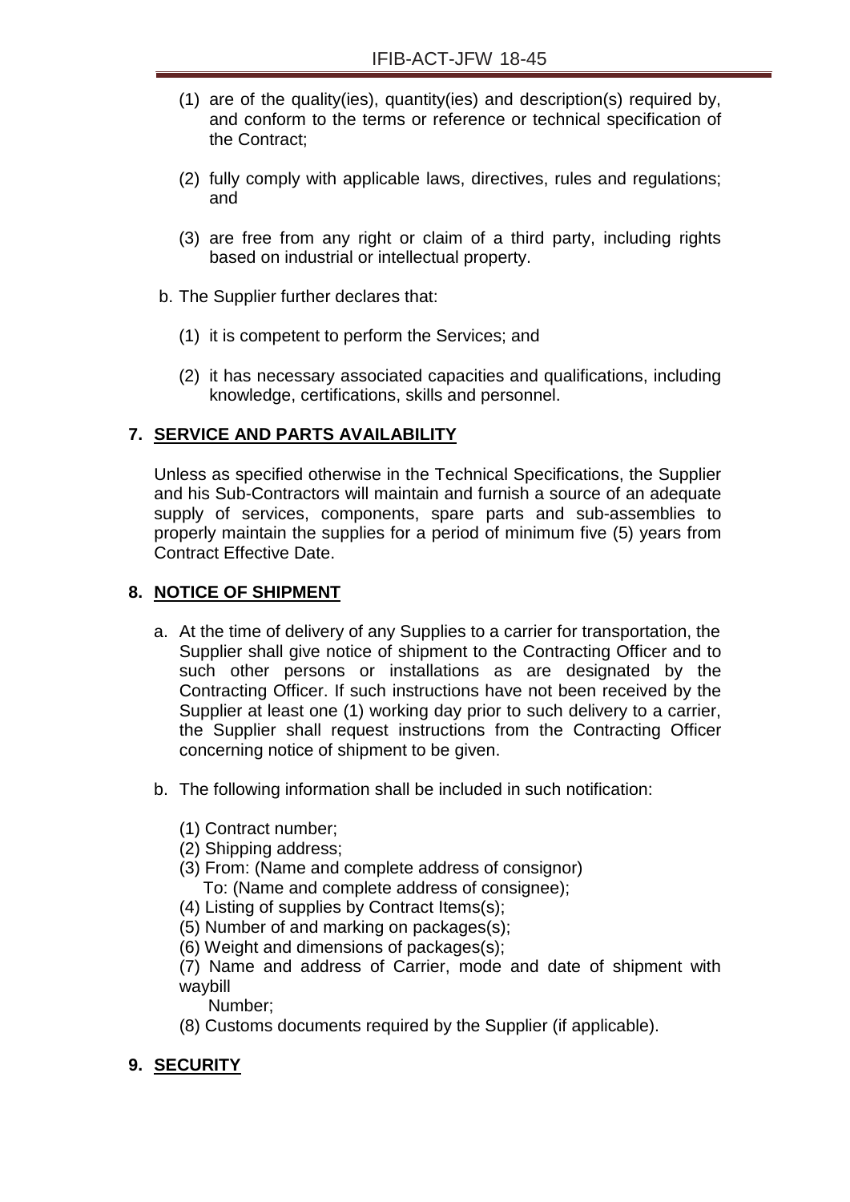(1) are of the quality(ies), quantity(ies) and description(s) required by, and conform to the terms or reference or technical specification of the Contract;

(2) fully comply with applicable laws, directives, rules and regulations; and

(3) are free from any right or claim of a third party, including rights based on industrial or intellectual property.

b. The Supplier further declares that:

(1) it is competent to perform the Services; and

(2) it has necessary associated capacities and qualifications, including knowledge, certifications, skills and personnel.

## 7. SERVICE AND PARTS AVAILABILITY

Unless as specified otherwise in the Technical Specifications, the Supplier and his Sub-Contractors will maintain and furnish a source of an adequate supply of services, components, spare parts and sub-assemblies to properly maintain the supplies for a period of minimum five (5) years from Contract Effective Date.

## 8. NOTICE OF SHIPMENT

a. At the time of delivery of any Supplies to a carrier for transportation, the Supplier shall give notice of shipment to the Contracting Officer and to such other persons or installations as are designated by the Contracting Officer. If such instructions have not been received by the Supplier at least one (1) working day prior to such delivery to a carrier, the Supplier shall request instructions from the Contracting Officer concerning notice of shipment to be given.

b. The following information shall be included in such notification:

(1) Contract number;
(2) Shipping address;
(3) From: (Name and complete address of consignor)
To: (Name and complete address of consignee);
(4) Listing of supplies by Contract Items(s);
(5) Number of and marking on packages(s);
(6) Weight and dimensions of packages(s);
(7) Name and address of Carrier, mode and date of shipment with waybill
Number;
(8) Customs documents required by the Supplier (if applicable).

## 9. SECURITY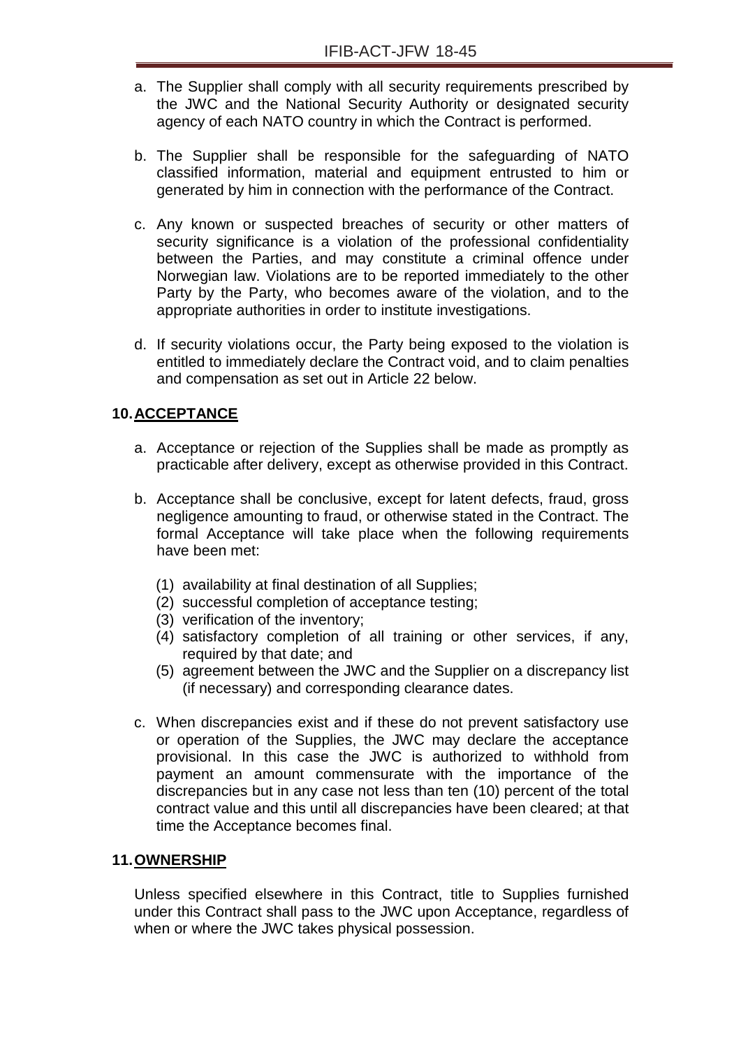a. The Supplier shall comply with all security requirements prescribed by the JWC and the National Security Authority or designated security agency of each NATO country in which the Contract is performed.

b. The Supplier shall be responsible for the safeguarding of NATO classified information, material and equipment entrusted to him or generated by him in connection with the performance of the Contract.

c. Any known or suspected breaches of security or other matters of security significance is a violation of the professional confidentiality between the Parties, and may constitute a criminal offence under Norwegian law. Violations are to be reported immediately to the other Party by the Party, who becomes aware of the violation, and to the appropriate authorities in order to institute investigations.

d. If security violations occur, the Party being exposed to the violation is entitled to immediately declare the Contract void, and to claim penalties and compensation as set out in Article 22 below.

## 10. ACCEPTANCE

a. Acceptance or rejection of the Supplies shall be made as promptly as practicable after delivery, except as otherwise provided in this Contract.

b. Acceptance shall be conclusive, except for latent defects, fraud, gross negligence amounting to fraud, or otherwise stated in the Contract. The formal Acceptance will take place when the following requirements have been met:

   (1) availability at final destination of all Supplies;
   (2) successful completion of acceptance testing;
   (3) verification of the inventory;
   (4) satisfactory completion of all training or other services, if any, required by that date; and
   (5) agreement between the JWC and the Supplier on a discrepancy list (if necessary) and corresponding clearance dates.

c. When discrepancies exist and if these do not prevent satisfactory use or operation of the Supplies, the JWC may declare the acceptance provisional. In this case the JWC is authorized to withhold from payment an amount commensurate with the importance of the discrepancies but in any case not less than ten (10) percent of the total contract value and this until all discrepancies have been cleared; at that time the Acceptance becomes final.

## 11. OWNERSHIP

Unless specified elsewhere in this Contract, title to Supplies furnished under this Contract shall pass to the JWC upon Acceptance, regardless of when or where the JWC takes physical possession.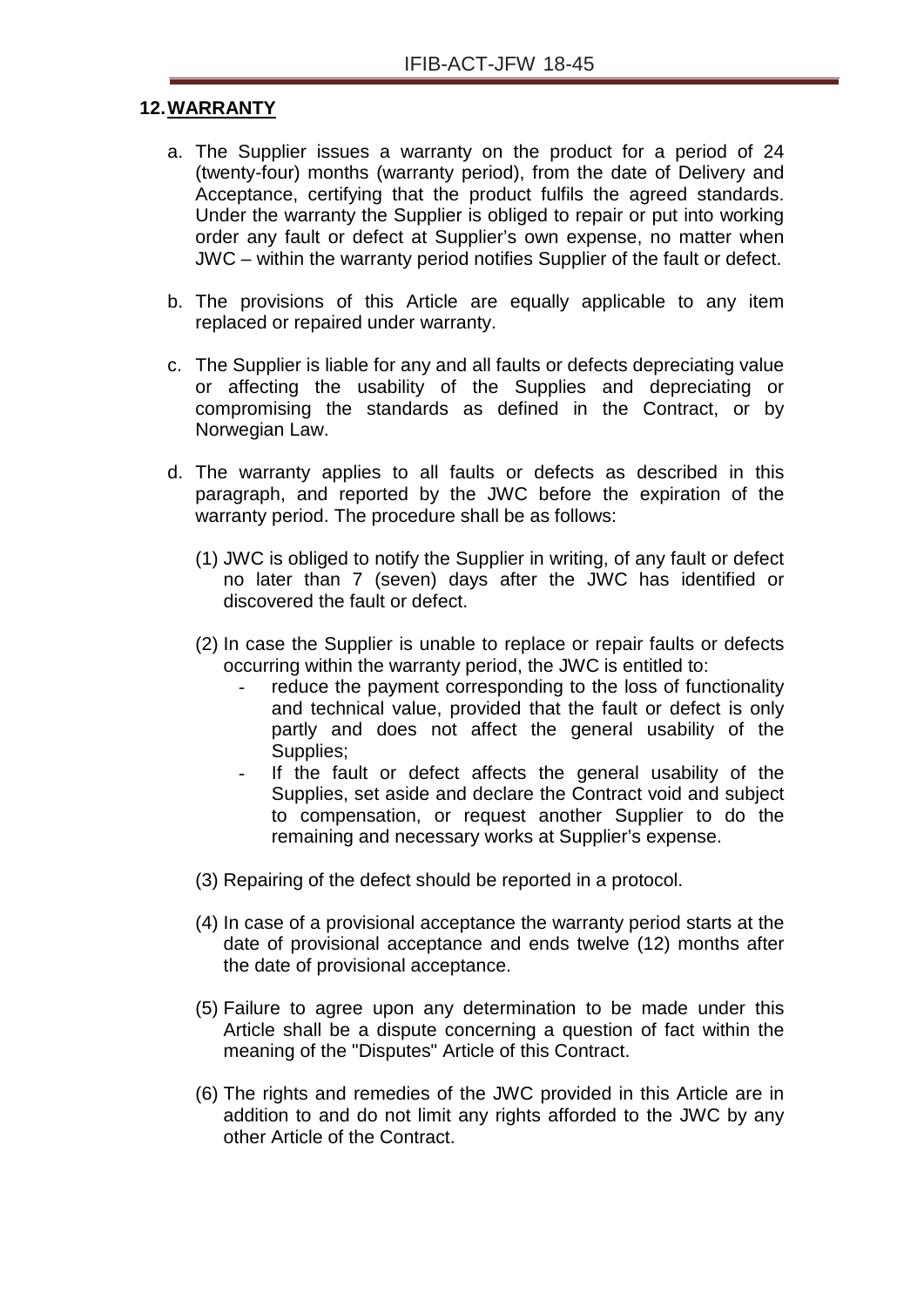## 12. WARRANTY

a. The Supplier issues a warranty on the product for a period of 24 (twenty-four) months (warranty period), from the date of Delivery and Acceptance, certifying that the product fulfils the agreed standards. Under the warranty the Supplier is obliged to repair or put into working order any fault or defect at Supplier's own expense, no matter when JWC – within the warranty period notifies Supplier of the fault or defect.

b. The provisions of this Article are equally applicable to any item replaced or repaired under warranty.

c. The Supplier is liable for any and all faults or defects depreciating value or affecting the usability of the Supplies and depreciating or compromising the standards as defined in the Contract, or by Norwegian Law.

d. The warranty applies to all faults or defects as described in this paragraph, and reported by the JWC before the expiration of the warranty period. The procedure shall be as follows:

   (1) JWC is obliged to notify the Supplier in writing, of any fault or defect no later than 7 (seven) days after the JWC has identified or discovered the fault or defect.

   (2) In case the Supplier is unable to replace or repair faults or defects occurring within the warranty period, the JWC is entitled to:
   - reduce the payment corresponding to the loss of functionality and technical value, provided that the fault or defect is only partly and does not affect the general usability of the Supplies;
   - If the fault or defect affects the general usability of the Supplies, set aside and declare the Contract void and subject to compensation, or request another Supplier to do the remaining and necessary works at Supplier's expense.

   (3) Repairing of the defect should be reported in a protocol.

   (4) In case of a provisional acceptance the warranty period starts at the date of provisional acceptance and ends twelve (12) months after the date of provisional acceptance.

   (5) Failure to agree upon any determination to be made under this Article shall be a dispute concerning a question of fact within the meaning of the "Disputes" Article of this Contract.

   (6) The rights and remedies of the JWC provided in this Article are in addition to and do not limit any rights afforded to the JWC by any other Article of the Contract.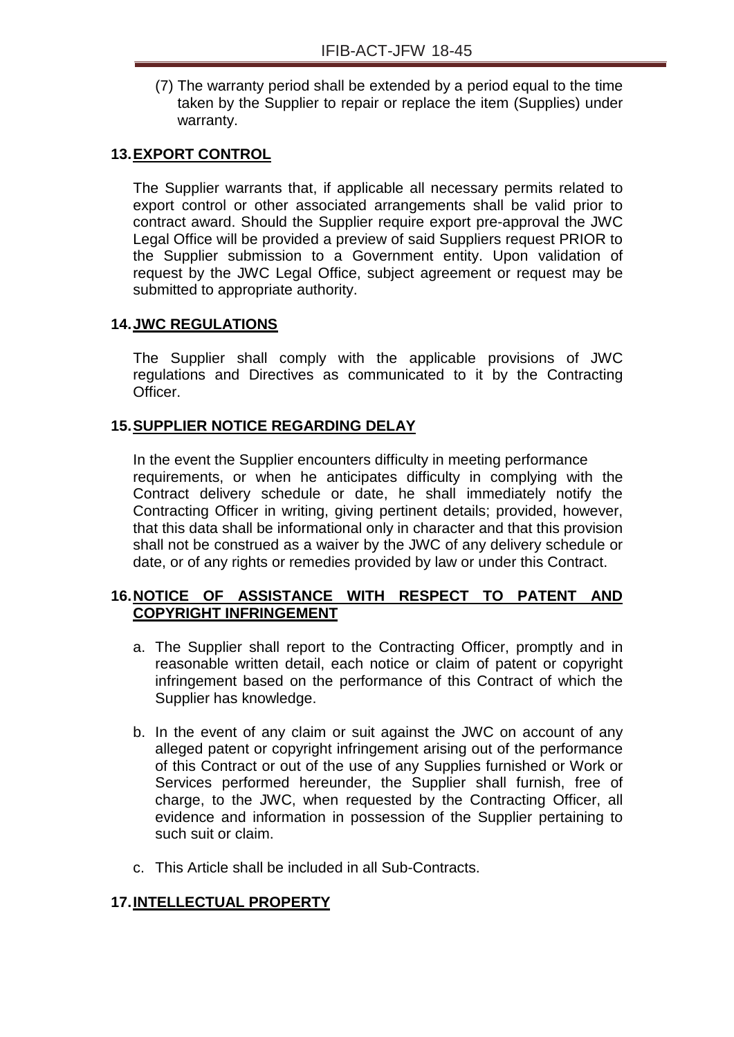(7) The warranty period shall be extended by a period equal to the time taken by the Supplier to repair or replace the item (Supplies) under warranty.

## 13. EXPORT CONTROL

The Supplier warrants that, if applicable all necessary permits related to export control or other associated arrangements shall be valid prior to contract award. Should the Supplier require export pre-approval the JWC Legal Office will be provided a preview of said Suppliers request PRIOR to the Supplier submission to a Government entity. Upon validation of request by the JWC Legal Office, subject agreement or request may be submitted to appropriate authority.

## 14. JWC REGULATIONS

The Supplier shall comply with the applicable provisions of JWC regulations and Directives as communicated to it by the Contracting Officer.

## 15. SUPPLIER NOTICE REGARDING DELAY

In the event the Supplier encounters difficulty in meeting performance requirements, or when he anticipates difficulty in complying with the Contract delivery schedule or date, he shall immediately notify the Contracting Officer in writing, giving pertinent details; provided, however, that this data shall be informational only in character and that this provision shall not be construed as a waiver by the JWC of any delivery schedule or date, or of any rights or remedies provided by law or under this Contract.

## 16. NOTICE OF ASSISTANCE WITH RESPECT TO PATENT AND COPYRIGHT INFRINGEMENT

a. The Supplier shall report to the Contracting Officer, promptly and in reasonable written detail, each notice or claim of patent or copyright infringement based on the performance of this Contract of which the Supplier has knowledge.

b. In the event of any claim or suit against the JWC on account of any alleged patent or copyright infringement arising out of the performance of this Contract or out of the use of any Supplies furnished or Work or Services performed hereunder, the Supplier shall furnish, free of charge, to the JWC, when requested by the Contracting Officer, all evidence and information in possession of the Supplier pertaining to such suit or claim.

c. This Article shall be included in all Sub-Contracts.

## 17. INTELLECTUAL PROPERTY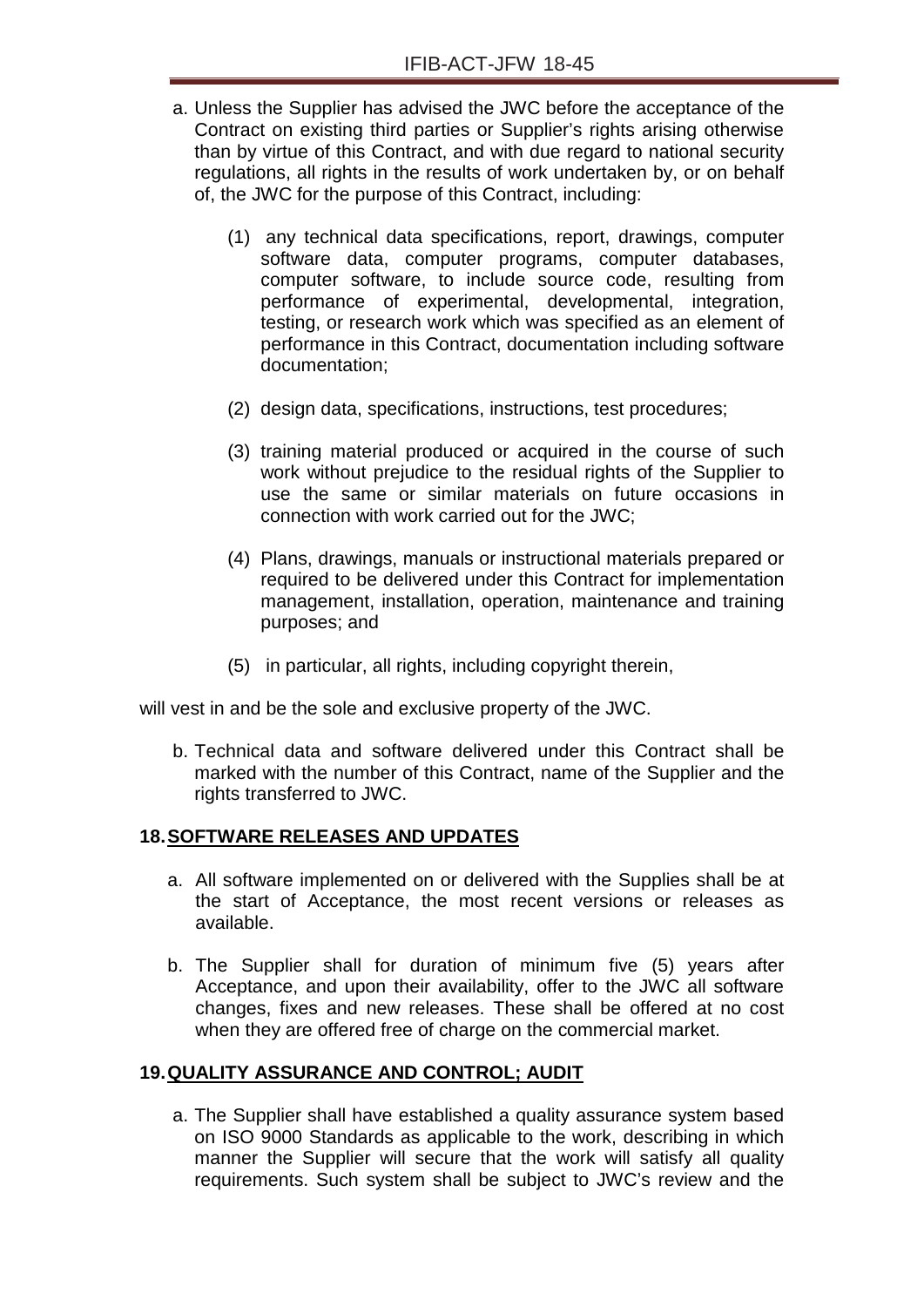a. Unless the Supplier has advised the JWC before the acceptance of the Contract on existing third parties or Supplier's rights arising otherwise than by virtue of this Contract, and with due regard to national security regulations, all rights in the results of work undertaken by, or on behalf of, the JWC for the purpose of this Contract, including:

   (1) any technical data specifications, report, drawings, computer software data, computer programs, computer databases, computer software, to include source code, resulting from performance of experimental, developmental, integration, testing, or research work which was specified as an element of performance in this Contract, documentation including software documentation;

   (2) design data, specifications, instructions, test procedures;

   (3) training material produced or acquired in the course of such work without prejudice to the residual rights of the Supplier to use the same or similar materials on future occasions in connection with work carried out for the JWC;

   (4) Plans, drawings, manuals or instructional materials prepared or required to be delivered under this Contract for implementation management, installation, operation, maintenance and training purposes; and

   (5) in particular, all rights, including copyright therein,

will vest in and be the sole and exclusive property of the JWC.

b. Technical data and software delivered under this Contract shall be marked with the number of this Contract, name of the Supplier and the rights transferred to JWC.

## 18. SOFTWARE RELEASES AND UPDATES

a. All software implemented on or delivered with the Supplies shall be at the start of Acceptance, the most recent versions or releases as available.

b. The Supplier shall for duration of minimum five (5) years after Acceptance, and upon their availability, offer to the JWC all software changes, fixes and new releases. These shall be offered at no cost when they are offered free of charge on the commercial market.

## 19. QUALITY ASSURANCE AND CONTROL; AUDIT

a. The Supplier shall have established a quality assurance system based on ISO 9000 Standards as applicable to the work, describing in which manner the Supplier will secure that the work will satisfy all quality requirements. Such system shall be subject to JWC's review and the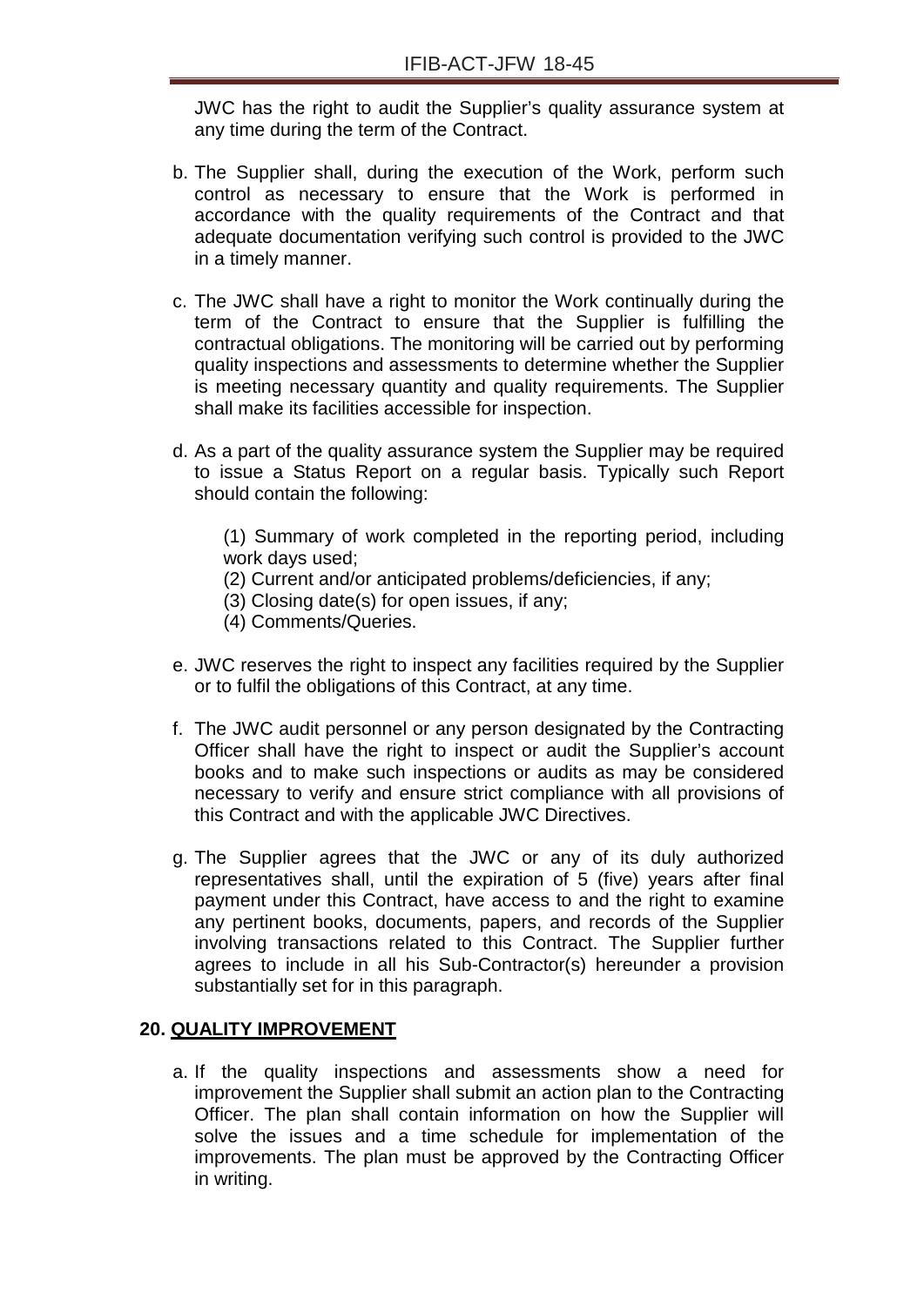JWC has the right to audit the Supplier's quality assurance system at any time during the term of the Contract.

b. The Supplier shall, during the execution of the Work, perform such control as necessary to ensure that the Work is performed in accordance with the quality requirements of the Contract and that adequate documentation verifying such control is provided to the JWC in a timely manner.

c. The JWC shall have a right to monitor the Work continually during the term of the Contract to ensure that the Supplier is fulfilling the contractual obligations. The monitoring will be carried out by performing quality inspections and assessments to determine whether the Supplier is meeting necessary quantity and quality requirements. The Supplier shall make its facilities accessible for inspection.

d. As a part of the quality assurance system the Supplier may be required to issue a Status Report on a regular basis. Typically such Report should contain the following:

   (1) Summary of work completed in the reporting period, including work days used;
   (2) Current and/or anticipated problems/deficiencies, if any;
   (3) Closing date(s) for open issues, if any;
   (4) Comments/Queries.

e. JWC reserves the right to inspect any facilities required by the Supplier or to fulfil the obligations of this Contract, at any time.

f. The JWC audit personnel or any person designated by the Contracting Officer shall have the right to inspect or audit the Supplier's account books and to make such inspections or audits as may be considered necessary to verify and ensure strict compliance with all provisions of this Contract and with the applicable JWC Directives.

g. The Supplier agrees that the JWC or any of its duly authorized representatives shall, until the expiration of 5 (five) years after final payment under this Contract, have access to and the right to examine any pertinent books, documents, papers, and records of the Supplier involving transactions related to this Contract. The Supplier further agrees to include in all his Sub-Contractor(s) hereunder a provision substantially set for in this paragraph.

## 20. QUALITY IMPROVEMENT

a. If the quality inspections and assessments show a need for improvement the Supplier shall submit an action plan to the Contracting Officer. The plan shall contain information on how the Supplier will solve the issues and a time schedule for implementation of the improvements. The plan must be approved by the Contracting Officer in writing.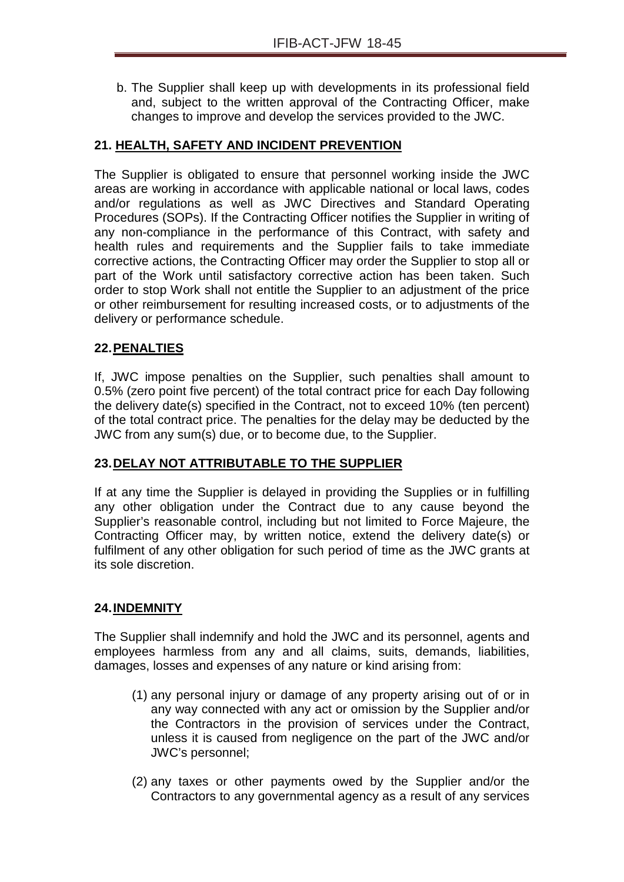b. The Supplier shall keep up with developments in its professional field and, subject to the written approval of the Contracting Officer, make changes to improve and develop the services provided to the JWC.

## 21. HEALTH, SAFETY AND INCIDENT PREVENTION

The Supplier is obligated to ensure that personnel working inside the JWC areas are working in accordance with applicable national or local laws, codes and/or regulations as well as JWC Directives and Standard Operating Procedures (SOPs). If the Contracting Officer notifies the Supplier in writing of any non-compliance in the performance of this Contract, with safety and health rules and requirements and the Supplier fails to take immediate corrective actions, the Contracting Officer may order the Supplier to stop all or part of the Work until satisfactory corrective action has been taken. Such order to stop Work shall not entitle the Supplier to an adjustment of the price or other reimbursement for resulting increased costs, or to adjustments of the delivery or performance schedule.

## 22. PENALTIES

If, JWC impose penalties on the Supplier, such penalties shall amount to 0.5% (zero point five percent) of the total contract price for each Day following the delivery date(s) specified in the Contract, not to exceed 10% (ten percent) of the total contract price. The penalties for the delay may be deducted by the JWC from any sum(s) due, or to become due, to the Supplier.

## 23. DELAY NOT ATTRIBUTABLE TO THE SUPPLIER

If at any time the Supplier is delayed in providing the Supplies or in fulfilling any other obligation under the Contract due to any cause beyond the Supplier's reasonable control, including but not limited to Force Majeure, the Contracting Officer may, by written notice, extend the delivery date(s) or fulfilment of any other obligation for such period of time as the JWC grants at its sole discretion.

## 24. INDEMNITY

The Supplier shall indemnify and hold the JWC and its personnel, agents and employees harmless from any and all claims, suits, demands, liabilities, damages, losses and expenses of any nature or kind arising from:

(1) any personal injury or damage of any property arising out of or in any way connected with any act or omission by the Supplier and/or the Contractors in the provision of services under the Contract, unless it is caused from negligence on the part of the JWC and/or JWC's personnel;

(2) any taxes or other payments owed by the Supplier and/or the Contractors to any governmental agency as a result of any services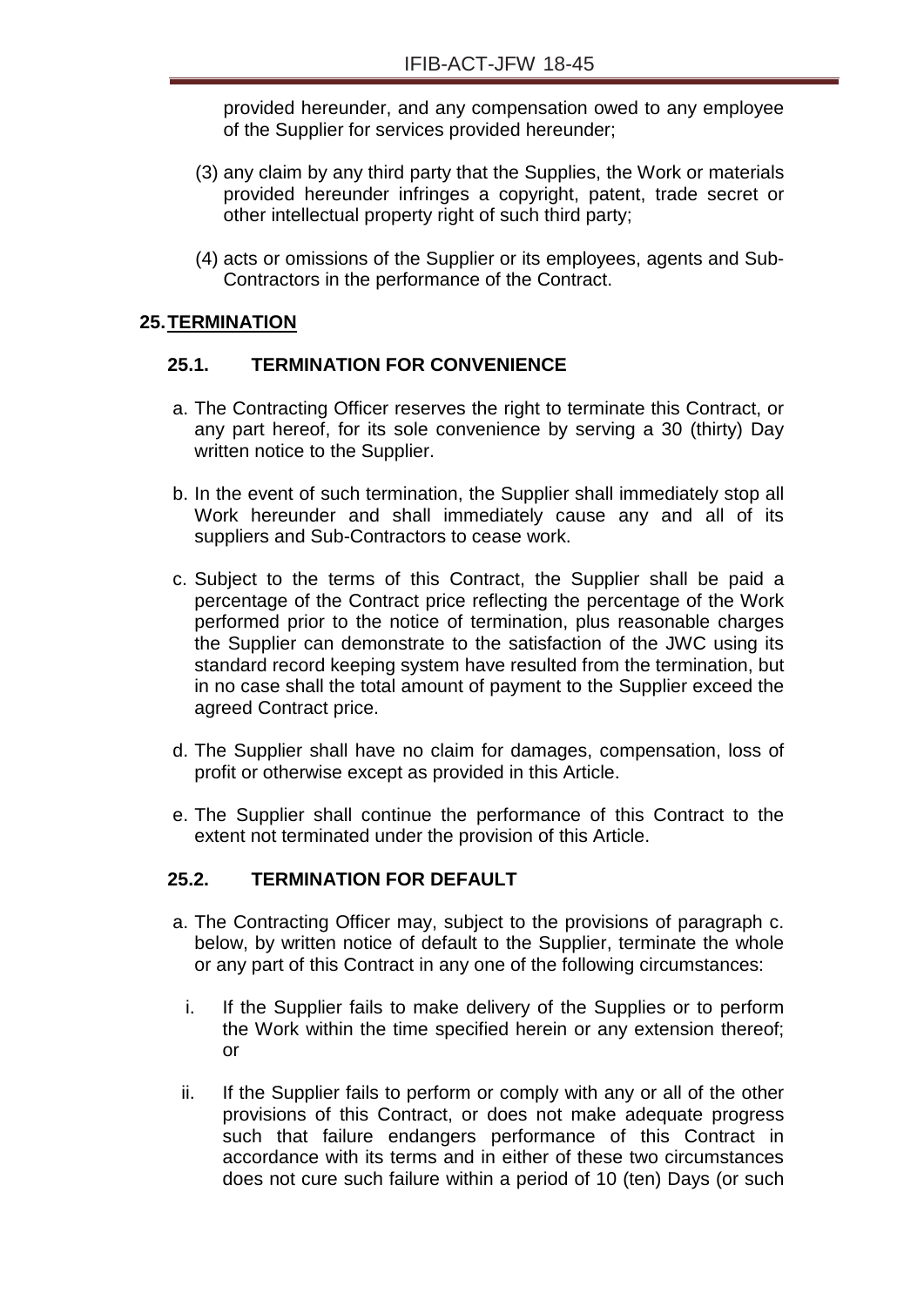provided hereunder, and any compensation owed to any employee of the Supplier for services provided hereunder;

(3) any claim by any third party that the Supplies, the Work or materials provided hereunder infringes a copyright, patent, trade secret or other intellectual property right of such third party;

(4) acts or omissions of the Supplier or its employees, agents and Sub-Contractors in the performance of the Contract.

## 25. TERMINATION

### 25.1. TERMINATION FOR CONVENIENCE

a. The Contracting Officer reserves the right to terminate this Contract, or any part hereof, for its sole convenience by serving a 30 (thirty) Day written notice to the Supplier.

b. In the event of such termination, the Supplier shall immediately stop all Work hereunder and shall immediately cause any and all of its suppliers and Sub-Contractors to cease work.

c. Subject to the terms of this Contract, the Supplier shall be paid a percentage of the Contract price reflecting the percentage of the Work performed prior to the notice of termination, plus reasonable charges the Supplier can demonstrate to the satisfaction of the JWC using its standard record keeping system have resulted from the termination, but in no case shall the total amount of payment to the Supplier exceed the agreed Contract price.

d. The Supplier shall have no claim for damages, compensation, loss of profit or otherwise except as provided in this Article.

e. The Supplier shall continue the performance of this Contract to the extent not terminated under the provision of this Article.

### 25.2. TERMINATION FOR DEFAULT

a. The Contracting Officer may, subject to the provisions of paragraph c. below, by written notice of default to the Supplier, terminate the whole or any part of this Contract in any one of the following circumstances:

i. If the Supplier fails to make delivery of the Supplies or to perform the Work within the time specified herein or any extension thereof; or

ii. If the Supplier fails to perform or comply with any or all of the other provisions of this Contract, or does not make adequate progress such that failure endangers performance of this Contract in accordance with its terms and in either of these two circumstances does not cure such failure within a period of 10 (ten) Days (or such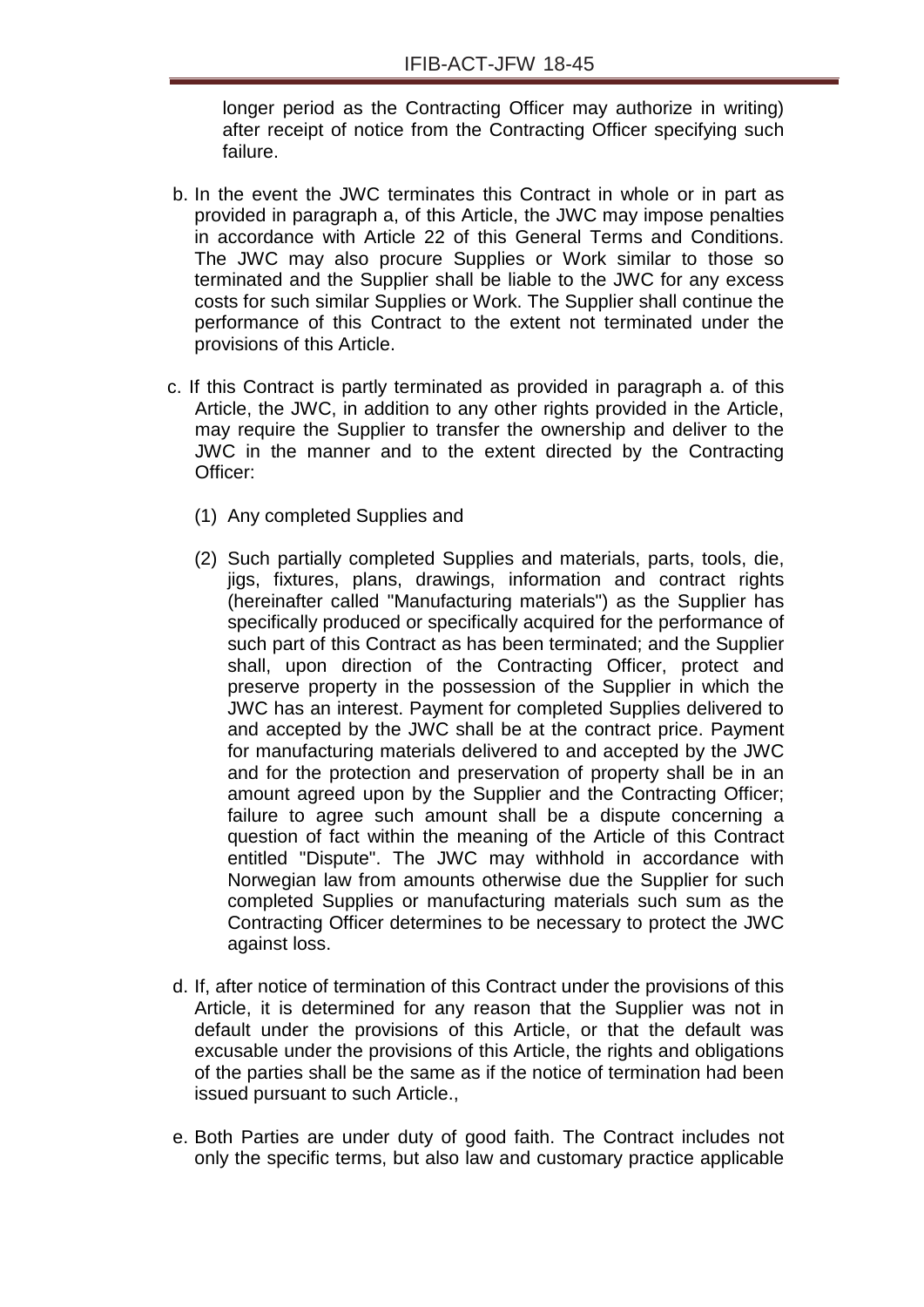longer period as the Contracting Officer may authorize in writing) after receipt of notice from the Contracting Officer specifying such failure.

b. In the event the JWC terminates this Contract in whole or in part as provided in paragraph a, of this Article, the JWC may impose penalties in accordance with Article 22 of this General Terms and Conditions. The JWC may also procure Supplies or Work similar to those so terminated and the Supplier shall be liable to the JWC for any excess costs for such similar Supplies or Work. The Supplier shall continue the performance of this Contract to the extent not terminated under the provisions of this Article.

c. If this Contract is partly terminated as provided in paragraph a. of this Article, the JWC, in addition to any other rights provided in the Article, may require the Supplier to transfer the ownership and deliver to the JWC in the manner and to the extent directed by the Contracting Officer:

   (1) Any completed Supplies and

   (2) Such partially completed Supplies and materials, parts, tools, die, jigs, fixtures, plans, drawings, information and contract rights (hereinafter called "Manufacturing materials") as the Supplier has specifically produced or specifically acquired for the performance of such part of this Contract as has been terminated; and the Supplier shall, upon direction of the Contracting Officer, protect and preserve property in the possession of the Supplier in which the JWC has an interest. Payment for completed Supplies delivered to and accepted by the JWC shall be at the contract price. Payment for manufacturing materials delivered to and accepted by the JWC and for the protection and preservation of property shall be in an amount agreed upon by the Supplier and the Contracting Officer; failure to agree such amount shall be a dispute concerning a question of fact within the meaning of the Article of this Contract entitled "Dispute". The JWC may withhold in accordance with Norwegian law from amounts otherwise due the Supplier for such completed Supplies or manufacturing materials such sum as the Contracting Officer determines to be necessary to protect the JWC against loss.

d. If, after notice of termination of this Contract under the provisions of this Article, it is determined for any reason that the Supplier was not in default under the provisions of this Article, or that the default was excusable under the provisions of this Article, the rights and obligations of the parties shall be the same as if the notice of termination had been issued pursuant to such Article.,

e. Both Parties are under duty of good faith. The Contract includes not only the specific terms, but also law and customary practice applicable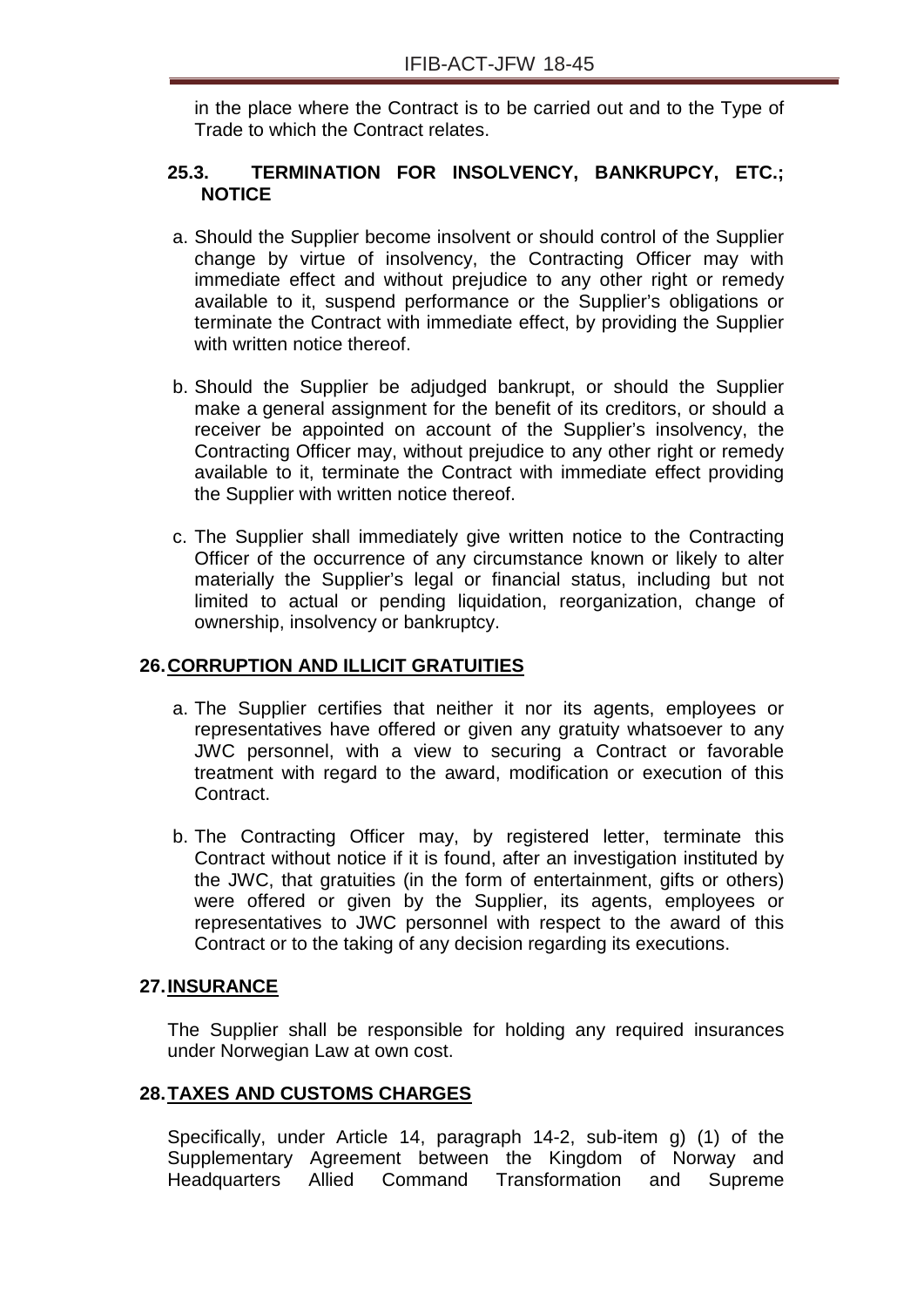in the place where the Contract is to be carried out and to the Type of Trade to which the Contract relates.

### 25.3. TERMINATION FOR INSOLVENCY, BANKRUPCY, ETC.; NOTICE

a. Should the Supplier become insolvent or should control of the Supplier change by virtue of insolvency, the Contracting Officer may with immediate effect and without prejudice to any other right or remedy available to it, suspend performance or the Supplier's obligations or terminate the Contract with immediate effect, by providing the Supplier with written notice thereof.

b. Should the Supplier be adjudged bankrupt, or should the Supplier make a general assignment for the benefit of its creditors, or should a receiver be appointed on account of the Supplier's insolvency, the Contracting Officer may, without prejudice to any other right or remedy available to it, terminate the Contract with immediate effect providing the Supplier with written notice thereof.

c. The Supplier shall immediately give written notice to the Contracting Officer of the occurrence of any circumstance known or likely to alter materially the Supplier's legal or financial status, including but not limited to actual or pending liquidation, reorganization, change of ownership, insolvency or bankruptcy.

## 26. CORRUPTION AND ILLICIT GRATUITIES

a. The Supplier certifies that neither it nor its agents, employees or representatives have offered or given any gratuity whatsoever to any JWC personnel, with a view to securing a Contract or favorable treatment with regard to the award, modification or execution of this Contract.

b. The Contracting Officer may, by registered letter, terminate this Contract without notice if it is found, after an investigation instituted by the JWC, that gratuities (in the form of entertainment, gifts or others) were offered or given by the Supplier, its agents, employees or representatives to JWC personnel with respect to the award of this Contract or to the taking of any decision regarding its executions.

## 27. INSURANCE

The Supplier shall be responsible for holding any required insurances under Norwegian Law at own cost.

## 28. TAXES AND CUSTOMS CHARGES

Specifically, under Article 14, paragraph 14-2, sub-item g) (1) of the Supplementary Agreement between the Kingdom of Norway and Headquarters Allied Command Transformation and Supreme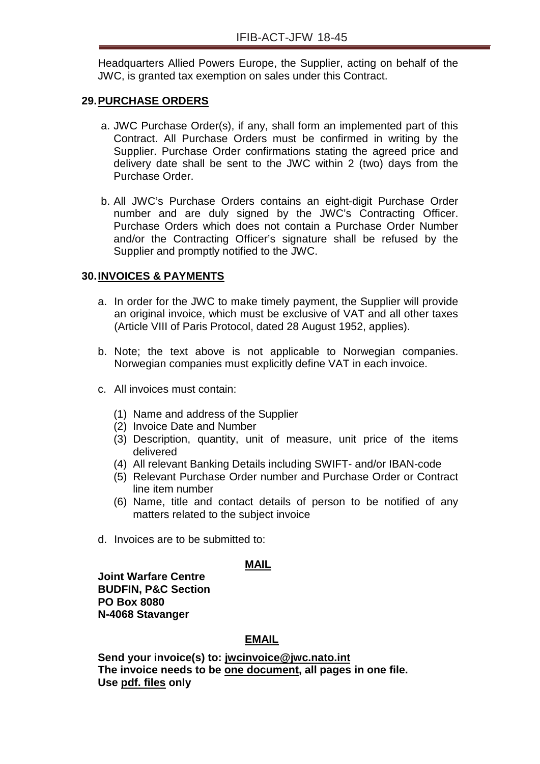Headquarters Allied Powers Europe, the Supplier, acting on behalf of the JWC, is granted tax exemption on sales under this Contract.

## 29. PURCHASE ORDERS

a. JWC Purchase Order(s), if any, shall form an implemented part of this Contract. All Purchase Orders must be confirmed in writing by the Supplier. Purchase Order confirmations stating the agreed price and delivery date shall be sent to the JWC within 2 (two) days from the Purchase Order.

b. All JWC's Purchase Orders contains an eight-digit Purchase Order number and are duly signed by the JWC's Contracting Officer. Purchase Orders which does not contain a Purchase Order Number and/or the Contracting Officer's signature shall be refused by the Supplier and promptly notified to the JWC.

## 30. INVOICES & PAYMENTS

a. In order for the JWC to make timely payment, the Supplier will provide an original invoice, which must be exclusive of VAT and all other taxes (Article VIII of Paris Protocol, dated 28 August 1952, applies).

b. Note; the text above is not applicable to Norwegian companies. Norwegian companies must explicitly define VAT in each invoice.

c. All invoices must contain:

   (1) Name and address of the Supplier
   (2) Invoice Date and Number
   (3) Description, quantity, unit of measure, unit price of the items delivered
   (4) All relevant Banking Details including SWIFT- and/or IBAN-code
   (5) Relevant Purchase Order number and Purchase Order or Contract line item number
   (6) Name, title and contact details of person to be notified of any matters related to the subject invoice

d. Invoices are to be submitted to:

**MAIL**

**Joint Warfare Centre**
**BUDFIN, P&C Section**
**PO Box 8080**
**N-4068 Stavanger**

**EMAIL**

**Send your invoice(s) to: jwcinvoice@jwc.nato.int**
**The invoice needs to be one document, all pages in one file.**
**Use pdf. files only**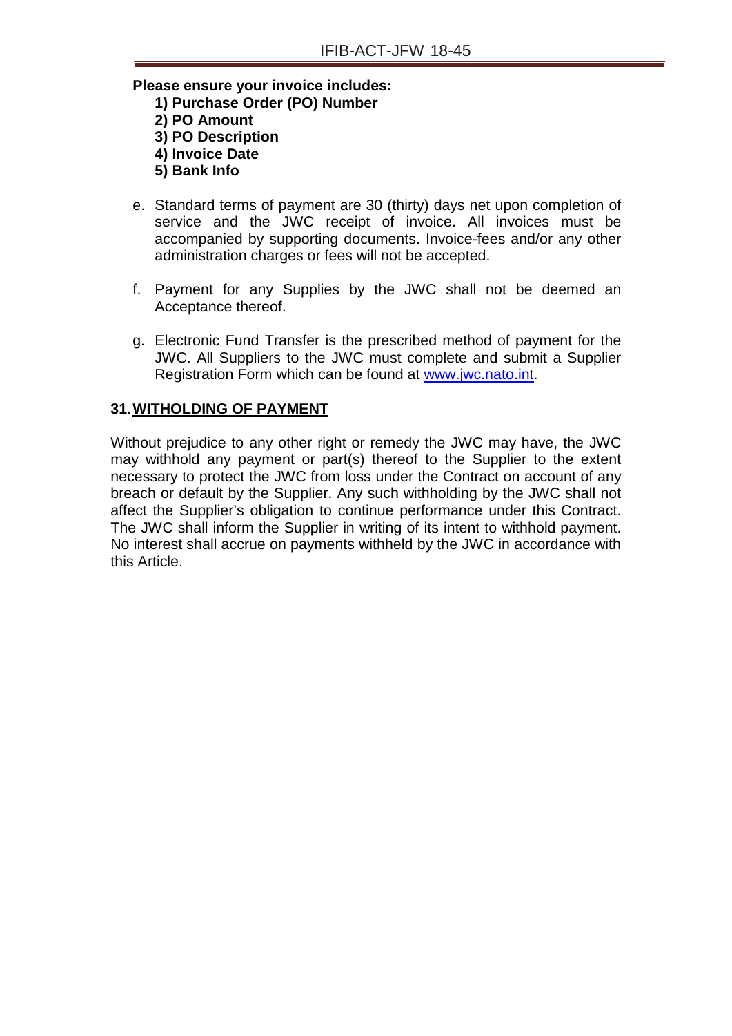**Please ensure your invoice includes:**

**1) Purchase Order (PO) Number**
**2) PO Amount**
**3) PO Description**
**4) Invoice Date**
**5) Bank Info**

e. Standard terms of payment are 30 (thirty) days net upon completion of service and the JWC receipt of invoice. All invoices must be accompanied by supporting documents. Invoice-fees and/or any other administration charges or fees will not be accepted.

f. Payment for any Supplies by the JWC shall not be deemed an Acceptance thereof.

g. Electronic Fund Transfer is the prescribed method of payment for the JWC. All Suppliers to the JWC must complete and submit a Supplier Registration Form which can be found at [www.jwc.nato.int](www.jwc.nato.int).

## 31. WITHOLDING OF PAYMENT

Without prejudice to any other right or remedy the JWC may have, the JWC may withhold any payment or part(s) thereof to the Supplier to the extent necessary to protect the JWC from loss under the Contract on account of any breach or default by the Supplier. Any such withholding by the JWC shall not affect the Supplier's obligation to continue performance under this Contract. The JWC shall inform the Supplier in writing of its intent to withhold payment. No interest shall accrue on payments withheld by the JWC in accordance with this Article.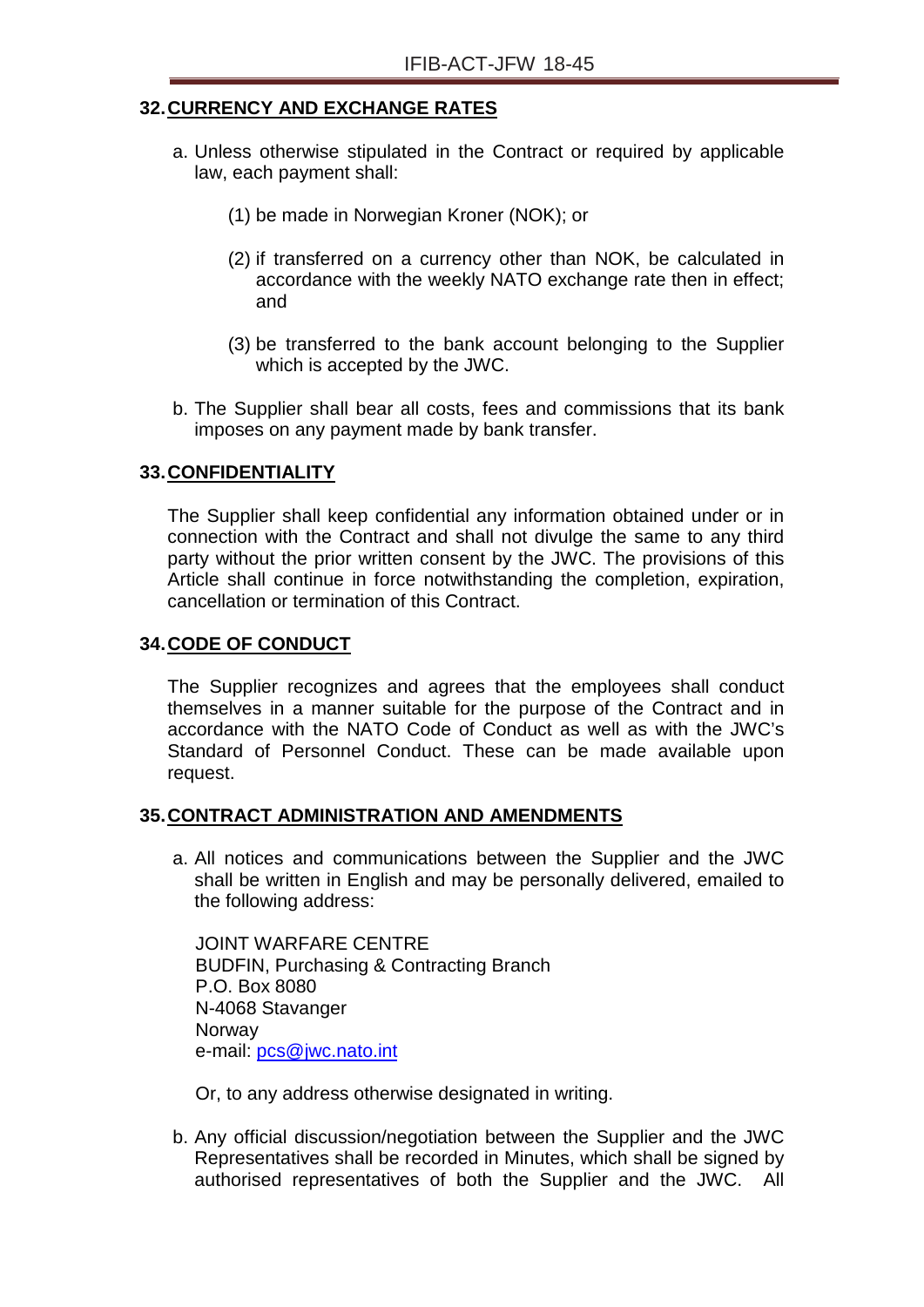## 32. CURRENCY AND EXCHANGE RATES

a. Unless otherwise stipulated in the Contract or required by applicable law, each payment shall:

   (1) be made in Norwegian Kroner (NOK); or

   (2) if transferred on a currency other than NOK, be calculated in accordance with the weekly NATO exchange rate then in effect; and

   (3) be transferred to the bank account belonging to the Supplier which is accepted by the JWC.

b. The Supplier shall bear all costs, fees and commissions that its bank imposes on any payment made by bank transfer.

## 33. CONFIDENTIALITY

The Supplier shall keep confidential any information obtained under or in connection with the Contract and shall not divulge the same to any third party without the prior written consent by the JWC. The provisions of this Article shall continue in force notwithstanding the completion, expiration, cancellation or termination of this Contract.

## 34. CODE OF CONDUCT

The Supplier recognizes and agrees that the employees shall conduct themselves in a manner suitable for the purpose of the Contract and in accordance with the NATO Code of Conduct as well as with the JWC's Standard of Personnel Conduct. These can be made available upon request.

## 35. CONTRACT ADMINISTRATION AND AMENDMENTS

a. All notices and communications between the Supplier and the JWC shall be written in English and may be personally delivered, emailed to the following address:

   JOINT WARFARE CENTRE
   BUDFIN, Purchasing & Contracting Branch
   P.O. Box 8080
   N-4068 Stavanger
   Norway
   e-mail: pcs@jwc.nato.int

   Or, to any address otherwise designated in writing.

b. Any official discussion/negotiation between the Supplier and the JWC Representatives shall be recorded in Minutes, which shall be signed by authorised representatives of both the Supplier and the JWC. All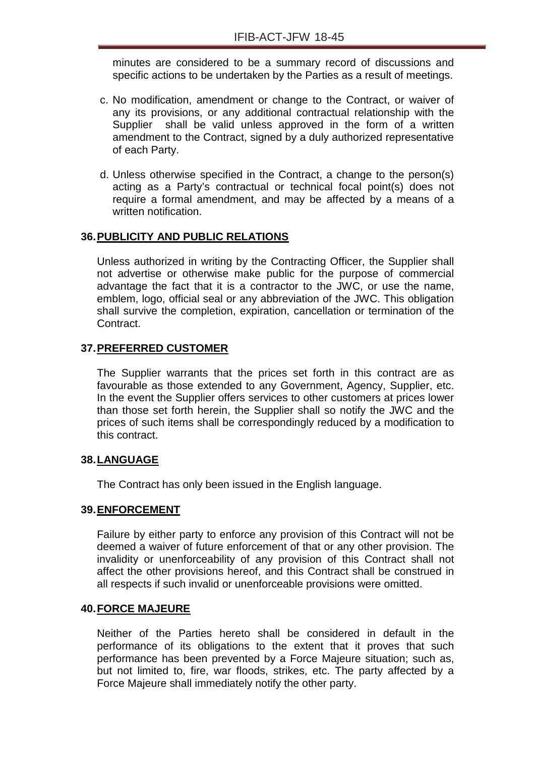minutes are considered to be a summary record of discussions and specific actions to be undertaken by the Parties as a result of meetings.

c. No modification, amendment or change to the Contract, or waiver of any its provisions, or any additional contractual relationship with the Supplier shall be valid unless approved in the form of a written amendment to the Contract, signed by a duly authorized representative of each Party.

d. Unless otherwise specified in the Contract, a change to the person(s) acting as a Party's contractual or technical focal point(s) does not require a formal amendment, and may be affected by a means of a written notification.

## 36. PUBLICITY AND PUBLIC RELATIONS

Unless authorized in writing by the Contracting Officer, the Supplier shall not advertise or otherwise make public for the purpose of commercial advantage the fact that it is a contractor to the JWC, or use the name, emblem, logo, official seal or any abbreviation of the JWC. This obligation shall survive the completion, expiration, cancellation or termination of the Contract.

## 37. PREFERRED CUSTOMER

The Supplier warrants that the prices set forth in this contract are as favourable as those extended to any Government, Agency, Supplier, etc. In the event the Supplier offers services to other customers at prices lower than those set forth herein, the Supplier shall so notify the JWC and the prices of such items shall be correspondingly reduced by a modification to this contract.

## 38. LANGUAGE

The Contract has only been issued in the English language.

## 39. ENFORCEMENT

Failure by either party to enforce any provision of this Contract will not be deemed a waiver of future enforcement of that or any other provision. The invalidity or unenforceability of any provision of this Contract shall not affect the other provisions hereof, and this Contract shall be construed in all respects if such invalid or unenforceable provisions were omitted.

## 40. FORCE MAJEURE

Neither of the Parties hereto shall be considered in default in the performance of its obligations to the extent that it proves that such performance has been prevented by a Force Majeure situation; such as, but not limited to, fire, war floods, strikes, etc. The party affected by a Force Majeure shall immediately notify the other party.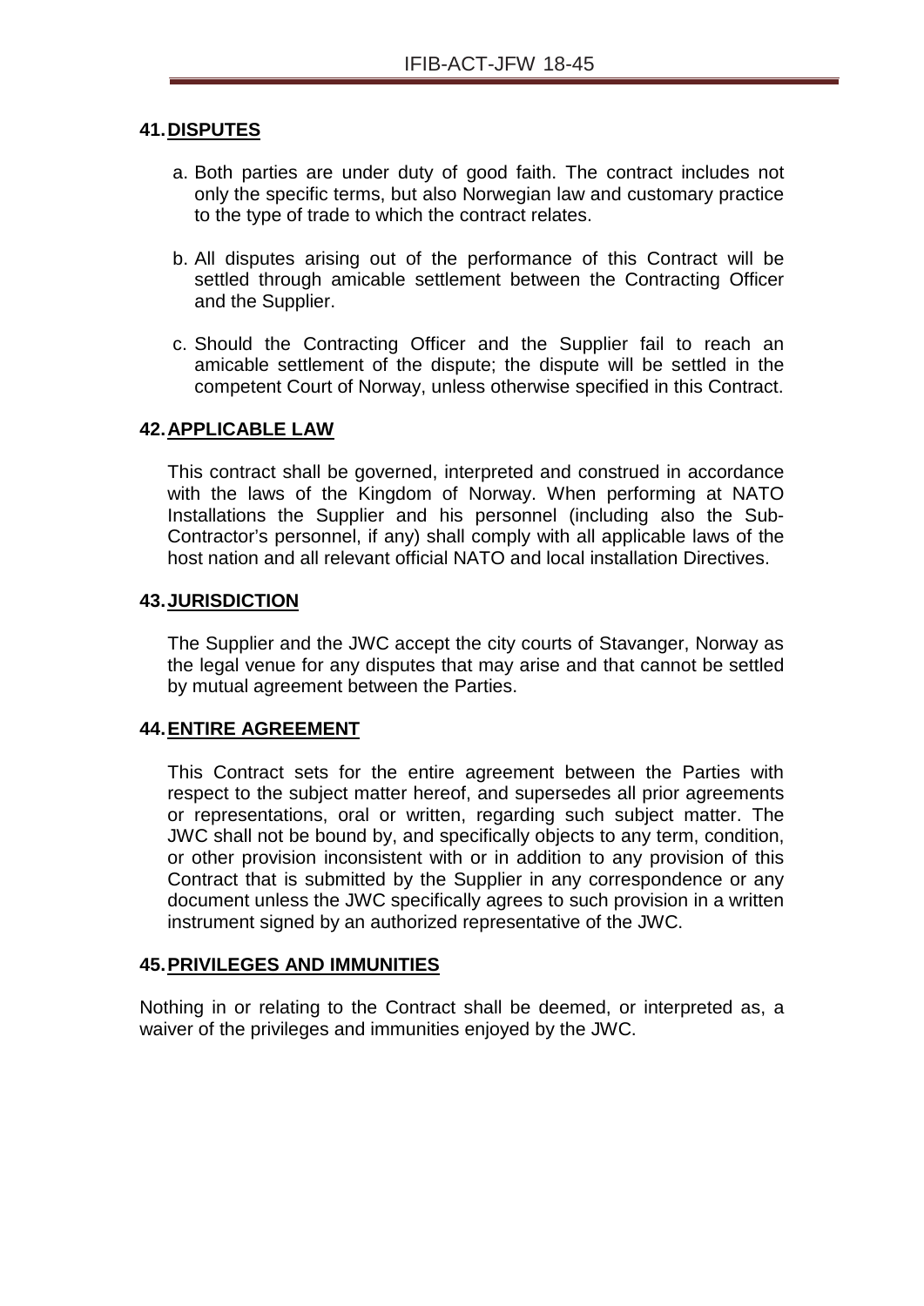## 41. DISPUTES

a. Both parties are under duty of good faith. The contract includes not only the specific terms, but also Norwegian law and customary practice to the type of trade to which the contract relates.

b. All disputes arising out of the performance of this Contract will be settled through amicable settlement between the Contracting Officer and the Supplier.

c. Should the Contracting Officer and the Supplier fail to reach an amicable settlement of the dispute; the dispute will be settled in the competent Court of Norway, unless otherwise specified in this Contract.

## 42. APPLICABLE LAW

This contract shall be governed, interpreted and construed in accordance with the laws of the Kingdom of Norway. When performing at NATO Installations the Supplier and his personnel (including also the Sub-Contractor's personnel, if any) shall comply with all applicable laws of the host nation and all relevant official NATO and local installation Directives.

## 43. JURISDICTION

The Supplier and the JWC accept the city courts of Stavanger, Norway as the legal venue for any disputes that may arise and that cannot be settled by mutual agreement between the Parties.

## 44. ENTIRE AGREEMENT

This Contract sets for the entire agreement between the Parties with respect to the subject matter hereof, and supersedes all prior agreements or representations, oral or written, regarding such subject matter. The JWC shall not be bound by, and specifically objects to any term, condition, or other provision inconsistent with or in addition to any provision of this Contract that is submitted by the Supplier in any correspondence or any document unless the JWC specifically agrees to such provision in a written instrument signed by an authorized representative of the JWC.

## 45. PRIVILEGES AND IMMUNITIES

Nothing in or relating to the Contract shall be deemed, or interpreted as, a waiver of the privileges and immunities enjoyed by the JWC.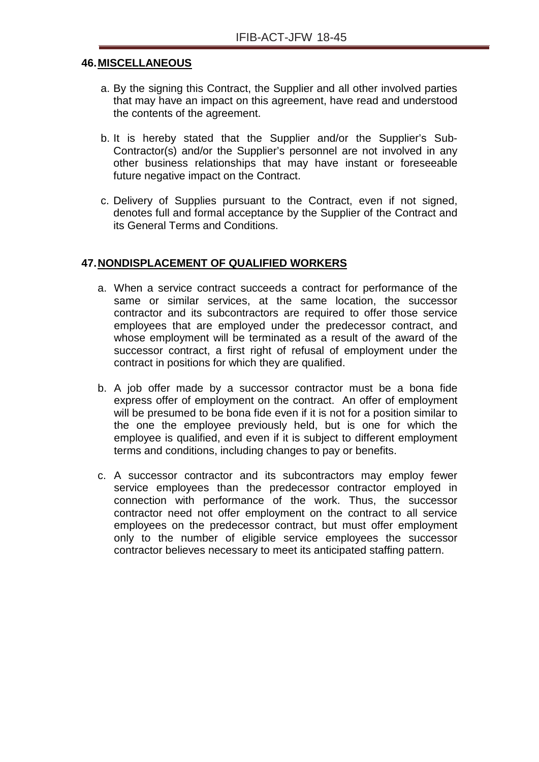## 46. MISCELLANEOUS

a. By the signing this Contract, the Supplier and all other involved parties that may have an impact on this agreement, have read and understood the contents of the agreement.

b. It is hereby stated that the Supplier and/or the Supplier's Sub-Contractor(s) and/or the Supplier's personnel are not involved in any other business relationships that may have instant or foreseeable future negative impact on the Contract.

c. Delivery of Supplies pursuant to the Contract, even if not signed, denotes full and formal acceptance by the Supplier of the Contract and its General Terms and Conditions.

## 47. NONDISPLACEMENT OF QUALIFIED WORKERS

a. When a service contract succeeds a contract for performance of the same or similar services, at the same location, the successor contractor and its subcontractors are required to offer those service employees that are employed under the predecessor contract, and whose employment will be terminated as a result of the award of the successor contract, a first right of refusal of employment under the contract in positions for which they are qualified.

b. A job offer made by a successor contractor must be a bona fide express offer of employment on the contract. An offer of employment will be presumed to be bona fide even if it is not for a position similar to the one the employee previously held, but is one for which the employee is qualified, and even if it is subject to different employment terms and conditions, including changes to pay or benefits.

c. A successor contractor and its subcontractors may employ fewer service employees than the predecessor contractor employed in connection with performance of the work. Thus, the successor contractor need not offer employment on the contract to all service employees on the predecessor contract, but must offer employment only to the number of eligible service employees the successor contractor believes necessary to meet its anticipated staffing pattern.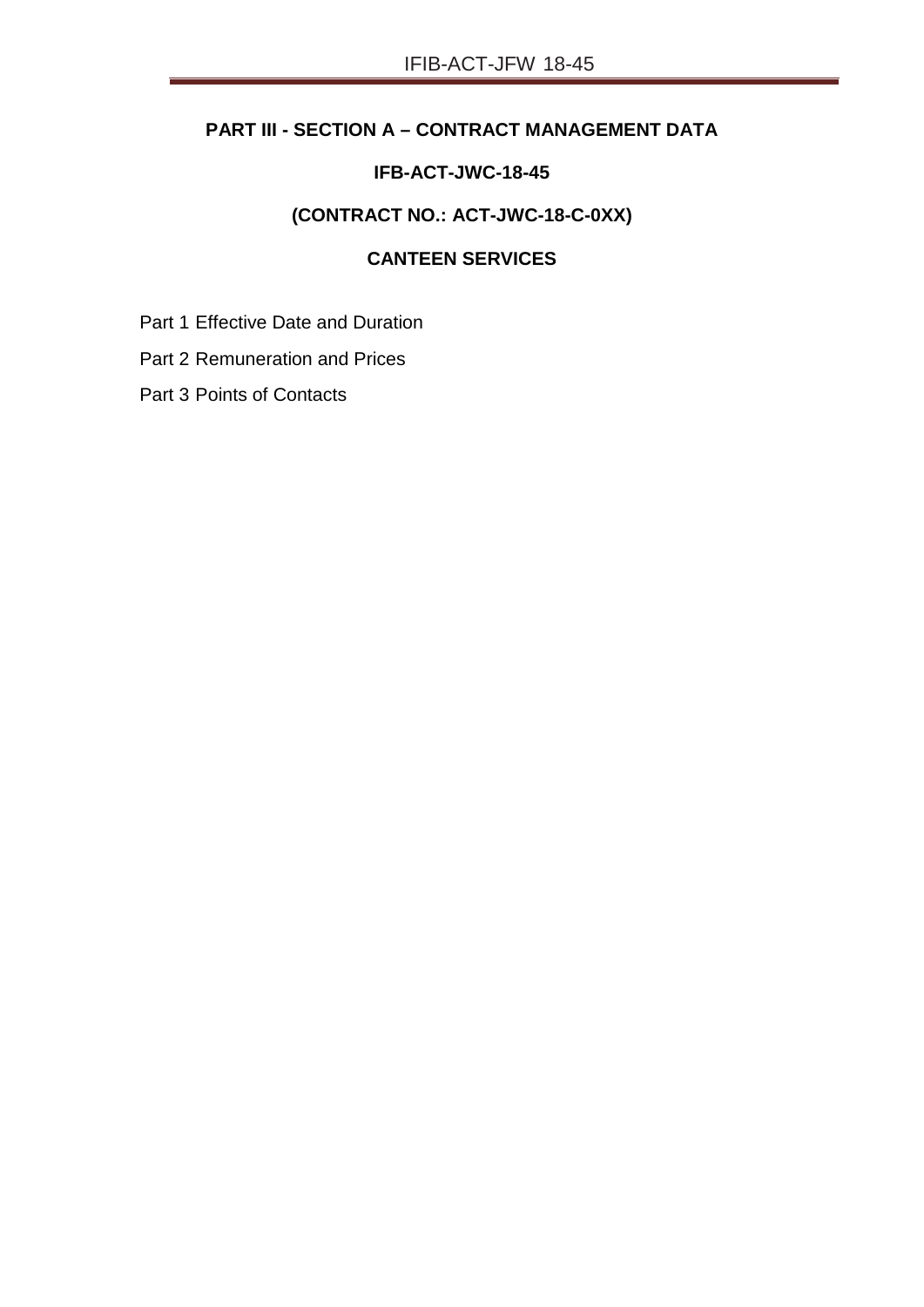## PART III - SECTION A – CONTRACT MANAGEMENT DATA

### IFB-ACT-JWC-18-45

### (CONTRACT NO.: ACT-JWC-18-C-0XX)

### CANTEEN SERVICES

Part 1 Effective Date and Duration

Part 2 Remuneration and Prices

Part 3 Points of Contacts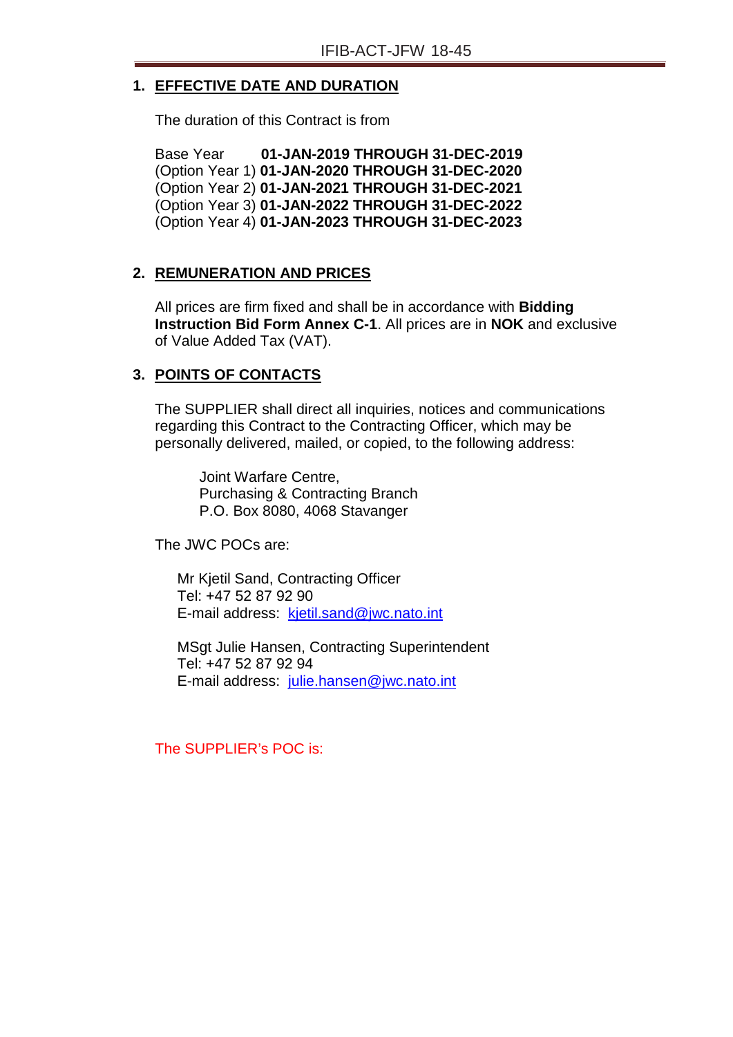## 1. EFFECTIVE DATE AND DURATION

The duration of this Contract is from

Base Year **01-JAN-2019 THROUGH 31-DEC-2019**
(Option Year 1) **01-JAN-2020 THROUGH 31-DEC-2020**
(Option Year 2) **01-JAN-2021 THROUGH 31-DEC-2021**
(Option Year 3) **01-JAN-2022 THROUGH 31-DEC-2022**
(Option Year 4) **01-JAN-2023 THROUGH 31-DEC-2023**

## 2. REMUNERATION AND PRICES

All prices are firm fixed and shall be in accordance with **Bidding Instruction Bid Form Annex C-1**. All prices are in **NOK** and exclusive of Value Added Tax (VAT).

## 3. POINTS OF CONTACTS

The SUPPLIER shall direct all inquiries, notices and communications regarding this Contract to the Contracting Officer, which may be personally delivered, mailed, or copied, to the following address:

Joint Warfare Centre,
Purchasing & Contracting Branch
P.O. Box 8080, 4068 Stavanger

The JWC POCs are:

Mr Kjetil Sand, Contracting Officer
Tel: +47 52 87 92 90
E-mail address: kjetil.sand@jwc.nato.int

MSgt Julie Hansen, Contracting Superintendent
Tel: +47 52 87 92 94
E-mail address: julie.hansen@jwc.nato.int

The SUPPLIER's POC is: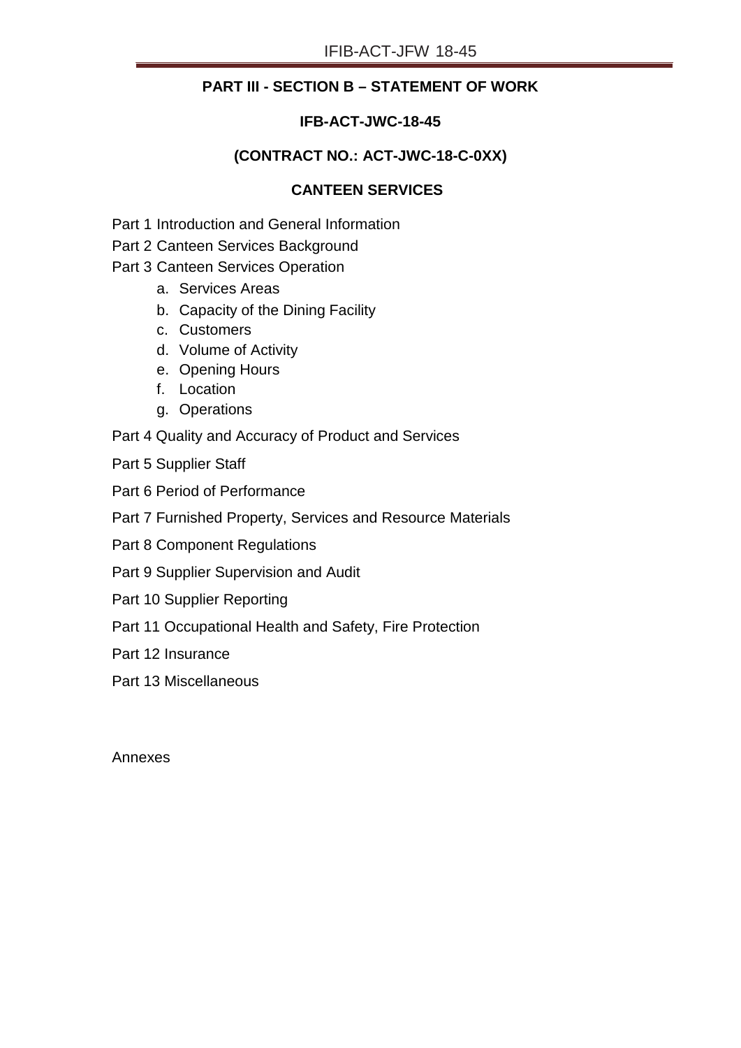## PART III - SECTION B – STATEMENT OF WORK

**IFB-ACT-JWC-18-45**

**(CONTRACT NO.: ACT-JWC-18-C-0XX)**

**CANTEEN SERVICES**

Part 1 Introduction and General Information

Part 2 Canteen Services Background

Part 3 Canteen Services Operation

a. Services Areas
b. Capacity of the Dining Facility
c. Customers
d. Volume of Activity
e. Opening Hours
f. Location
g. Operations

Part 4 Quality and Accuracy of Product and Services

Part 5 Supplier Staff

Part 6 Period of Performance

Part 7 Furnished Property, Services and Resource Materials

Part 8 Component Regulations

Part 9 Supplier Supervision and Audit

Part 10 Supplier Reporting

Part 11 Occupational Health and Safety, Fire Protection

Part 12 Insurance

Part 13 Miscellaneous

Annexes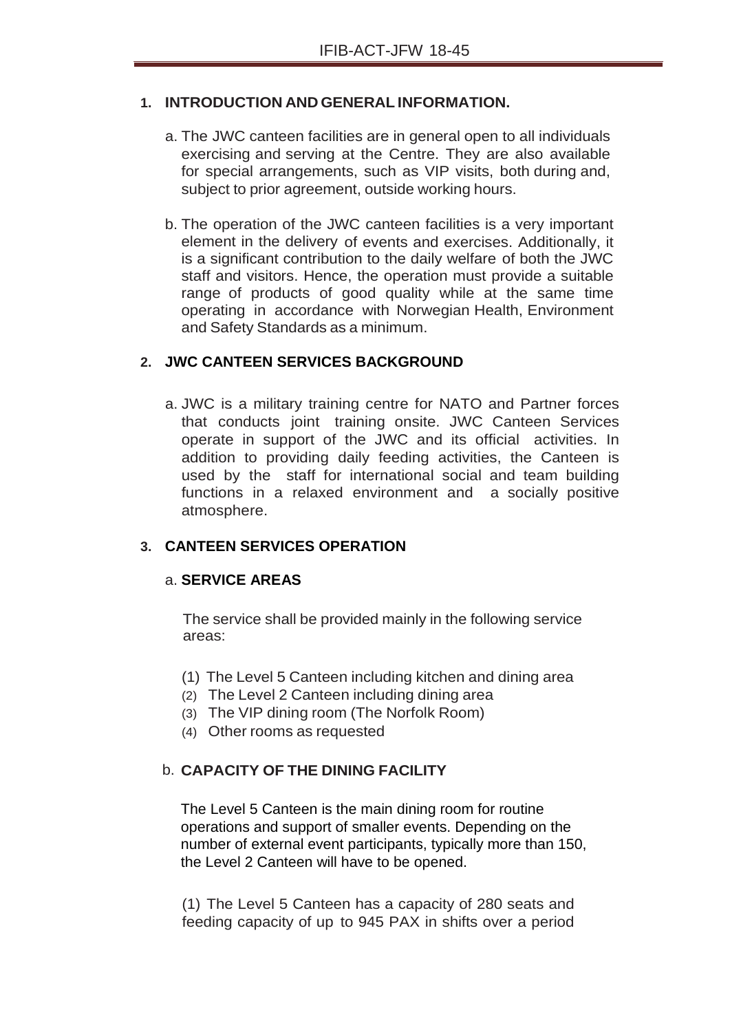## 1. INTRODUCTION AND GENERAL INFORMATION.

a. The JWC canteen facilities are in general open to all individuals exercising and serving at the Centre. They are also available for special arrangements, such as VIP visits, both during and, subject to prior agreement, outside working hours.

b. The operation of the JWC canteen facilities is a very important element in the delivery of events and exercises. Additionally, it is a significant contribution to the daily welfare of both the JWC staff and visitors. Hence, the operation must provide a suitable range of products of good quality while at the same time operating in accordance with Norwegian Health, Environment and Safety Standards as a minimum.

## 2. JWC CANTEEN SERVICES BACKGROUND

a. JWC is a military training centre for NATO and Partner forces that conducts joint training onsite. JWC Canteen Services operate in support of the JWC and its official activities. In addition to providing daily feeding activities, the Canteen is used by the staff for international social and team building functions in a relaxed environment and a socially positive atmosphere.

## 3. CANTEEN SERVICES OPERATION

### a. SERVICE AREAS

The service shall be provided mainly in the following service areas:

(1) The Level 5 Canteen including kitchen and dining area
(2) The Level 2 Canteen including dining area
(3) The VIP dining room (The Norfolk Room)
(4) Other rooms as requested

### b. CAPACITY OF THE DINING FACILITY

The Level 5 Canteen is the main dining room for routine operations and support of smaller events. Depending on the number of external event participants, typically more than 150, the Level 2 Canteen will have to be opened.

(1) The Level 5 Canteen has a capacity of 280 seats and feeding capacity of up to 945 PAX in shifts over a period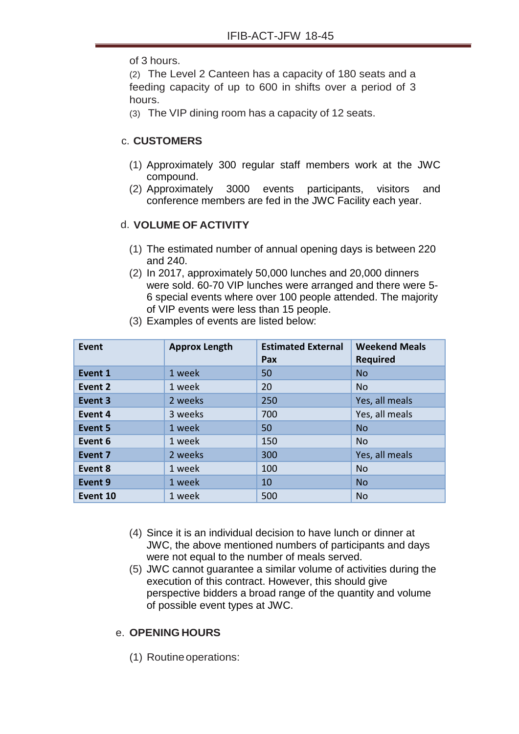of 3 hours.

(2) The Level 2 Canteen has a capacity of 180 seats and a feeding capacity of up to 600 in shifts over a period of 3 hours.

(3) The VIP dining room has a capacity of 12 seats.

c. **CUSTOMERS**

(1) Approximately 300 regular staff members work at the JWC compound.

(2) Approximately 3000 events participants, visitors and conference members are fed in the JWC Facility each year.

d. **VOLUME OF ACTIVITY**

(1) The estimated number of annual opening days is between 220 and 240.

(2) In 2017, approximately 50,000 lunches and 20,000 dinners were sold. 60-70 VIP lunches were arranged and there were 5-6 special events where over 100 people attended. The majority of VIP events were less than 15 people.

(3) Examples of events are listed below:

| Event | Approx Length | Estimated External Pax | Weekend Meals Required |
|---|---|---|---|
| **Event 1** | 1 week | 50 | No |
| **Event 2** | 1 week | 20 | No |
| **Event 3** | 2 weeks | 250 | Yes, all meals |
| **Event 4** | 3 weeks | 700 | Yes, all meals |
| **Event 5** | 1 week | 50 | No |
| **Event 6** | 1 week | 150 | No |
| **Event 7** | 2 weeks | 300 | Yes, all meals |
| **Event 8** | 1 week | 100 | No |
| **Event 9** | 1 week | 10 | No |
| **Event 10** | 1 week | 500 | No |

(4) Since it is an individual decision to have lunch or dinner at JWC, the above mentioned numbers of participants and days were not equal to the number of meals served.

(5) JWC cannot guarantee a similar volume of activities during the execution of this contract. However, this should give perspective bidders a broad range of the quantity and volume of possible event types at JWC.

e. **OPENING HOURS**

(1) Routine operations: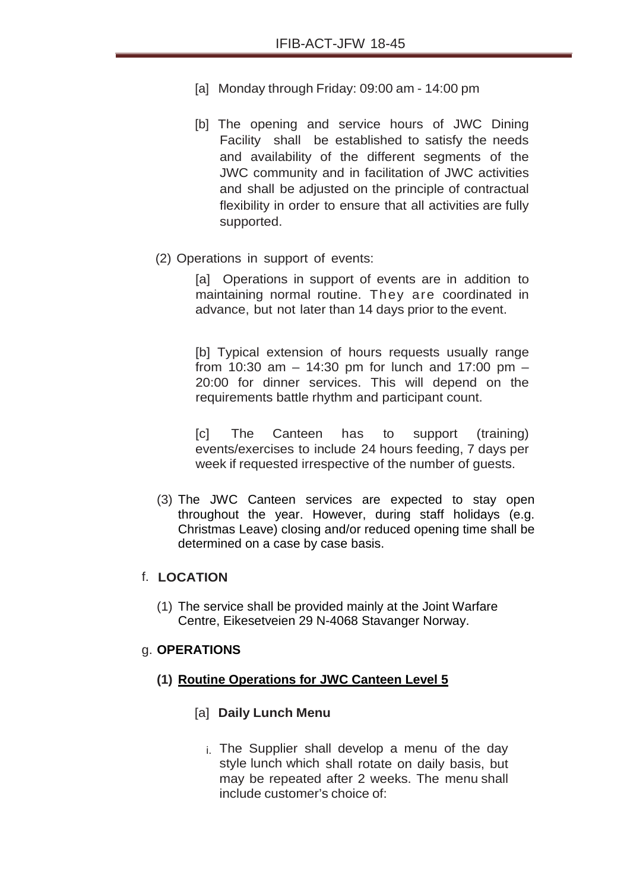[a] Monday through Friday: 09:00 am - 14:00 pm

[b] The opening and service hours of JWC Dining Facility shall be established to satisfy the needs and availability of the different segments of the JWC community and in facilitation of JWC activities and shall be adjusted on the principle of contractual flexibility in order to ensure that all activities are fully supported.

(2) Operations in support of events:

[a] Operations in support of events are in addition to maintaining normal routine. They are coordinated in advance, but not later than 14 days prior to the event.

[b] Typical extension of hours requests usually range from 10:30 am – 14:30 pm for lunch and 17:00 pm – 20:00 for dinner services. This will depend on the requirements battle rhythm and participant count.

[c] The Canteen has to support (training) events/exercises to include 24 hours feeding, 7 days per week if requested irrespective of the number of guests.

(3) The JWC Canteen services are expected to stay open throughout the year. However, during staff holidays (e.g. Christmas Leave) closing and/or reduced opening time shall be determined on a case by case basis.

f. **LOCATION**

(1) The service shall be provided mainly at the Joint Warfare Centre, Eikesetveien 29 N-4068 Stavanger Norway.

g. **OPERATIONS**

**(1) <u>Routine Operations for JWC Canteen Level 5</u>**

[a] **Daily Lunch Menu**

i. The Supplier shall develop a menu of the day style lunch which shall rotate on daily basis, but may be repeated after 2 weeks. The menu shall include customer's choice of: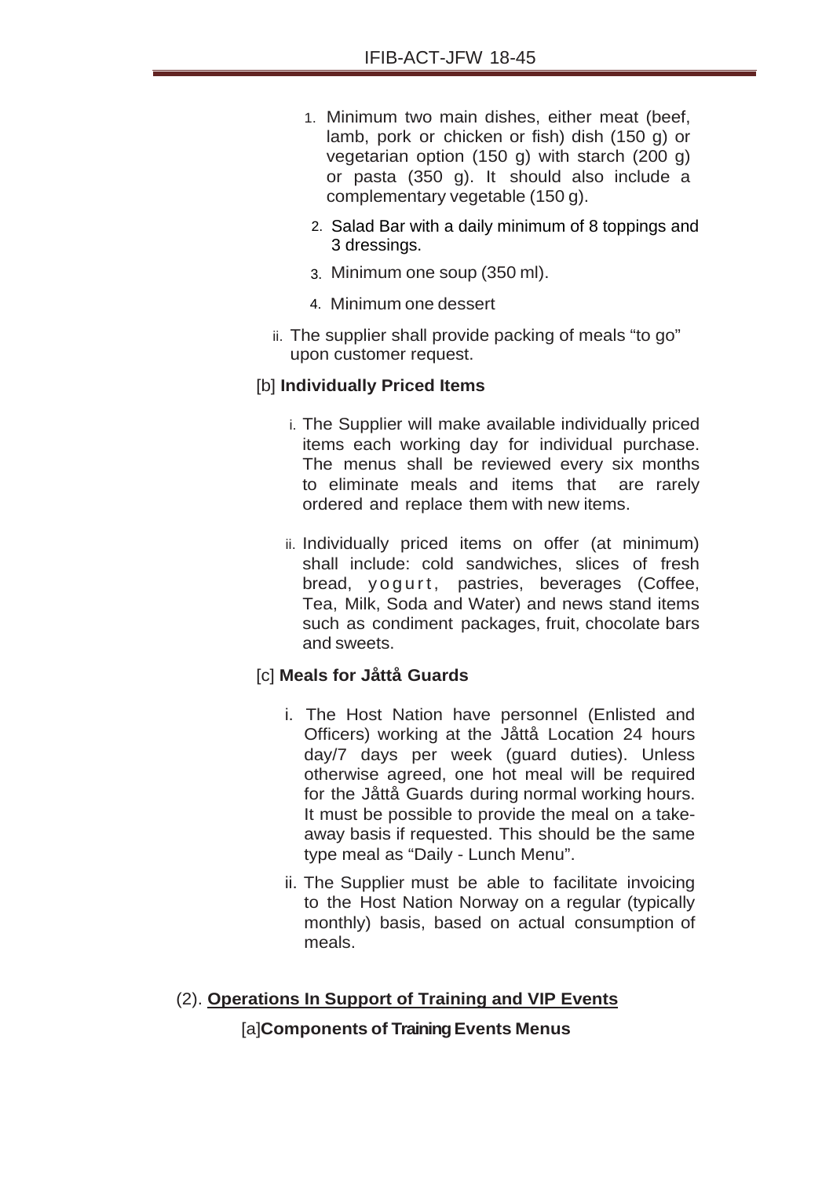1. Minimum two main dishes, either meat (beef, lamb, pork or chicken or fish) dish (150 g) or vegetarian option (150 g) with starch (200 g) or pasta (350 g). It should also include a complementary vegetable (150 g).
2. Salad Bar with a daily minimum of 8 toppings and 3 dressings.
3. Minimum one soup (350 ml).
4. Minimum one dessert

ii. The supplier shall provide packing of meals “to go” upon customer request.

[b] **Individually Priced Items**

i. The Supplier will make available individually priced items each working day for individual purchase. The menus shall be reviewed every six months to eliminate meals and items that are rarely ordered and replace them with new items.

ii. Individually priced items on offer (at minimum) shall include: cold sandwiches, slices of fresh bread, yogurt, pastries, beverages (Coffee, Tea, Milk, Soda and Water) and news stand items such as condiment packages, fruit, chocolate bars and sweets.

[c] **Meals for Jåttå Guards**

i. The Host Nation have personnel (Enlisted and Officers) working at the Jåttå Location 24 hours day/7 days per week (guard duties). Unless otherwise agreed, one hot meal will be required for the Jåttå Guards during normal working hours. It must be possible to provide the meal on a take-away basis if requested. This should be the same type meal as “Daily - Lunch Menu”.

ii. The Supplier must be able to facilitate invoicing to the Host Nation Norway on a regular (typically monthly) basis, based on actual consumption of meals.

(2). **<u>Operations In Support of Training and VIP Events</u>**

[a]**Components of Training Events Menus**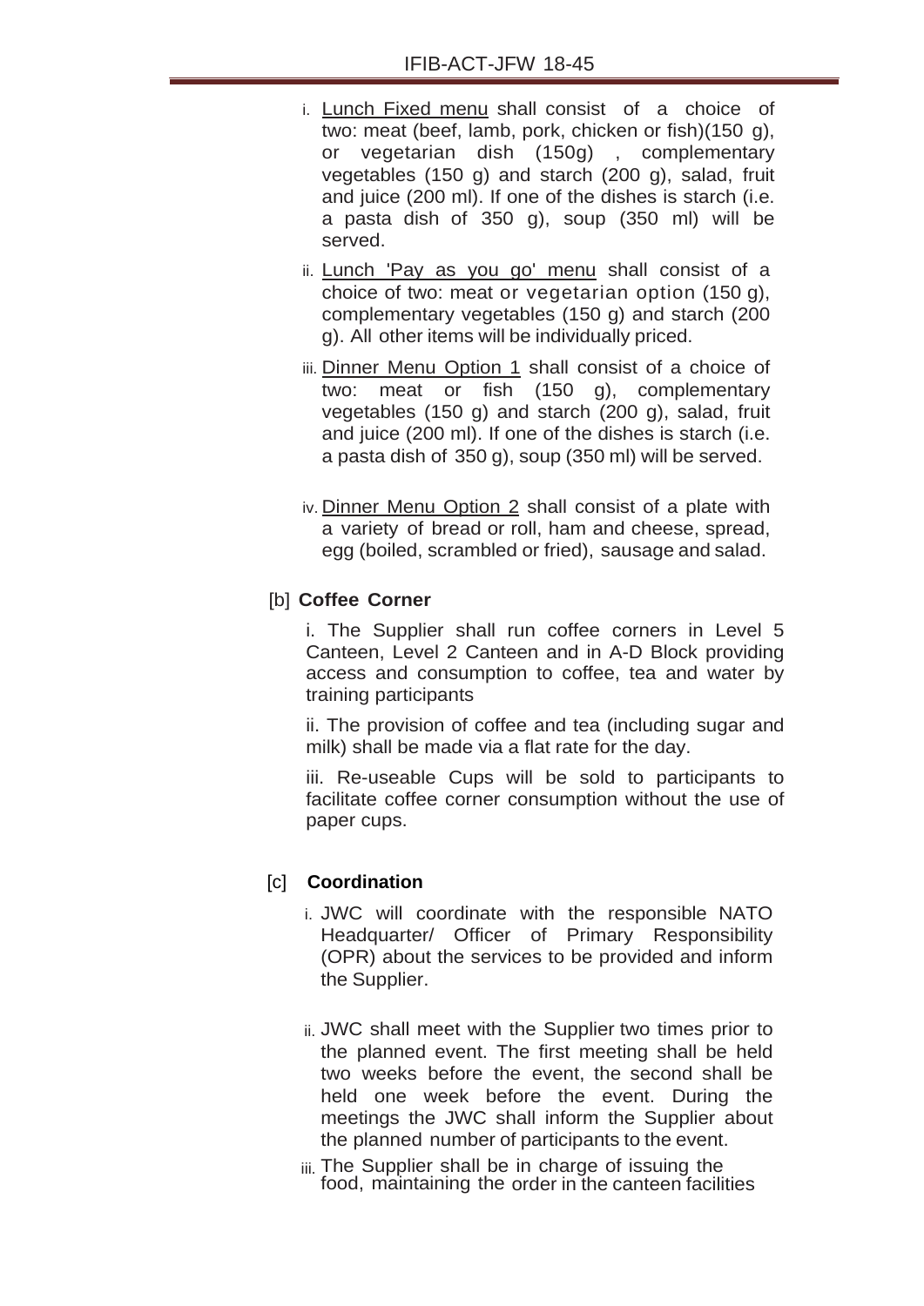i. Lunch Fixed menu shall consist of a choice of two: meat (beef, lamb, pork, chicken or fish)(150 g), or vegetarian dish (150g) , complementary vegetables (150 g) and starch (200 g), salad, fruit and juice (200 ml). If one of the dishes is starch (i.e. a pasta dish of 350 g), soup (350 ml) will be served.

ii. Lunch 'Pay as you go' menu shall consist of a choice of two: meat or vegetarian option (150 g), complementary vegetables (150 g) and starch (200 g). All other items will be individually priced.

iii. Dinner Menu Option 1 shall consist of a choice of two: meat or fish (150 g), complementary vegetables (150 g) and starch (200 g), salad, fruit and juice (200 ml). If one of the dishes is starch (i.e. a pasta dish of 350 g), soup (350 ml) will be served.

iv. Dinner Menu Option 2 shall consist of a plate with a variety of bread or roll, ham and cheese, spread, egg (boiled, scrambled or fried), sausage and salad.

[b] **Coffee Corner**

i. The Supplier shall run coffee corners in Level 5 Canteen, Level 2 Canteen and in A-D Block providing access and consumption to coffee, tea and water by training participants

ii. The provision of coffee and tea (including sugar and milk) shall be made via a flat rate for the day.

iii. Re-useable Cups will be sold to participants to facilitate coffee corner consumption without the use of paper cups.

[c] **Coordination**

i. JWC will coordinate with the responsible NATO Headquarter/ Officer of Primary Responsibility (OPR) about the services to be provided and inform the Supplier.

ii. JWC shall meet with the Supplier two times prior to the planned event. The first meeting shall be held two weeks before the event, the second shall be held one week before the event. During the meetings the JWC shall inform the Supplier about the planned number of participants to the event.

iii. The Supplier shall be in charge of issuing the food, maintaining the order in the canteen facilities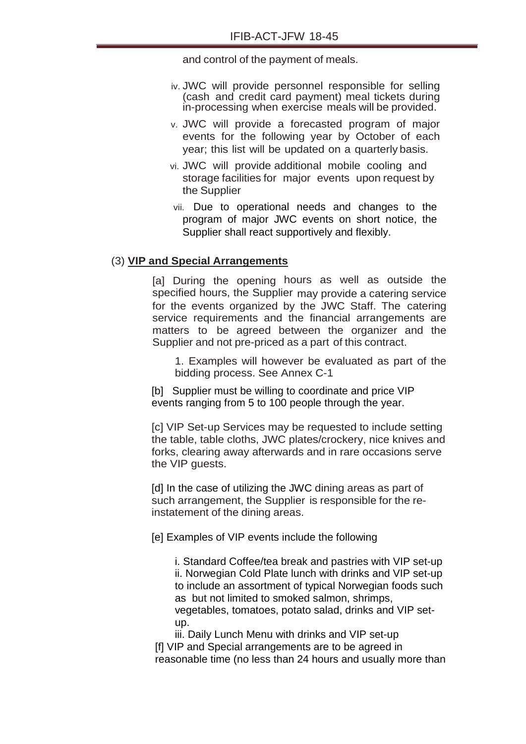and control of the payment of meals.

iv. JWC will provide personnel responsible for selling (cash and credit card payment) meal tickets during in-processing when exercise meals will be provided.

v. JWC will provide a forecasted program of major events for the following year by October of each year; this list will be updated on a quarterly basis.

vi. JWC will provide additional mobile cooling and storage facilities for major events upon request by the Supplier

vii. Due to operational needs and changes to the program of major JWC events on short notice, the Supplier shall react supportively and flexibly.

(3) **VIP and Special Arrangements**

[a] During the opening hours as well as outside the specified hours, the Supplier may provide a catering service for the events organized by the JWC Staff. The catering service requirements and the financial arrangements are matters to be agreed between the organizer and the Supplier and not pre-priced as a part of this contract.

1. Examples will however be evaluated as part of the bidding process. See Annex C-1

[b] Supplier must be willing to coordinate and price VIP events ranging from 5 to 100 people through the year.

[c] VIP Set-up Services may be requested to include setting the table, table cloths, JWC plates/crockery, nice knives and forks, clearing away afterwards and in rare occasions serve the VIP guests.

[d] In the case of utilizing the JWC dining areas as part of such arrangement, the Supplier is responsible for the re-instatement of the dining areas.

[e] Examples of VIP events include the following

i. Standard Coffee/tea break and pastries with VIP set-up
ii. Norwegian Cold Plate lunch with drinks and VIP set-up to include an assortment of typical Norwegian foods such as but not limited to smoked salmon, shrimps, vegetables, tomatoes, potato salad, drinks and VIP set-up.
iii. Daily Lunch Menu with drinks and VIP set-up

[f] VIP and Special arrangements are to be agreed in reasonable time (no less than 24 hours and usually more than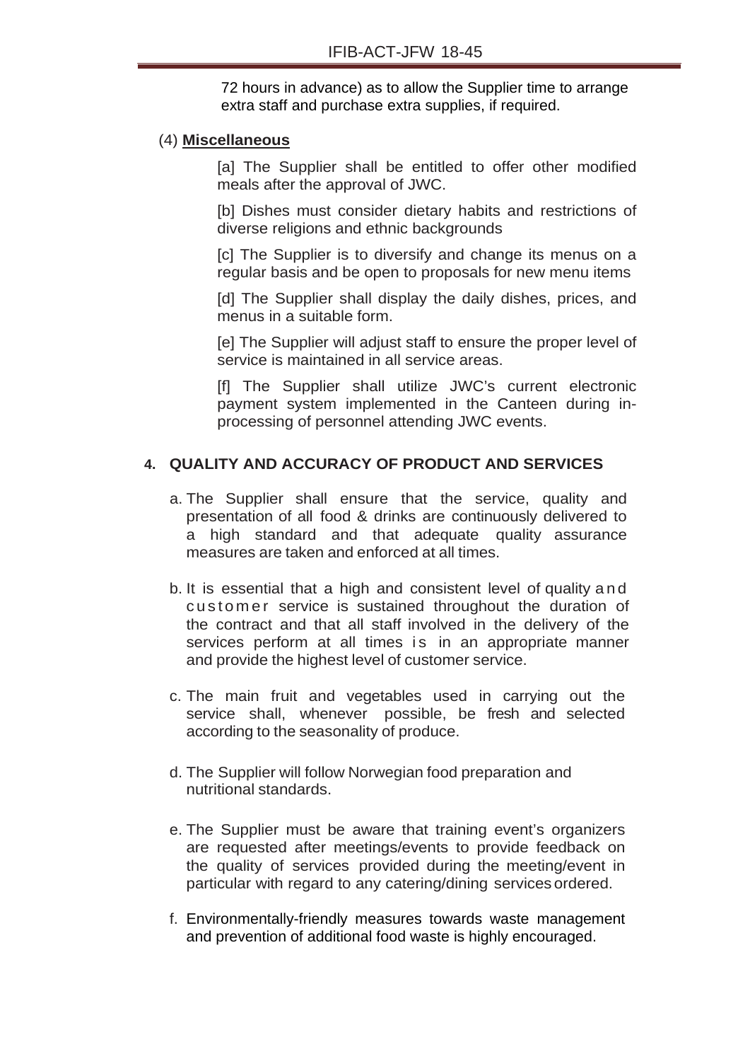72 hours in advance) as to allow the Supplier time to arrange extra staff and purchase extra supplies, if required.

(4) **Miscellaneous**

[a] The Supplier shall be entitled to offer other modified meals after the approval of JWC.

[b] Dishes must consider dietary habits and restrictions of diverse religions and ethnic backgrounds

[c] The Supplier is to diversify and change its menus on a regular basis and be open to proposals for new menu items

[d] The Supplier shall display the daily dishes, prices, and menus in a suitable form.

[e] The Supplier will adjust staff to ensure the proper level of service is maintained in all service areas.

[f] The Supplier shall utilize JWC's current electronic payment system implemented in the Canteen during in-processing of personnel attending JWC events.

## 4. QUALITY AND ACCURACY OF PRODUCT AND SERVICES

a. The Supplier shall ensure that the service, quality and presentation of all food & drinks are continuously delivered to a high standard and that adequate quality assurance measures are taken and enforced at all times.

b. It is essential that a high and consistent level of quality and customer service is sustained throughout the duration of the contract and that all staff involved in the delivery of the services perform at all times is in an appropriate manner and provide the highest level of customer service.

c. The main fruit and vegetables used in carrying out the service shall, whenever possible, be fresh and selected according to the seasonality of produce.

d. The Supplier will follow Norwegian food preparation and nutritional standards.

e. The Supplier must be aware that training event's organizers are requested after meetings/events to provide feedback on the quality of services provided during the meeting/event in particular with regard to any catering/dining services ordered.

f. Environmentally-friendly measures towards waste management and prevention of additional food waste is highly encouraged.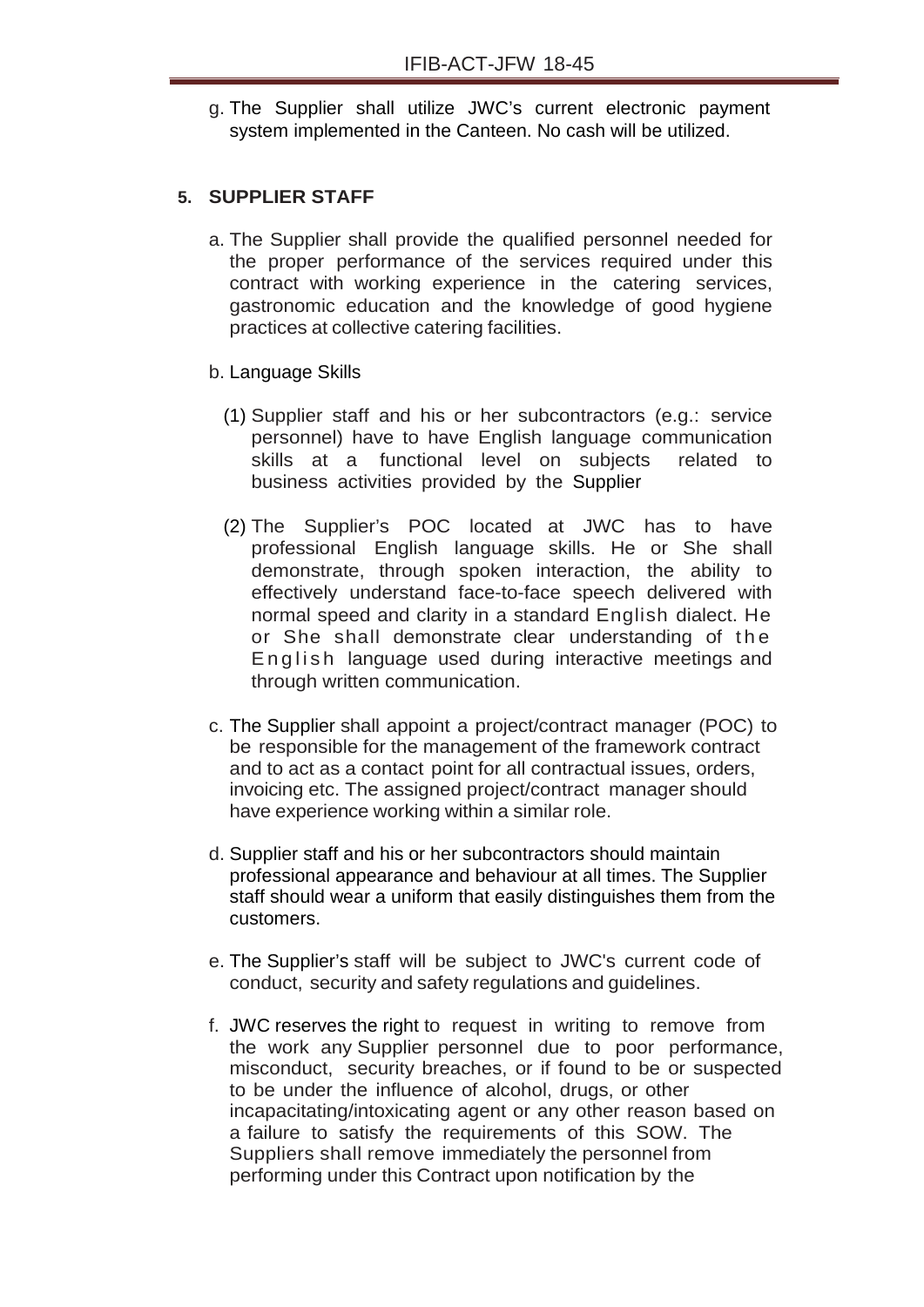g. The Supplier shall utilize JWC's current electronic payment system implemented in the Canteen. No cash will be utilized.

## 5. SUPPLIER STAFF

a. The Supplier shall provide the qualified personnel needed for the proper performance of the services required under this contract with working experience in the catering services, gastronomic education and the knowledge of good hygiene practices at collective catering facilities.

b. Language Skills

(1) Supplier staff and his or her subcontractors (e.g.: service personnel) have to have English language communication skills at a functional level on subjects related to business activities provided by the Supplier

(2) The Supplier's POC located at JWC has to have professional English language skills. He or She shall demonstrate, through spoken interaction, the ability to effectively understand face-to-face speech delivered with normal speed and clarity in a standard English dialect. He or She shall demonstrate clear understanding of the English language used during interactive meetings and through written communication.

c. The Supplier shall appoint a project/contract manager (POC) to be responsible for the management of the framework contract and to act as a contact point for all contractual issues, orders, invoicing etc. The assigned project/contract manager should have experience working within a similar role.

d. Supplier staff and his or her subcontractors should maintain professional appearance and behaviour at all times. The Supplier staff should wear a uniform that easily distinguishes them from the customers.

e. The Supplier's staff will be subject to JWC's current code of conduct, security and safety regulations and guidelines.

f. JWC reserves the right to request in writing to remove from the work any Supplier personnel due to poor performance, misconduct, security breaches, or if found to be or suspected to be under the influence of alcohol, drugs, or other incapacitating/intoxicating agent or any other reason based on a failure to satisfy the requirements of this SOW. The Suppliers shall remove immediately the personnel from performing under this Contract upon notification by the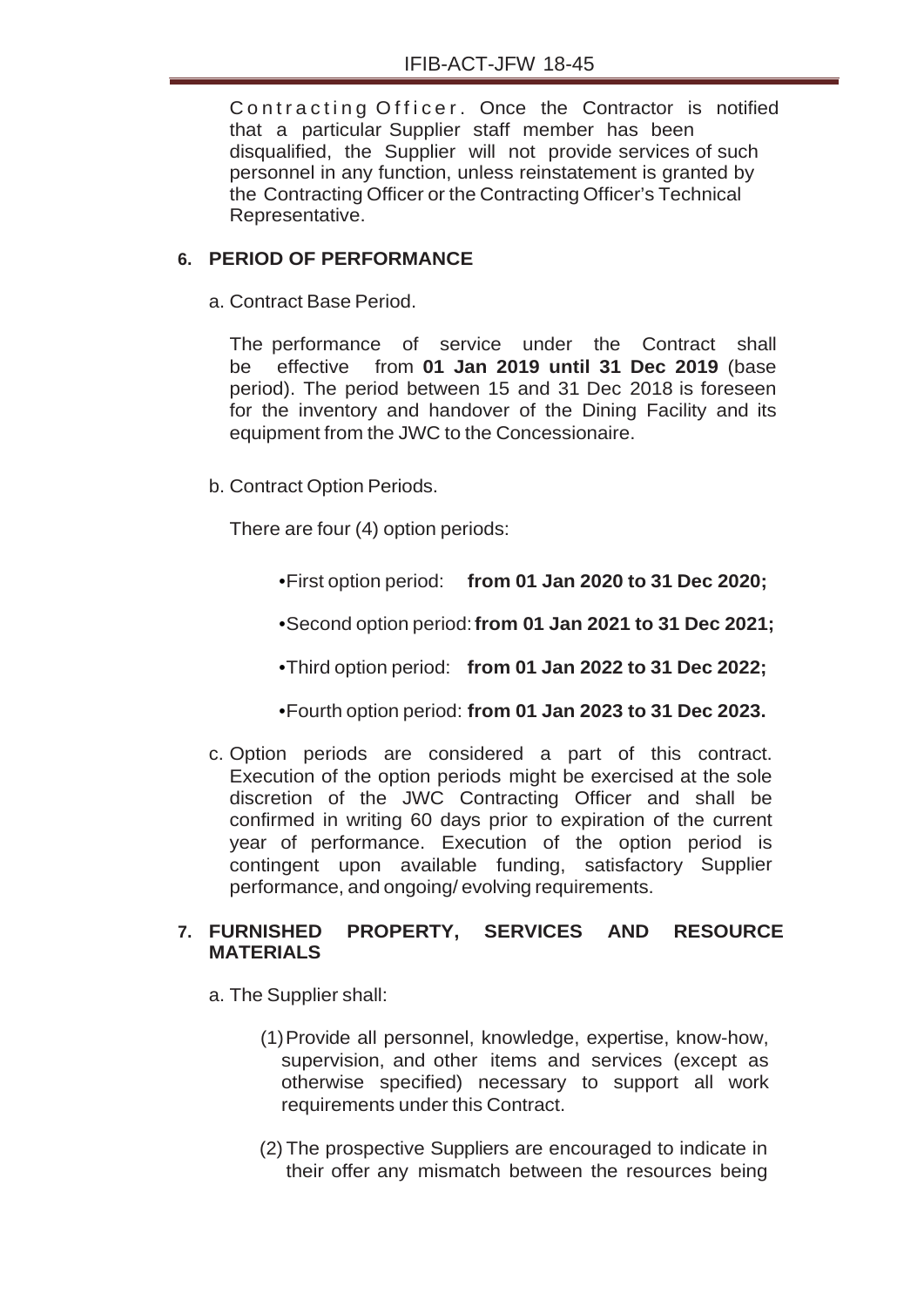Contracting Officer. Once the Contractor is notified that a particular Supplier staff member has been disqualified, the Supplier will not provide services of such personnel in any function, unless reinstatement is granted by the Contracting Officer or the Contracting Officer's Technical Representative.

## 6. PERIOD OF PERFORMANCE

a. Contract Base Period.

The performance of service under the Contract shall be effective from **01 Jan 2019 until 31 Dec 2019** (base period). The period between 15 and 31 Dec 2018 is foreseen for the inventory and handover of the Dining Facility and its equipment from the JWC to the Concessionaire.

b. Contract Option Periods.

There are four (4) option periods:

- First option period: **from 01 Jan 2020 to 31 Dec 2020;**
- Second option period: **from 01 Jan 2021 to 31 Dec 2021;**
- Third option period: **from 01 Jan 2022 to 31 Dec 2022;**
- Fourth option period: **from 01 Jan 2023 to 31 Dec 2023.**

c. Option periods are considered a part of this contract. Execution of the option periods might be exercised at the sole discretion of the JWC Contracting Officer and shall be confirmed in writing 60 days prior to expiration of the current year of performance. Execution of the option period is contingent upon available funding, satisfactory Supplier performance, and ongoing/ evolving requirements.

## 7. FURNISHED PROPERTY, SERVICES AND RESOURCE MATERIALS

a. The Supplier shall:

(1) Provide all personnel, knowledge, expertise, know-how, supervision, and other items and services (except as otherwise specified) necessary to support all work requirements under this Contract.

(2) The prospective Suppliers are encouraged to indicate in their offer any mismatch between the resources being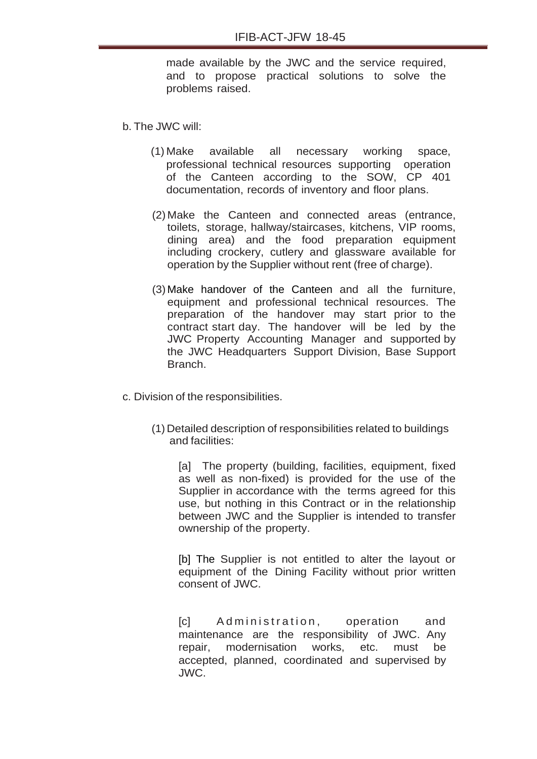made available by the JWC and the service required, and to propose practical solutions to solve the problems raised.

b. The JWC will:

(1) Make available all necessary working space, professional technical resources supporting operation of the Canteen according to the SOW, CP 401 documentation, records of inventory and floor plans.

(2) Make the Canteen and connected areas (entrance, toilets, storage, hallway/staircases, kitchens, VIP rooms, dining area) and the food preparation equipment including crockery, cutlery and glassware available for operation by the Supplier without rent (free of charge).

(3) Make handover of the Canteen and all the furniture, equipment and professional technical resources. The preparation of the handover may start prior to the contract start day. The handover will be led by the JWC Property Accounting Manager and supported by the JWC Headquarters Support Division, Base Support Branch.

c. Division of the responsibilities.

(1) Detailed description of responsibilities related to buildings and facilities:

[a] The property (building, facilities, equipment, fixed as well as non-fixed) is provided for the use of the Supplier in accordance with the terms agreed for this use, but nothing in this Contract or in the relationship between JWC and the Supplier is intended to transfer ownership of the property.

[b] The Supplier is not entitled to alter the layout or equipment of the Dining Facility without prior written consent of JWC.

[c] Administration, operation and maintenance are the responsibility of JWC. Any repair, modernisation works, etc. must be accepted, planned, coordinated and supervised by JWC.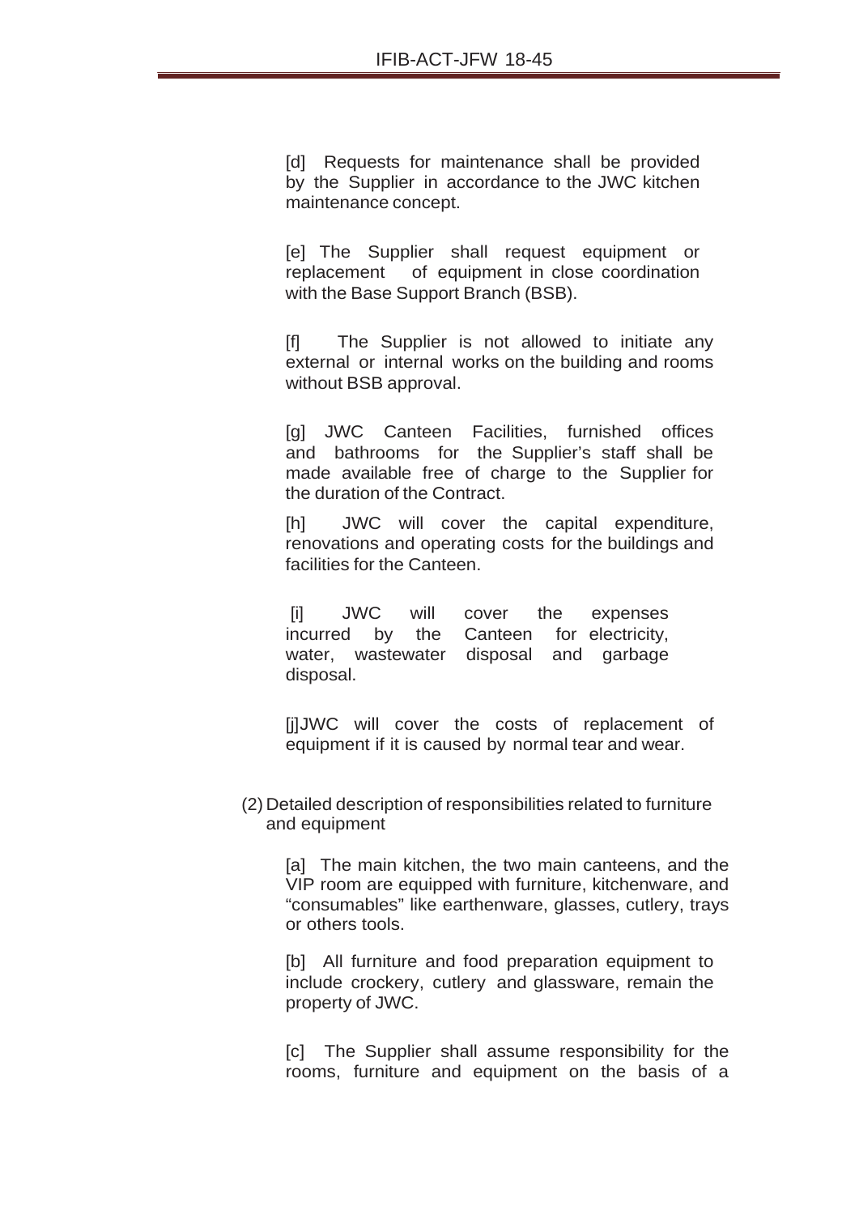[d] Requests for maintenance shall be provided by the Supplier in accordance to the JWC kitchen maintenance concept.

[e] The Supplier shall request equipment or replacement of equipment in close coordination with the Base Support Branch (BSB).

[f] The Supplier is not allowed to initiate any external or internal works on the building and rooms without BSB approval.

[g] JWC Canteen Facilities, furnished offices and bathrooms for the Supplier's staff shall be made available free of charge to the Supplier for the duration of the Contract.

[h] JWC will cover the capital expenditure, renovations and operating costs for the buildings and facilities for the Canteen.

[i] JWC will cover the expenses incurred by the Canteen for electricity, water, wastewater disposal and garbage disposal.

[j]JWC will cover the costs of replacement of equipment if it is caused by normal tear and wear.

(2) Detailed description of responsibilities related to furniture and equipment

[a] The main kitchen, the two main canteens, and the VIP room are equipped with furniture, kitchenware, and "consumables" like earthenware, glasses, cutlery, trays or others tools.

[b] All furniture and food preparation equipment to include crockery, cutlery and glassware, remain the property of JWC.

[c] The Supplier shall assume responsibility for the rooms, furniture and equipment on the basis of a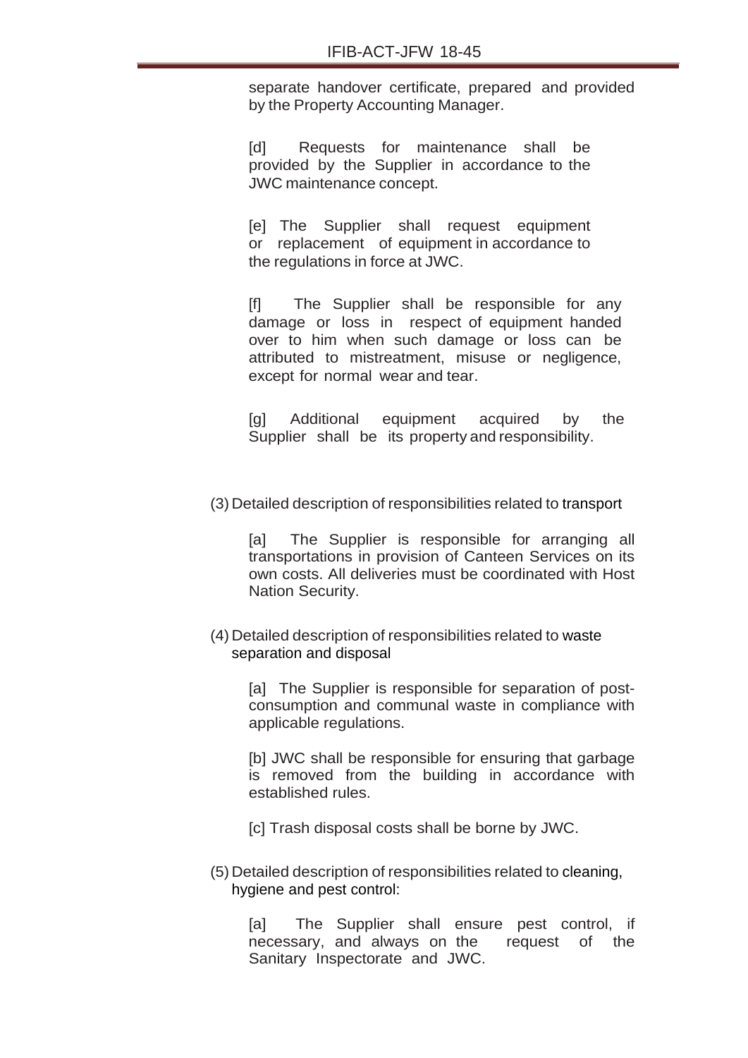separate handover certificate, prepared and provided by the Property Accounting Manager.

[d] Requests for maintenance shall be provided by the Supplier in accordance to the JWC maintenance concept.

[e] The Supplier shall request equipment or replacement of equipment in accordance to the regulations in force at JWC.

[f] The Supplier shall be responsible for any damage or loss in respect of equipment handed over to him when such damage or loss can be attributed to mistreatment, misuse or negligence, except for normal wear and tear.

[g] Additional equipment acquired by the Supplier shall be its property and responsibility.

(3) Detailed description of responsibilities related to transport

[a] The Supplier is responsible for arranging all transportations in provision of Canteen Services on its own costs. All deliveries must be coordinated with Host Nation Security.

(4) Detailed description of responsibilities related to waste separation and disposal

[a] The Supplier is responsible for separation of post-consumption and communal waste in compliance with applicable regulations.

[b] JWC shall be responsible for ensuring that garbage is removed from the building in accordance with established rules.

[c] Trash disposal costs shall be borne by JWC.

(5) Detailed description of responsibilities related to cleaning, hygiene and pest control:

[a] The Supplier shall ensure pest control, if necessary, and always on the request of the Sanitary Inspectorate and JWC.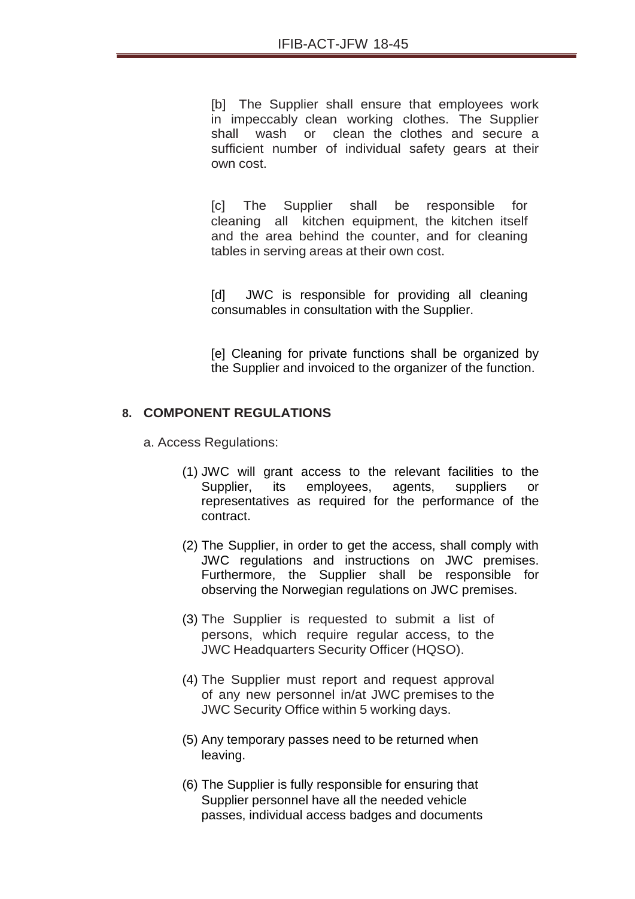[b] The Supplier shall ensure that employees work in impeccably clean working clothes. The Supplier shall wash or clean the clothes and secure a sufficient number of individual safety gears at their own cost.

[c] The Supplier shall be responsible for cleaning all kitchen equipment, the kitchen itself and the area behind the counter, and for cleaning tables in serving areas at their own cost.

[d] JWC is responsible for providing all cleaning consumables in consultation with the Supplier.

[e] Cleaning for private functions shall be organized by the Supplier and invoiced to the organizer of the function.

## 8. COMPONENT REGULATIONS

a. Access Regulations:

(1) JWC will grant access to the relevant facilities to the Supplier, its employees, agents, suppliers or representatives as required for the performance of the contract.

(2) The Supplier, in order to get the access, shall comply with JWC regulations and instructions on JWC premises. Furthermore, the Supplier shall be responsible for observing the Norwegian regulations on JWC premises.

(3) The Supplier is requested to submit a list of persons, which require regular access, to the JWC Headquarters Security Officer (HQSO).

(4) The Supplier must report and request approval of any new personnel in/at JWC premises to the JWC Security Office within 5 working days.

(5) Any temporary passes need to be returned when leaving.

(6) The Supplier is fully responsible for ensuring that Supplier personnel have all the needed vehicle passes, individual access badges and documents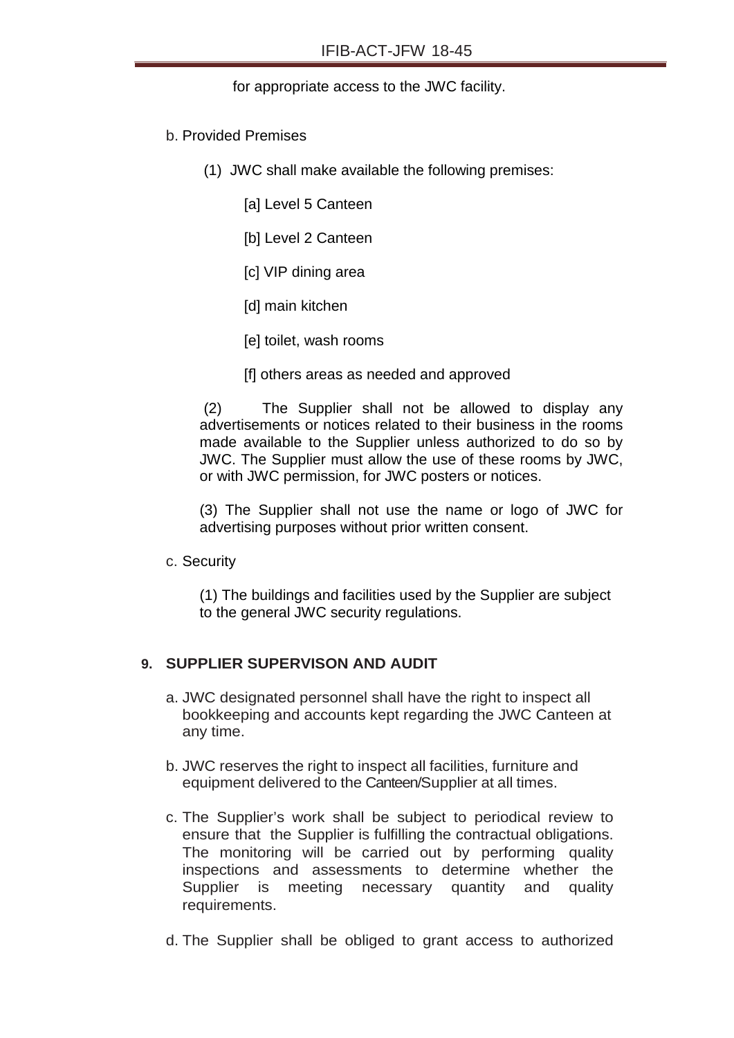for appropriate access to the JWC facility.

b. Provided Premises

(1) JWC shall make available the following premises:

[a] Level 5 Canteen

[b] Level 2 Canteen

[c] VIP dining area

[d] main kitchen

[e] toilet, wash rooms

[f] others areas as needed and approved

(2) The Supplier shall not be allowed to display any advertisements or notices related to their business in the rooms made available to the Supplier unless authorized to do so by JWC. The Supplier must allow the use of these rooms by JWC, or with JWC permission, for JWC posters or notices.

(3) The Supplier shall not use the name or logo of JWC for advertising purposes without prior written consent.

c. Security

(1) The buildings and facilities used by the Supplier are subject to the general JWC security regulations.

## 9. SUPPLIER SUPERVISON AND AUDIT

a. JWC designated personnel shall have the right to inspect all bookkeeping and accounts kept regarding the JWC Canteen at any time.

b. JWC reserves the right to inspect all facilities, furniture and equipment delivered to the Canteen/Supplier at all times.

c. The Supplier's work shall be subject to periodical review to ensure that the Supplier is fulfilling the contractual obligations. The monitoring will be carried out by performing quality inspections and assessments to determine whether the Supplier is meeting necessary quantity and quality requirements.

d. The Supplier shall be obliged to grant access to authorized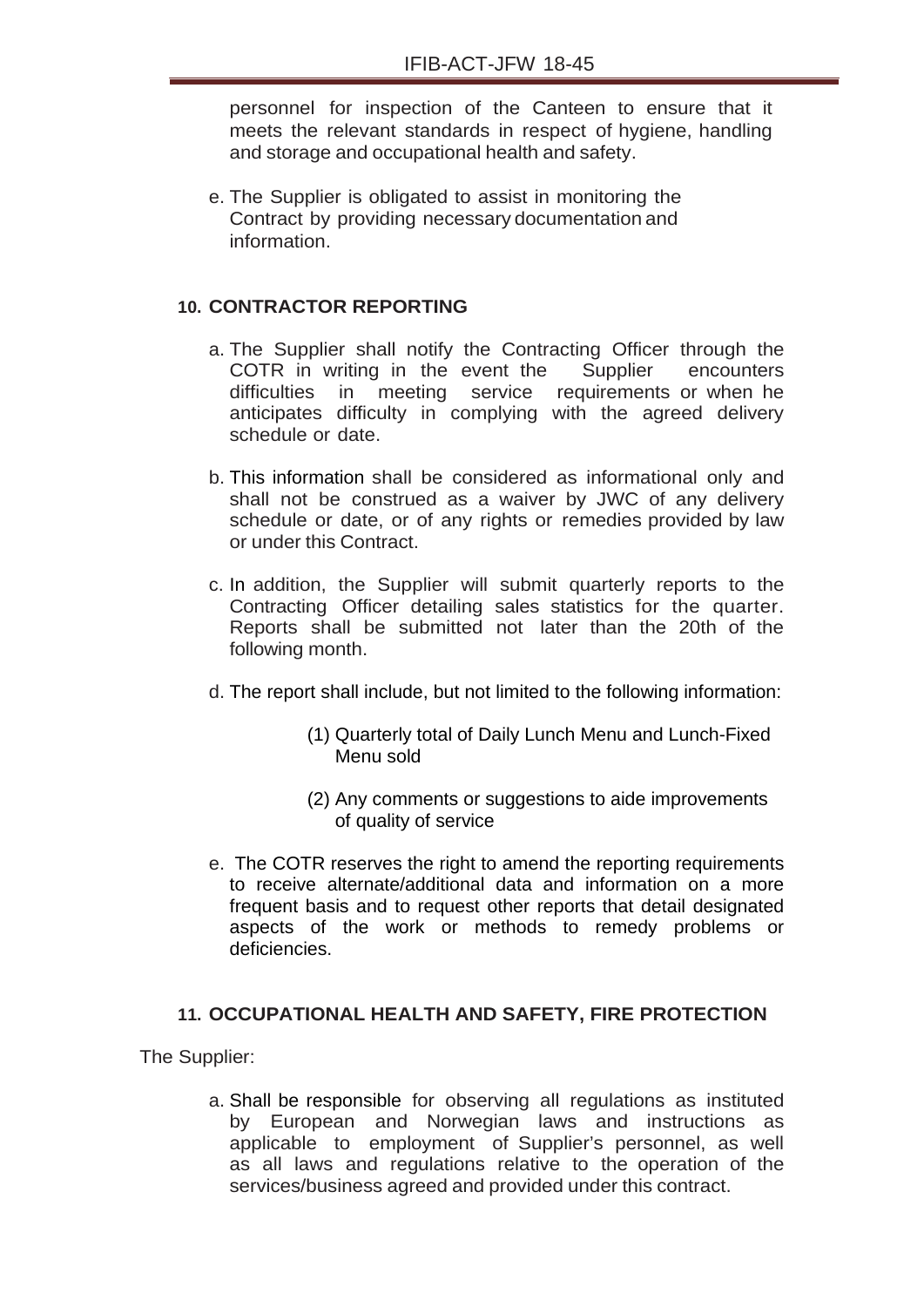personnel for inspection of the Canteen to ensure that it meets the relevant standards in respect of hygiene, handling and storage and occupational health and safety.

e. The Supplier is obligated to assist in monitoring the Contract by providing necessary documentation and information.

## 10. CONTRACTOR REPORTING

a. The Supplier shall notify the Contracting Officer through the COTR in writing in the event the Supplier encounters difficulties in meeting service requirements or when he anticipates difficulty in complying with the agreed delivery schedule or date.

b. This information shall be considered as informational only and shall not be construed as a waiver by JWC of any delivery schedule or date, or of any rights or remedies provided by law or under this Contract.

c. In addition, the Supplier will submit quarterly reports to the Contracting Officer detailing sales statistics for the quarter. Reports shall be submitted not later than the 20th of the following month.

d. The report shall include, but not limited to the following information:

   (1) Quarterly total of Daily Lunch Menu and Lunch-Fixed Menu sold

   (2) Any comments or suggestions to aide improvements of quality of service

e. The COTR reserves the right to amend the reporting requirements to receive alternate/additional data and information on a more frequent basis and to request other reports that detail designated aspects of the work or methods to remedy problems or deficiencies.

## 11. OCCUPATIONAL HEALTH AND SAFETY, FIRE PROTECTION

The Supplier:

a. Shall be responsible for observing all regulations as instituted by European and Norwegian laws and instructions as applicable to employment of Supplier's personnel, as well as all laws and regulations relative to the operation of the services/business agreed and provided under this contract.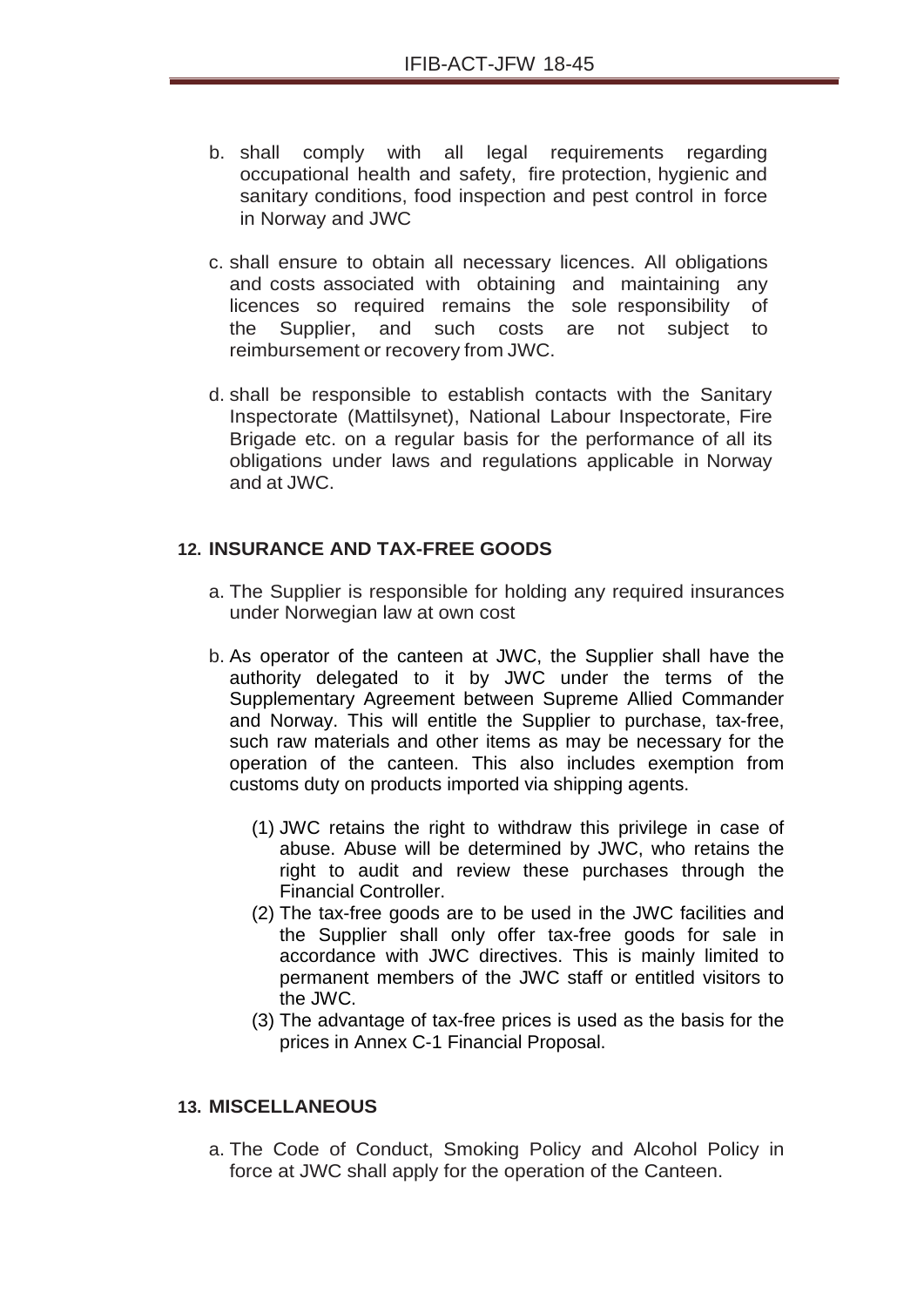b. shall comply with all legal requirements regarding occupational health and safety, fire protection, hygienic and sanitary conditions, food inspection and pest control in force in Norway and JWC

c. shall ensure to obtain all necessary licences. All obligations and costs associated with obtaining and maintaining any licences so required remains the sole responsibility of the Supplier, and such costs are not subject to reimbursement or recovery from JWC.

d. shall be responsible to establish contacts with the Sanitary Inspectorate (Mattilsynet), National Labour Inspectorate, Fire Brigade etc. on a regular basis for the performance of all its obligations under laws and regulations applicable in Norway and at JWC.

## 12. INSURANCE AND TAX-FREE GOODS

a. The Supplier is responsible for holding any required insurances under Norwegian law at own cost

b. As operator of the canteen at JWC, the Supplier shall have the authority delegated to it by JWC under the terms of the Supplementary Agreement between Supreme Allied Commander and Norway. This will entitle the Supplier to purchase, tax-free, such raw materials and other items as may be necessary for the operation of the canteen. This also includes exemption from customs duty on products imported via shipping agents.

   (1) JWC retains the right to withdraw this privilege in case of abuse. Abuse will be determined by JWC, who retains the right to audit and review these purchases through the Financial Controller.
   (2) The tax-free goods are to be used in the JWC facilities and the Supplier shall only offer tax-free goods for sale in accordance with JWC directives. This is mainly limited to permanent members of the JWC staff or entitled visitors to the JWC.
   (3) The advantage of tax-free prices is used as the basis for the prices in Annex C-1 Financial Proposal.

## 13. MISCELLANEOUS

a. The Code of Conduct, Smoking Policy and Alcohol Policy in force at JWC shall apply for the operation of the Canteen.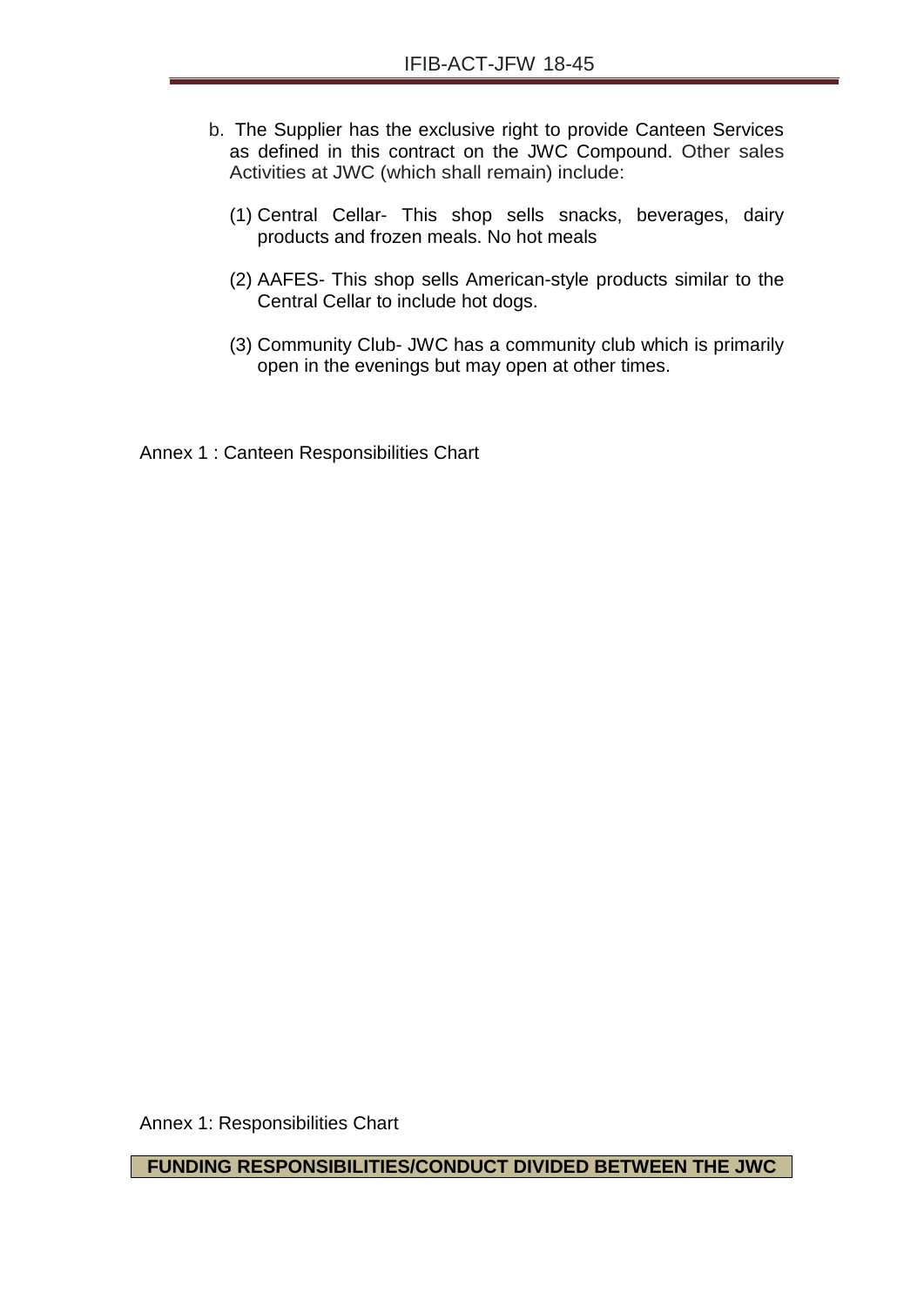b. The Supplier has the exclusive right to provide Canteen Services as defined in this contract on the JWC Compound. Other sales Activities at JWC (which shall remain) include:

   (1) Central Cellar- This shop sells snacks, beverages, dairy products and frozen meals. No hot meals

   (2) AAFES- This shop sells American-style products similar to the Central Cellar to include hot dogs.

   (3) Community Club- JWC has a community club which is primarily open in the evenings but may open at other times.

Annex 1 : Canteen Responsibilities Chart

Annex 1: Responsibilities Chart

| FUNDING RESPONSIBILITIES/CONDUCT DIVIDED BETWEEN THE JWC |
| --- |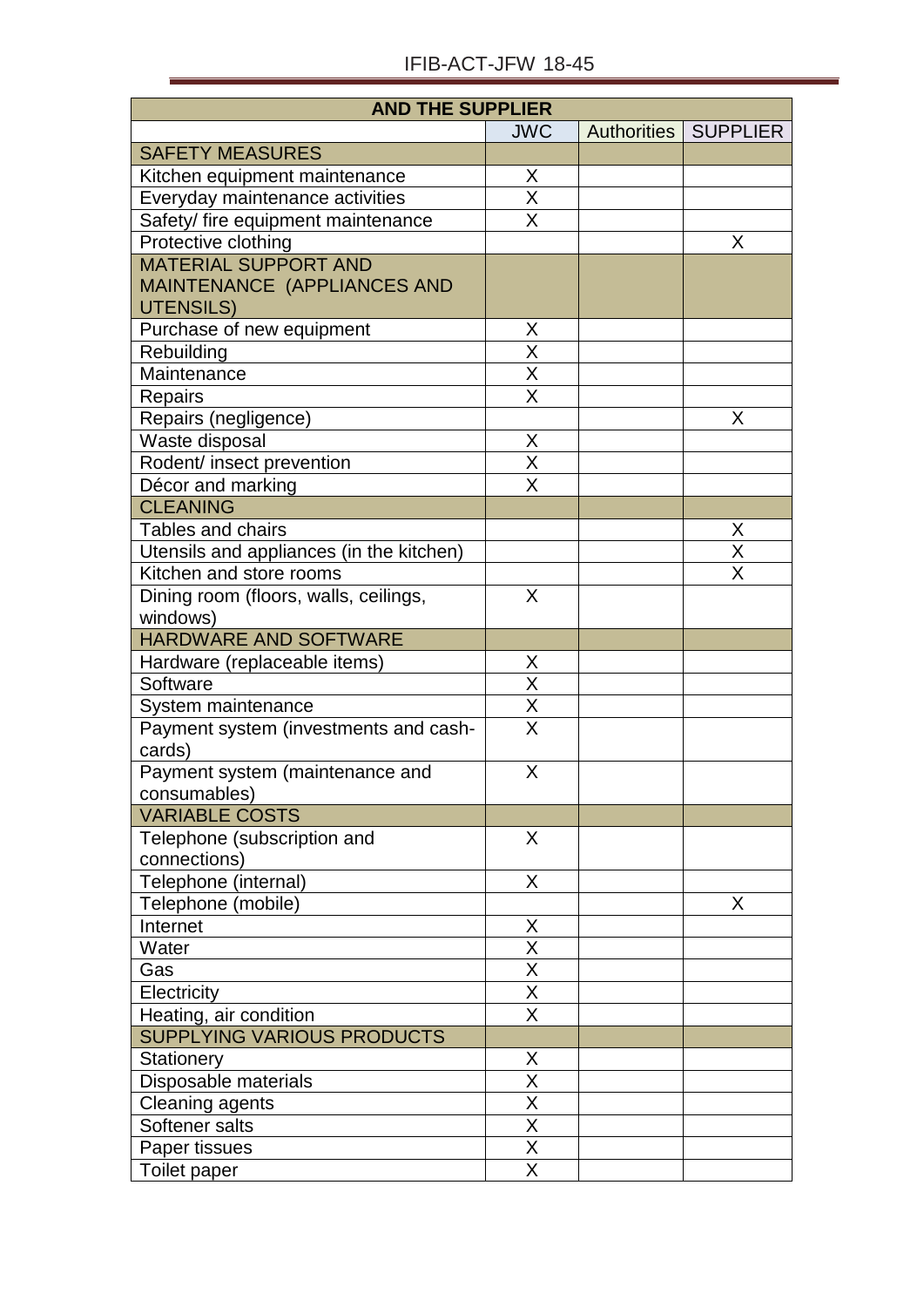| AND THE SUPPLIER | | | |
|---|---|---|---|
| | JWC | Authorities | SUPPLIER |
| SAFETY MEASURES | | | |
| Kitchen equipment maintenance | X | | |
| Everyday maintenance activities | X | | |
| Safety/ fire equipment maintenance | X | | |
| Protective clothing | | | X |
| MATERIAL SUPPORT AND MAINTENANCE (APPLIANCES AND UTENSILS) | | | |
| Purchase of new equipment | X | | |
| Rebuilding | X | | |
| Maintenance | X | | |
| Repairs | X | | |
| Repairs (negligence) | | | X |
| Waste disposal | X | | |
| Rodent/ insect prevention | X | | |
| Décor and marking | X | | |
| CLEANING | | | |
| Tables and chairs | | | X |
| Utensils and appliances (in the kitchen) | | | X |
| Kitchen and store rooms | | | X |
| Dining room (floors, walls, ceilings, windows) | X | | |
| HARDWARE AND SOFTWARE | | | |
| Hardware (replaceable items) | X | | |
| Software | X | | |
| System maintenance | X | | |
| Payment system (investments and cash-cards) | X | | |
| Payment system (maintenance and consumables) | X | | |
| VARIABLE COSTS | | | |
| Telephone (subscription and connections) | X | | |
| Telephone (internal) | X | | |
| Telephone (mobile) | | | X |
| Internet | X | | |
| Water | X | | |
| Gas | X | | |
| Electricity | X | | |
| Heating, air condition | X | | |
| SUPPLYING VARIOUS PRODUCTS | | | |
| Stationery | X | | |
| Disposable materials | X | | |
| Cleaning agents | X | | |
| Softener salts | X | | |
| Paper tissues | X | | |
| Toilet paper | X | | |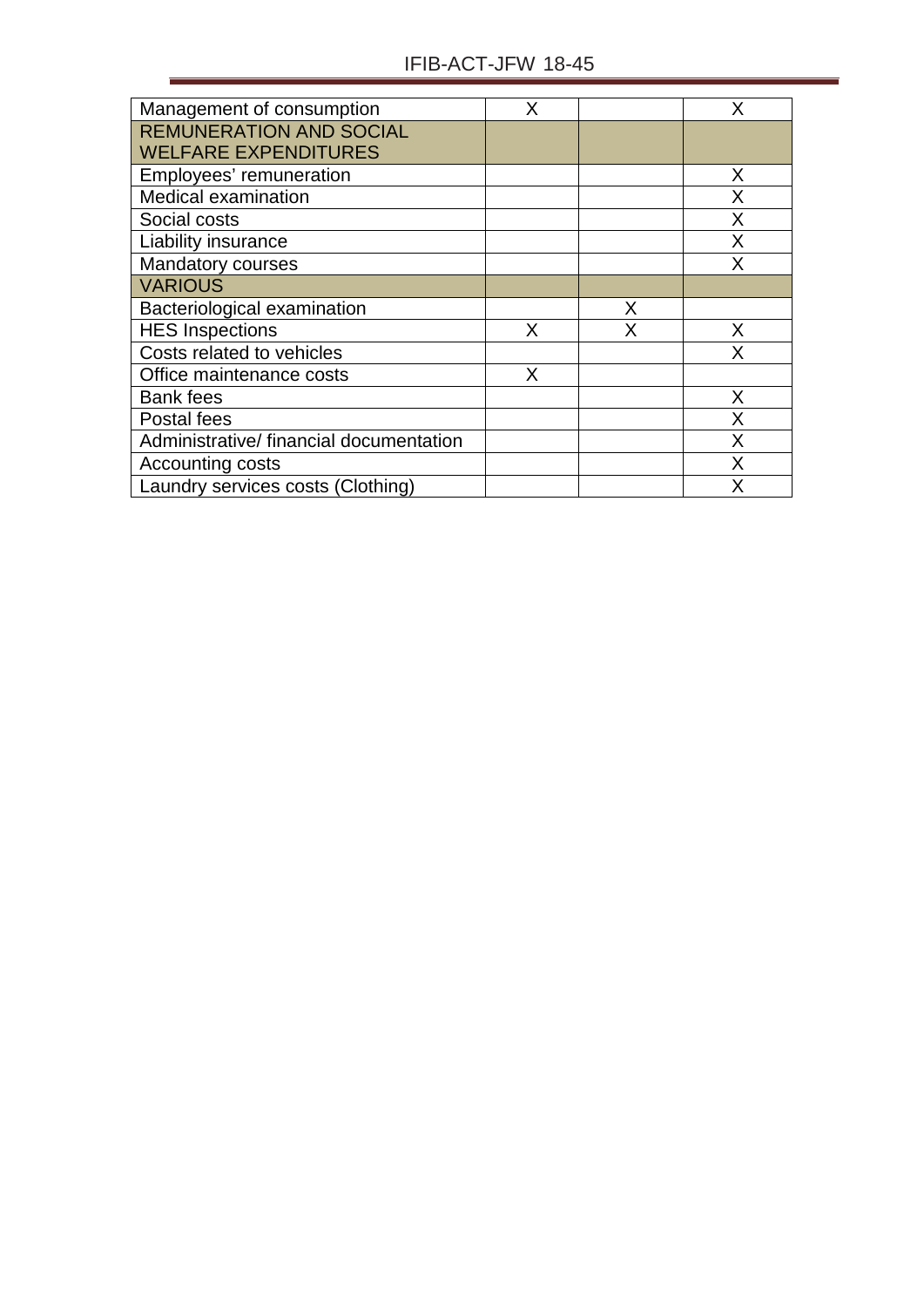| | | | |
|---|---|---|---|
| Management of consumption | X | | X |
| REMUNERATION AND SOCIAL WELFARE EXPENDITURES | | | |
| Employees' remuneration | | | X |
| Medical examination | | | X |
| Social costs | | | X |
| Liability insurance | | | X |
| Mandatory courses | | | X |
| VARIOUS | | | |
| Bacteriological examination | | X | |
| HES Inspections | X | X | X |
| Costs related to vehicles | | | X |
| Office maintenance costs | X | | |
| Bank fees | | | X |
| Postal fees | | | X |
| Administrative/ financial documentation | | | X |
| Accounting costs | | | X |
| Laundry services costs (Clothing) | | | X |